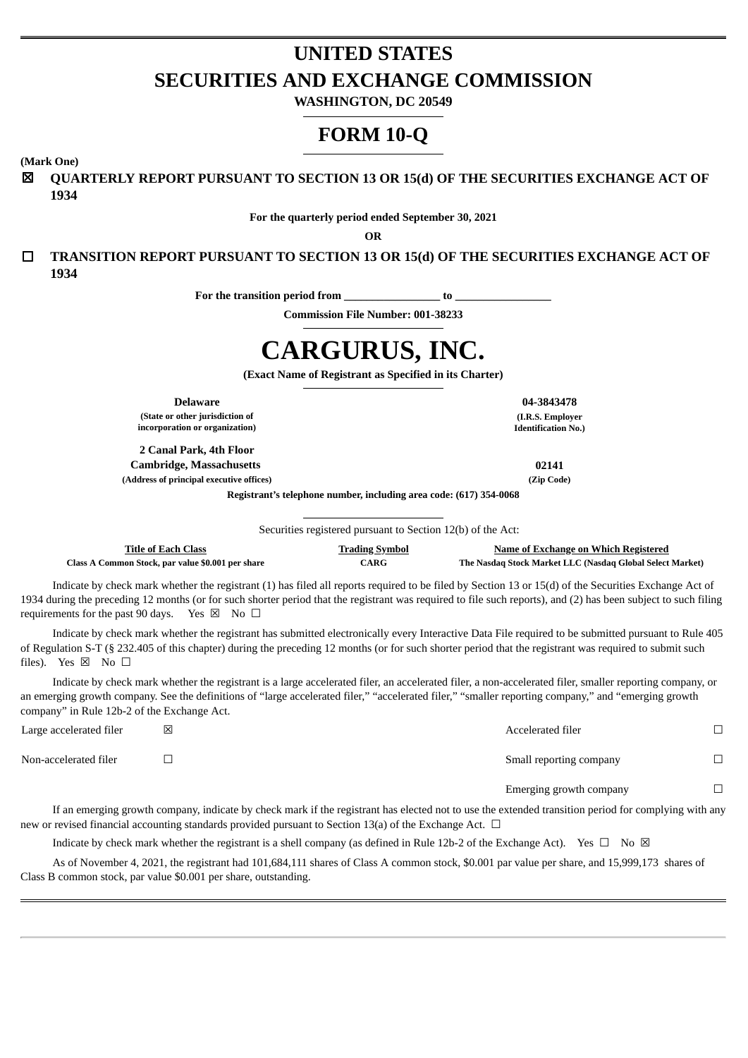# UNITED STATES
# SECURITIES AND EXCHANGE COMMISSION

**WASHINGTON, DC 20549**

# FORM 10-Q

**(Mark One)**

☒ **QUARTERLY REPORT PURSUANT TO SECTION 13 OR 15(d) OF THE SECURITIES EXCHANGE ACT OF 1934**

**For the quarterly period ended September 30, 2021**

**OR**

☐ **TRANSITION REPORT PURSUANT TO SECTION 13 OR 15(d) OF THE SECURITIES EXCHANGE ACT OF 1934**

**For the transition period from \_\_\_\_\_\_\_\_\_\_\_\_\_\_\_\_ to \_\_\_\_\_\_\_\_\_\_\_\_\_\_\_\_**

**Commission File Number: 001-38233**

# CARGURUS, INC.

**(Exact Name of Registrant as Specified in its Charter)**

| | |
|---|---|
| **Delaware** | **04-3843478** |
| **(State or other jurisdiction of incorporation or organization)** | **(I.R.S. Employer Identification No.)** |
| **2 Canal Park, 4th Floor** | |
| **Cambridge, Massachusetts** | **02141** |
| **(Address of principal executive offices)** | **(Zip Code)** |

**Registrant's telephone number, including area code: (617) 354-0068**

Securities registered pursuant to Section 12(b) of the Act:

| Title of Each Class | Trading Symbol | Name of Exchange on Which Registered |
|---|---|---|
| **Class A Common Stock, par value $0.001 per share** | **CARG** | **The Nasdaq Stock Market LLC (Nasdaq Global Select Market)** |

Indicate by check mark whether the registrant (1) has filed all reports required to be filed by Section 13 or 15(d) of the Securities Exchange Act of 1934 during the preceding 12 months (or for such shorter period that the registrant was required to file such reports), and (2) has been subject to such filing requirements for the past 90 days. Yes ☒ No ☐

Indicate by check mark whether the registrant has submitted electronically every Interactive Data File required to be submitted pursuant to Rule 405 of Regulation S-T (§ 232.405 of this chapter) during the preceding 12 months (or for such shorter period that the registrant was required to submit such files). Yes ☒ No ☐

Indicate by check mark whether the registrant is a large accelerated filer, an accelerated filer, a non-accelerated filer, smaller reporting company, or an emerging growth company. See the definitions of "large accelerated filer," "accelerated filer," "smaller reporting company," and "emerging growth company" in Rule 12b-2 of the Exchange Act.

| | | | |
|---|---|---|---|
| Large accelerated filer | ☒ | Accelerated filer | ☐ |
| Non-accelerated filer | ☐ | Small reporting company | ☐ |
| | | Emerging growth company | ☐ |

If an emerging growth company, indicate by check mark if the registrant has elected not to use the extended transition period for complying with any new or revised financial accounting standards provided pursuant to Section 13(a) of the Exchange Act. ☐

Indicate by check mark whether the registrant is a shell company (as defined in Rule 12b-2 of the Exchange Act). Yes ☐ No ☒

As of November 4, 2021, the registrant had 101,684,111 shares of Class A common stock, $0.001 par value per share, and 15,999,173 shares of Class B common stock, par value $0.001 per share, outstanding.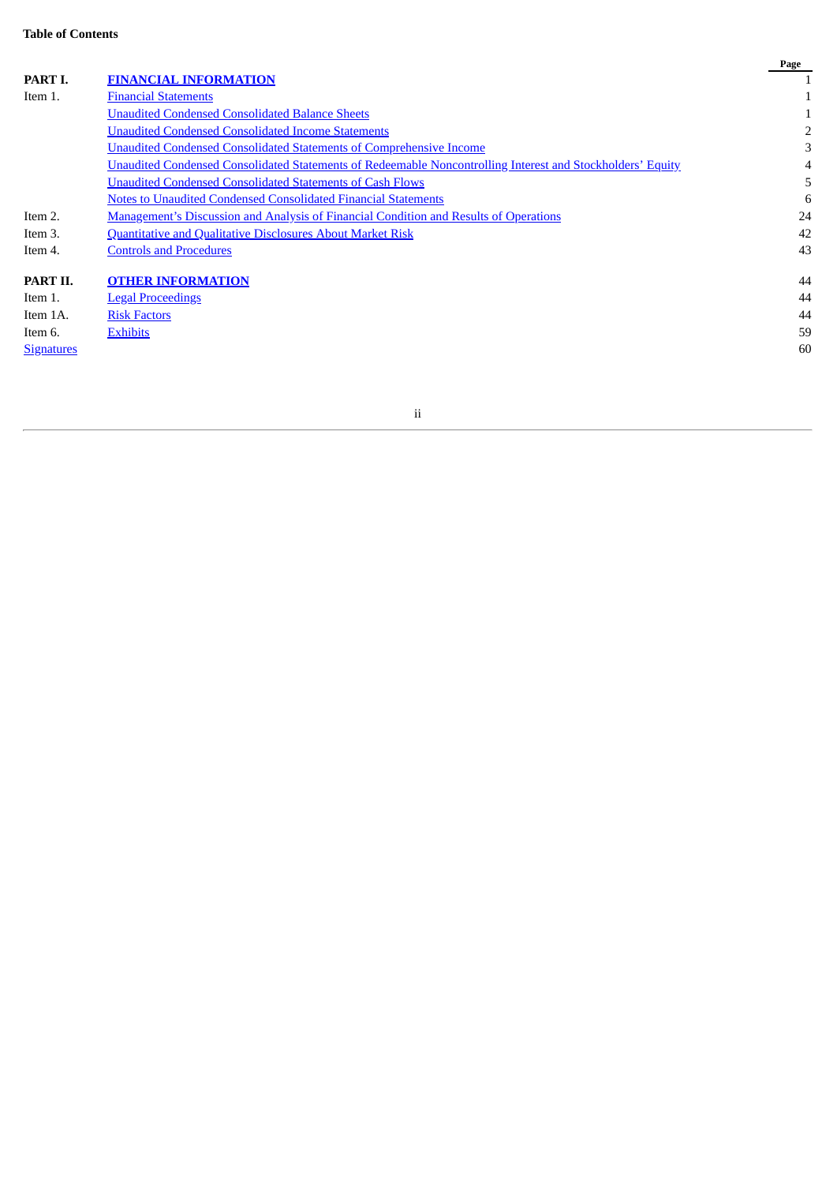**Table of Contents**

| | | Page |
|---|---|---|
| **PART I.** | **FINANCIAL INFORMATION** | 1 |
| Item 1. | Financial Statements | 1 |
| | Unaudited Condensed Consolidated Balance Sheets | 1 |
| | Unaudited Condensed Consolidated Income Statements | 2 |
| | Unaudited Condensed Consolidated Statements of Comprehensive Income | 3 |
| | Unaudited Condensed Consolidated Statements of Redeemable Noncontrolling Interest and Stockholders' Equity | 4 |
| | Unaudited Condensed Consolidated Statements of Cash Flows | 5 |
| | Notes to Unaudited Condensed Consolidated Financial Statements | 6 |
| Item 2. | Management's Discussion and Analysis of Financial Condition and Results of Operations | 24 |
| Item 3. | Quantitative and Qualitative Disclosures About Market Risk | 42 |
| Item 4. | Controls and Procedures | 43 |
| **PART II.** | **OTHER INFORMATION** | 44 |
| Item 1. | Legal Proceedings | 44 |
| Item 1A. | Risk Factors | 44 |
| Item 6. | Exhibits | 59 |
| Signatures | | 60 |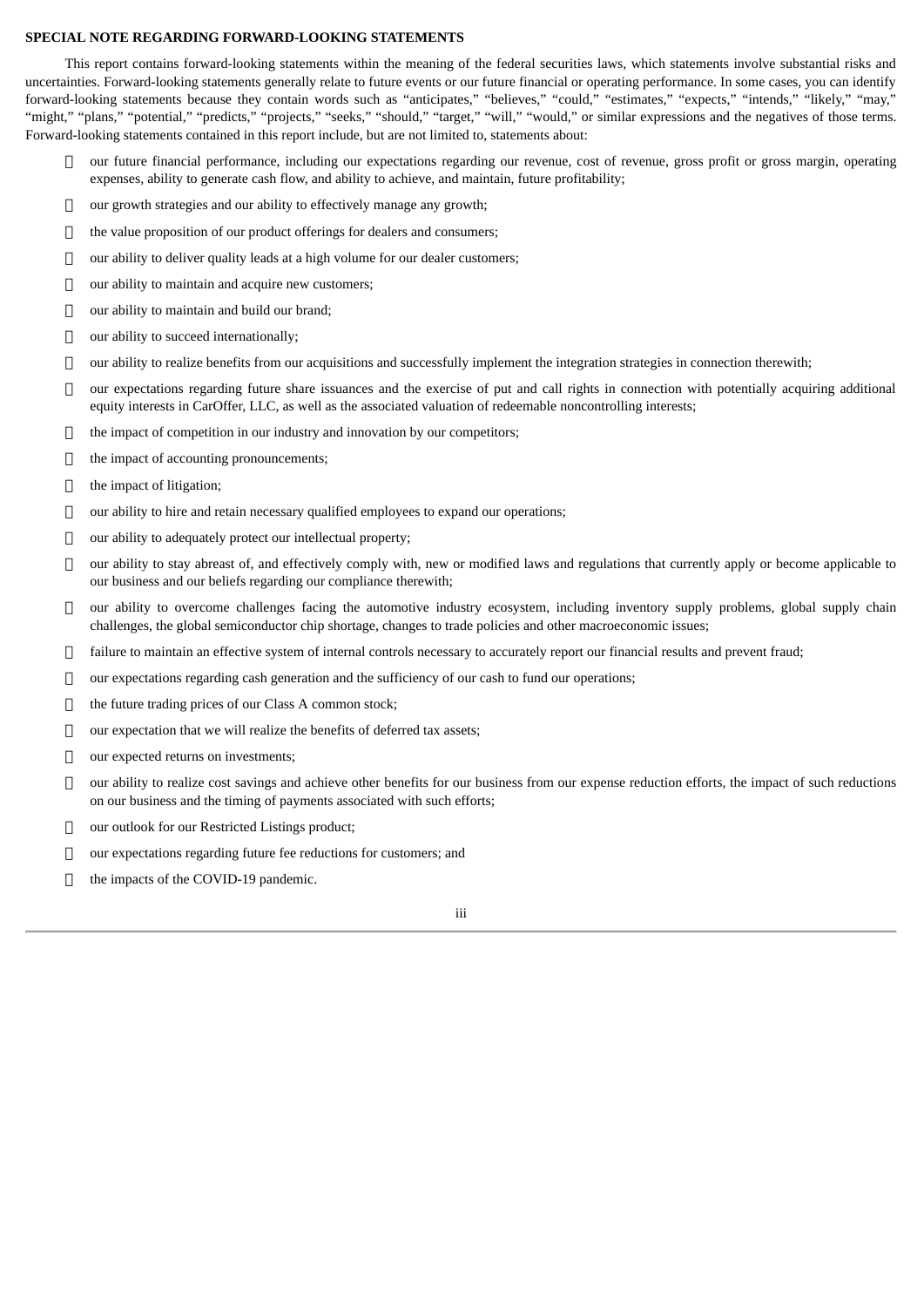**SPECIAL NOTE REGARDING FORWARD-LOOKING STATEMENTS**

This report contains forward-looking statements within the meaning of the federal securities laws, which statements involve substantial risks and uncertainties. Forward-looking statements generally relate to future events or our future financial or operating performance. In some cases, you can identify forward-looking statements because they contain words such as "anticipates," "believes," "could," "estimates," "expects," "intends," "likely," "may," "might," "plans," "potential," "predicts," "projects," "seeks," "should," "target," "will," "would," or similar expressions and the negatives of those terms. Forward-looking statements contained in this report include, but are not limited to, statements about:

- our future financial performance, including our expectations regarding our revenue, cost of revenue, gross profit or gross margin, operating expenses, ability to generate cash flow, and ability to achieve, and maintain, future profitability;
- our growth strategies and our ability to effectively manage any growth;
- the value proposition of our product offerings for dealers and consumers;
- our ability to deliver quality leads at a high volume for our dealer customers;
- our ability to maintain and acquire new customers;
- our ability to maintain and build our brand;
- our ability to succeed internationally;
- our ability to realize benefits from our acquisitions and successfully implement the integration strategies in connection therewith;
- our expectations regarding future share issuances and the exercise of put and call rights in connection with potentially acquiring additional equity interests in CarOffer, LLC, as well as the associated valuation of redeemable noncontrolling interests;
- the impact of competition in our industry and innovation by our competitors;
- the impact of accounting pronouncements;
- the impact of litigation;
- our ability to hire and retain necessary qualified employees to expand our operations;
- our ability to adequately protect our intellectual property;
- our ability to stay abreast of, and effectively comply with, new or modified laws and regulations that currently apply or become applicable to our business and our beliefs regarding our compliance therewith;
- our ability to overcome challenges facing the automotive industry ecosystem, including inventory supply problems, global supply chain challenges, the global semiconductor chip shortage, changes to trade policies and other macroeconomic issues;
- failure to maintain an effective system of internal controls necessary to accurately report our financial results and prevent fraud;
- our expectations regarding cash generation and the sufficiency of our cash to fund our operations;
- the future trading prices of our Class A common stock;
- our expectation that we will realize the benefits of deferred tax assets;
- our expected returns on investments;
- our ability to realize cost savings and achieve other benefits for our business from our expense reduction efforts, the impact of such reductions on our business and the timing of payments associated with such efforts;
- our outlook for our Restricted Listings product;
- our expectations regarding future fee reductions for customers; and
- the impacts of the COVID-19 pandemic.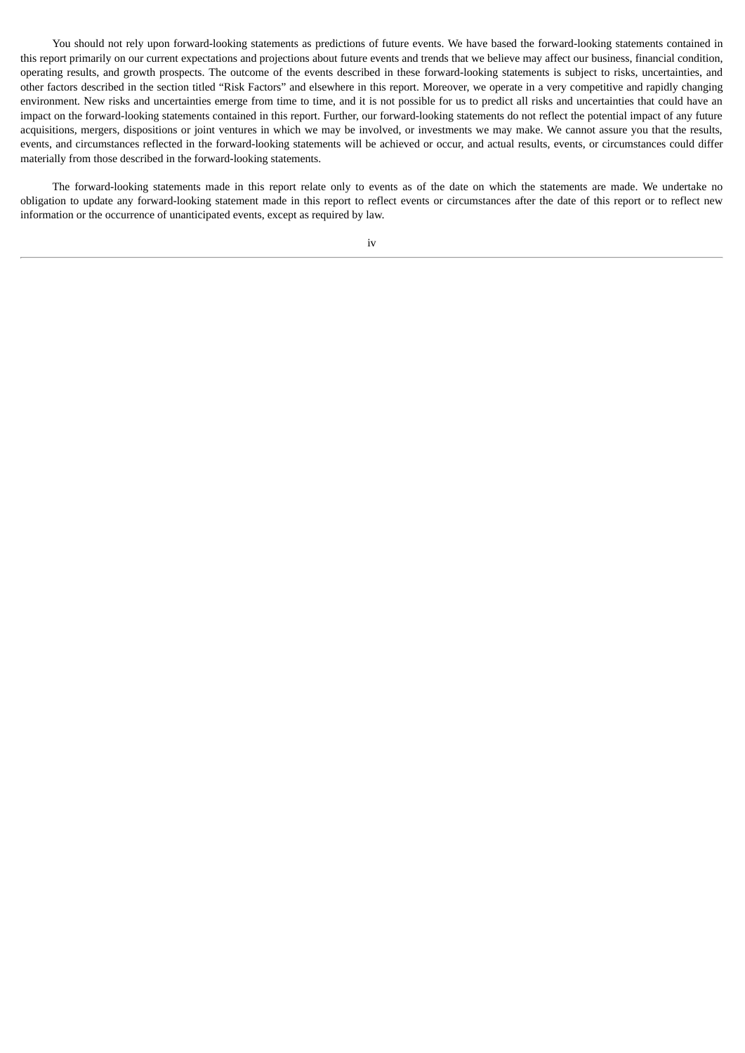You should not rely upon forward-looking statements as predictions of future events. We have based the forward-looking statements contained in this report primarily on our current expectations and projections about future events and trends that we believe may affect our business, financial condition, operating results, and growth prospects. The outcome of the events described in these forward-looking statements is subject to risks, uncertainties, and other factors described in the section titled “Risk Factors” and elsewhere in this report. Moreover, we operate in a very competitive and rapidly changing environment. New risks and uncertainties emerge from time to time, and it is not possible for us to predict all risks and uncertainties that could have an impact on the forward-looking statements contained in this report. Further, our forward-looking statements do not reflect the potential impact of any future acquisitions, mergers, dispositions or joint ventures in which we may be involved, or investments we may make. We cannot assure you that the results, events, and circumstances reflected in the forward-looking statements will be achieved or occur, and actual results, events, or circumstances could differ materially from those described in the forward-looking statements.

The forward-looking statements made in this report relate only to events as of the date on which the statements are made. We undertake no obligation to update any forward-looking statement made in this report to reflect events or circumstances after the date of this report or to reflect new information or the occurrence of unanticipated events, except as required by law.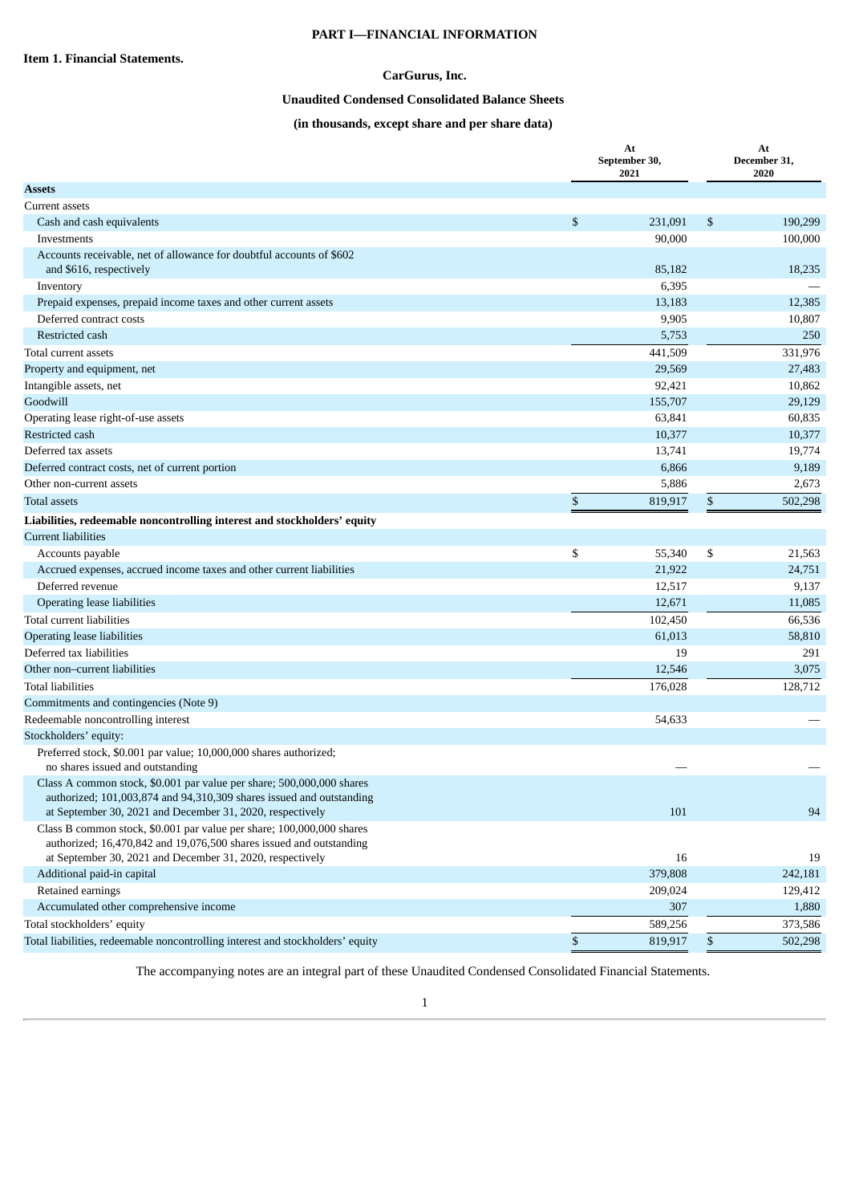# PART I—FINANCIAL INFORMATION

## Item 1. Financial Statements.

### CarGurus, Inc.

### Unaudited Condensed Consolidated Balance Sheets

### (in thousands, except share and per share data)

| | At September 30, 2021 | At December 31, 2020 |
|---|---|---|
| **Assets** | | |
| Current assets | | |
| Cash and cash equivalents | $ 231,091 | $ 190,299 |
| Investments | 90,000 | 100,000 |
| Accounts receivable, net of allowance for doubtful accounts of $602 and $616, respectively | 85,182 | 18,235 |
| Inventory | 6,395 | — |
| Prepaid expenses, prepaid income taxes and other current assets | 13,183 | 12,385 |
| Deferred contract costs | 9,905 | 10,807 |
| Restricted cash | 5,753 | 250 |
| Total current assets | 441,509 | 331,976 |
| Property and equipment, net | 29,569 | 27,483 |
| Intangible assets, net | 92,421 | 10,862 |
| Goodwill | 155,707 | 29,129 |
| Operating lease right-of-use assets | 63,841 | 60,835 |
| Restricted cash | 10,377 | 10,377 |
| Deferred tax assets | 13,741 | 19,774 |
| Deferred contract costs, net of current portion | 6,866 | 9,189 |
| Other non-current assets | 5,886 | 2,673 |
| Total assets | $ 819,917 | $ 502,298 |
| **Liabilities, redeemable noncontrolling interest and stockholders' equity** | | |
| Current liabilities | | |
| Accounts payable | $ 55,340 | $ 21,563 |
| Accrued expenses, accrued income taxes and other current liabilities | 21,922 | 24,751 |
| Deferred revenue | 12,517 | 9,137 |
| Operating lease liabilities | 12,671 | 11,085 |
| Total current liabilities | 102,450 | 66,536 |
| Operating lease liabilities | 61,013 | 58,810 |
| Deferred tax liabilities | 19 | 291 |
| Other non–current liabilities | 12,546 | 3,075 |
| Total liabilities | 176,028 | 128,712 |
| Commitments and contingencies (Note 9) | | |
| Redeemable noncontrolling interest | 54,633 | — |
| Stockholders' equity: | | |
| Preferred stock, $0.001 par value; 10,000,000 shares authorized; no shares issued and outstanding | — | — |
| Class A common stock, $0.001 par value per share; 500,000,000 shares authorized; 101,003,874 and 94,310,309 shares issued and outstanding at September 30, 2021 and December 31, 2020, respectively | 101 | 94 |
| Class B common stock, $0.001 par value per share; 100,000,000 shares authorized; 16,470,842 and 19,076,500 shares issued and outstanding at September 30, 2021 and December 31, 2020, respectively | 16 | 19 |
| Additional paid-in capital | 379,808 | 242,181 |
| Retained earnings | 209,024 | 129,412 |
| Accumulated other comprehensive income | 307 | 1,880 |
| Total stockholders' equity | 589,256 | 373,586 |
| Total liabilities, redeemable noncontrolling interest and stockholders' equity | $ 819,917 | $ 502,298 |

The accompanying notes are an integral part of these Unaudited Condensed Consolidated Financial Statements.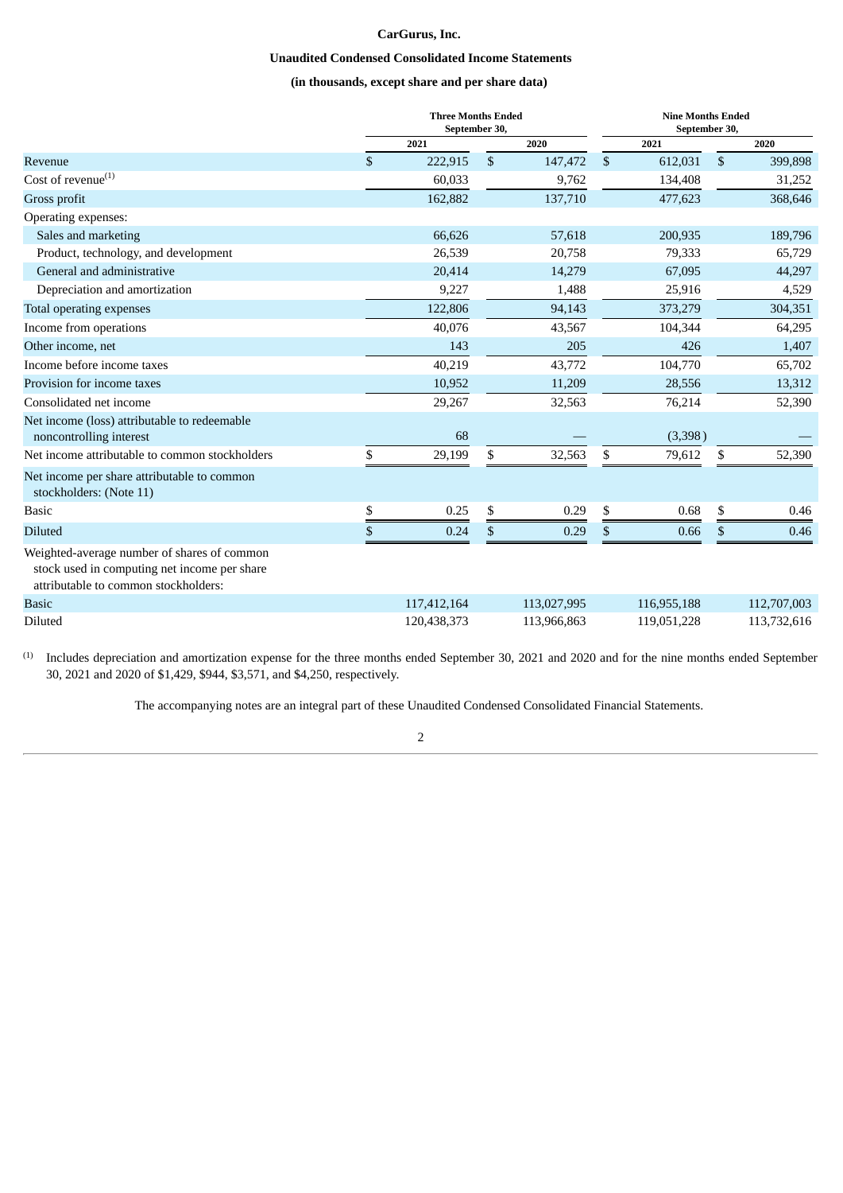**CarGurus, Inc.**

**Unaudited Condensed Consolidated Income Statements**

**(in thousands, except share and per share data)**

| | Three Months Ended September 30, | | Nine Months Ended September 30, | |
|---|---|---|---|---|
| | 2021 | 2020 | 2021 | 2020 |
| Revenue | $ 222,915 | $ 147,472 | $ 612,031 | $ 399,898 |
| Cost of revenue[(1)] | 60,033 | 9,762 | 134,408 | 31,252 |
| Gross profit | 162,882 | 137,710 | 477,623 | 368,646 |
| Operating expenses: | | | | |
| Sales and marketing | 66,626 | 57,618 | 200,935 | 189,796 |
| Product, technology, and development | 26,539 | 20,758 | 79,333 | 65,729 |
| General and administrative | 20,414 | 14,279 | 67,095 | 44,297 |
| Depreciation and amortization | 9,227 | 1,488 | 25,916 | 4,529 |
| Total operating expenses | 122,806 | 94,143 | 373,279 | 304,351 |
| Income from operations | 40,076 | 43,567 | 104,344 | 64,295 |
| Other income, net | 143 | 205 | 426 | 1,407 |
| Income before income taxes | 40,219 | 43,772 | 104,770 | 65,702 |
| Provision for income taxes | 10,952 | 11,209 | 28,556 | 13,312 |
| Consolidated net income | 29,267 | 32,563 | 76,214 | 52,390 |
| Net income (loss) attributable to redeemable noncontrolling interest | 68 | — | (3,398) | — |
| Net income attributable to common stockholders | $ 29,199 | $ 32,563 | $ 79,612 | $ 52,390 |
| Net income per share attributable to common stockholders: (Note 11) | | | | |
| Basic | $ 0.25 | $ 0.29 | $ 0.68 | $ 0.46 |
| Diluted | $ 0.24 | $ 0.29 | $ 0.66 | $ 0.46 |
| Weighted-average number of shares of common stock used in computing net income per share attributable to common stockholders: | | | | |
| Basic | 117,412,164 | 113,027,995 | 116,955,188 | 112,707,003 |
| Diluted | 120,438,373 | 113,966,863 | 119,051,228 | 113,732,616 |

(1) Includes depreciation and amortization expense for the three months ended September 30, 2021 and 2020 and for the nine months ended September 30, 2021 and 2020 of $1,429, $944, $3,571, and $4,250, respectively.

The accompanying notes are an integral part of these Unaudited Condensed Consolidated Financial Statements.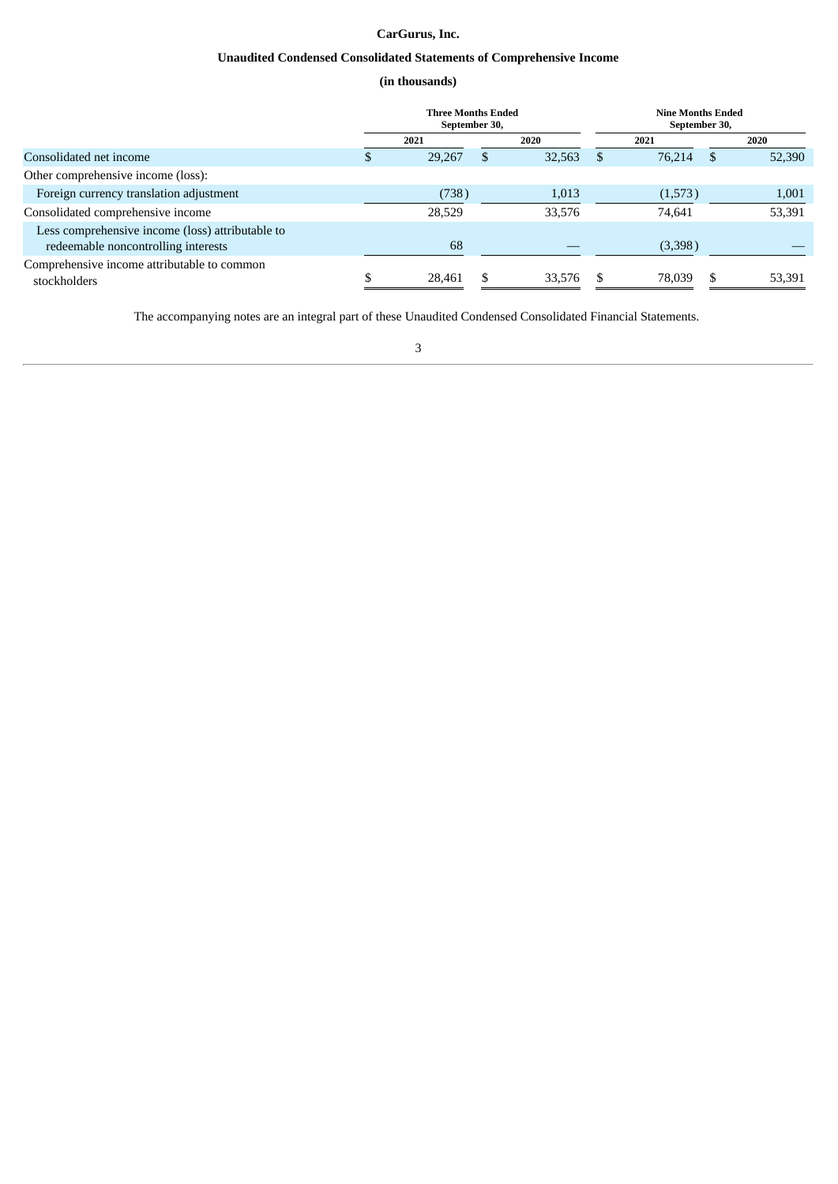# CarGurus, Inc.

## Unaudited Condensed Consolidated Statements of Comprehensive Income

### (in thousands)

| | Three Months Ended September 30, | | Nine Months Ended September 30, | |
|---|---|---|---|---|
| | 2021 | 2020 | 2021 | 2020 |
| Consolidated net income | $ 29,267 | $ 32,563 | $ 76,214 | $ 52,390 |
| Other comprehensive income (loss): | | | | |
| Foreign currency translation adjustment | (738) | 1,013 | (1,573) | 1,001 |
| Consolidated comprehensive income | 28,529 | 33,576 | 74,641 | 53,391 |
| Less comprehensive income (loss) attributable to redeemable noncontrolling interests | 68 | — | (3,398) | — |
| Comprehensive income attributable to common stockholders | $ 28,461 | $ 33,576 | $ 78,039 | $ 53,391 |

The accompanying notes are an integral part of these Unaudited Condensed Consolidated Financial Statements.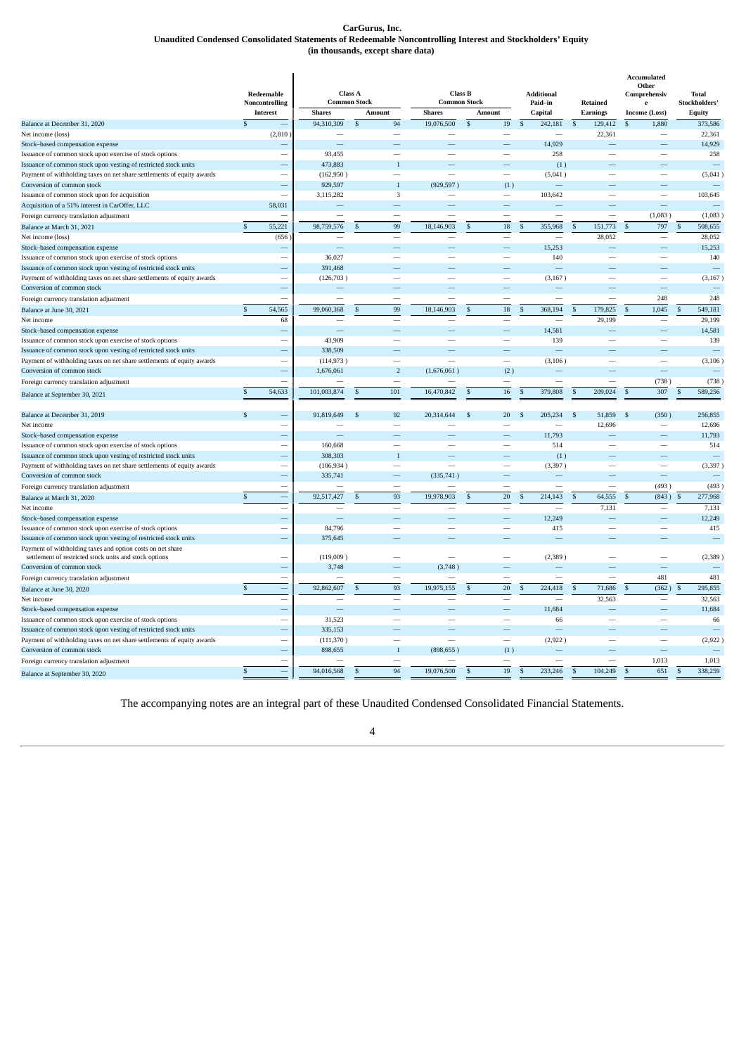**CarGurus, Inc.**
**Unaudited Condensed Consolidated Statements of Redeemable Noncontrolling Interest and Stockholders' Equity**
**(in thousands, except share data)**

| | Redeemable Noncontrolling Interest | Class A Common Stock | | Class B Common Stock | | Additional Paid–in Capital | Retained Earnings | Accumulated Other Comprehensive Income (Loss) | Total Stockholders' Equity |
|---|---|---|---|---|---|---|---|---|---|
| | | Shares | Amount | Shares | Amount | | | | |
| Balance at December 31, 2020 | $ — | 94,310,309 | $ 94 | 19,076,500 | $ 19 | $ 242,181 | $ 129,412 | $ 1,880 | 373,586 |
| Net income (loss) | (2,810) | — | — | — | — | — | 22,361 | — | 22,361 |
| Stock–based compensation expense | — | — | — | — | — | 14,929 | — | — | 14,929 |
| Issuance of common stock upon exercise of stock options | — | 93,455 | — | — | — | 258 | — | — | 258 |
| Issuance of common stock upon vesting of restricted stock units | — | 473,883 | 1 | — | — | (1) | — | — | — |
| Payment of withholding taxes on net share settlements of equity awards | — | (162,950) | — | — | — | (5,041) | — | — | (5,041) |
| Conversion of common stock | — | 929,597 | 1 | (929,597) | (1) | — | — | — | — |
| Issuance of common stock upon for acquisition | — | 3,115,282 | 3 | — | — | 103,642 | — | — | 103,645 |
| Acquisition of a 51% interest in CarOffer, LLC | 58,031 | — | — | — | — | — | — | — | — |
| Foreign currency translation adjustment | — | — | — | — | — | — | — | (1,083) | (1,083) |
| Balance at March 31, 2021 | $ 55,221 | 98,759,576 | $ 99 | 18,146,903 | $ 18 | $ 355,968 | $ 151,773 | $ 797 | $ 508,655 |
| Net income (loss) | (656) | — | — | — | — | — | 28,052 | — | 28,052 |
| Stock–based compensation expense | — | — | — | — | — | 15,253 | — | — | 15,253 |
| Issuance of common stock upon exercise of stock options | — | 36,027 | — | — | — | 140 | — | — | 140 |
| Issuance of common stock upon vesting of restricted stock units | — | 391,468 | — | — | — | — | — | — | — |
| Payment of withholding taxes on net share settlements of equity awards | — | (126,703) | — | — | — | (3,167) | — | — | (3,167) |
| Conversion of common stock | — | — | — | — | — | — | — | — | — |
| Foreign currency translation adjustment | — | — | — | — | — | — | — | 248 | 248 |
| Balance at June 30, 2021 | $ 54,565 | 99,060,368 | $ 99 | 18,146,903 | $ 18 | $ 368,194 | $ 179,825 | $ 1,045 | $ 549,181 |
| Net income | 68 | — | — | — | — | — | 29,199 | — | 29,199 |
| Stock–based compensation expense | — | — | — | — | — | 14,581 | — | — | 14,581 |
| Issuance of common stock upon exercise of stock options | — | 43,909 | — | — | — | 139 | — | — | 139 |
| Issuance of common stock upon vesting of restricted stock units | — | 338,509 | — | — | — | — | — | — | — |
| Payment of withholding taxes on net share settlements of equity awards | — | (114,973) | — | — | — | (3,106) | — | — | (3,106) |
| Conversion of common stock | — | 1,676,061 | 2 | (1,676,061) | (2) | — | — | — | — |
| Foreign currency translation adjustment | — | — | — | — | — | — | — | (738) | (738) |
| Balance at September 30, 2021 | $ 54,633 | 101,003,874 | $ 101 | 16,470,842 | $ 16 | $ 379,808 | $ 209,024 | $ 307 | $ 589,256 |
| | | | | | | | | | |
| Balance at December 31, 2019 | $ — | 91,819,649 | $ 92 | 20,314,644 | $ 20 | $ 205,234 | $ 51,859 | $ (350) | 256,855 |
| Net income | — | — | — | — | — | — | 12,696 | — | 12,696 |
| Stock–based compensation expense | — | — | — | — | — | 11,793 | — | — | 11,793 |
| Issuance of common stock upon exercise of stock options | — | 160,668 | — | — | — | 514 | — | — | 514 |
| Issuance of common stock upon vesting of restricted stock units | — | 308,303 | 1 | — | — | (1) | — | — | — |
| Payment of withholding taxes on net share settlements of equity awards | — | (106,934) | — | — | — | (3,397) | — | — | (3,397) |
| Conversion of common stock | — | 335,741 | — | (335,741) | — | — | — | — | — |
| Foreign currency translation adjustment | — | — | — | — | — | — | — | (493) | (493) |
| Balance at March 31, 2020 | $ — | 92,517,427 | $ 93 | 19,978,903 | $ 20 | $ 214,143 | $ 64,555 | $ (843) | $ 277,968 |
| Net income | — | — | — | — | — | — | 7,131 | — | 7,131 |
| Stock–based compensation expense | — | — | — | — | — | 12,249 | — | — | 12,249 |
| Issuance of common stock upon exercise of stock options | — | 84,796 | — | — | — | 415 | — | — | 415 |
| Issuance of common stock upon vesting of restricted stock units | — | 375,645 | — | — | — | — | — | — | — |
| Payment of withholding taxes and option costs on net share settlement of restricted stock units and stock options | — | (119,009) | — | — | — | (2,389) | — | — | (2,389) |
| Conversion of common stock | — | 3,748 | — | (3,748) | — | — | — | — | — |
| Foreign currency translation adjustment | — | — | — | — | — | — | — | 481 | 481 |
| Balance at June 30, 2020 | $ — | 92,862,607 | $ 93 | 19,975,155 | $ 20 | $ 224,418 | $ 71,686 | $ (362) | $ 295,855 |
| Net income | — | — | — | — | — | — | 32,563 | — | 32,563 |
| Stock–based compensation expense | — | — | — | — | — | 11,684 | — | — | 11,684 |
| Issuance of common stock upon exercise of stock options | — | 31,523 | — | — | — | 66 | — | — | 66 |
| Issuance of common stock upon vesting of restricted stock units | — | 335,153 | — | — | — | — | — | — | — |
| Payment of withholding taxes on net share settlements of equity awards | — | (111,370) | — | — | — | (2,922) | — | — | (2,922) |
| Conversion of common stock | — | 898,655 | 1 | (898,655) | (1) | — | — | — | — |
| Foreign currency translation adjustment | — | — | — | — | — | — | — | 1,013 | 1,013 |
| Balance at September 30, 2020 | $ — | 94,016,568 | $ 94 | 19,076,500 | $ 19 | $ 233,246 | $ 104,249 | $ 651 | $ 338,259 |

The accompanying notes are an integral part of these Unaudited Condensed Consolidated Financial Statements.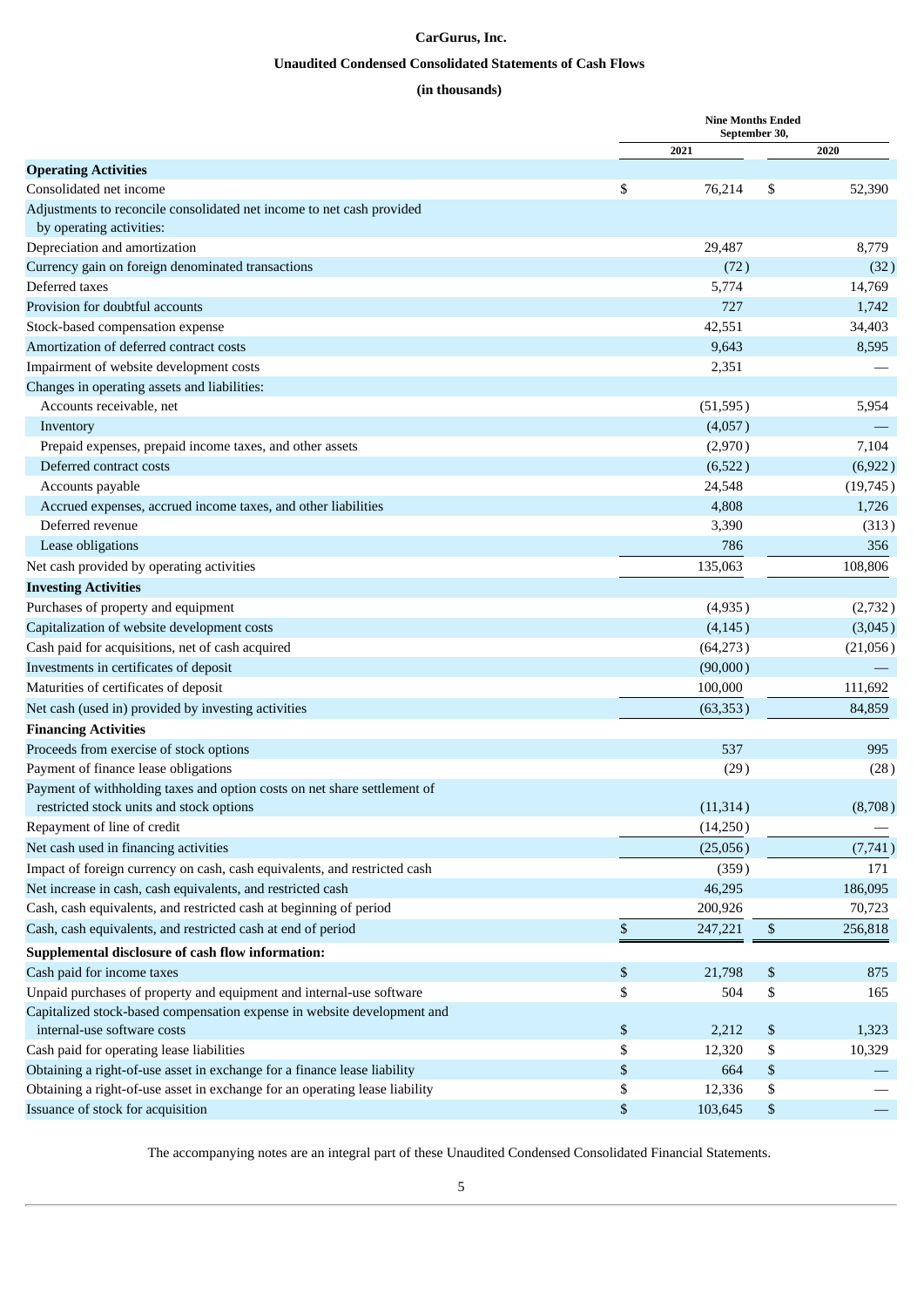**CarGurus, Inc.**

**Unaudited Condensed Consolidated Statements of Cash Flows**

**(in thousands)**

| | Nine Months Ended September 30, | |
|---|---|---|
| | 2021 | 2020 |
| **Operating Activities** | | |
| Consolidated net income | $ 76,214 | $ 52,390 |
| Adjustments to reconcile consolidated net income to net cash provided by operating activities: | | |
| Depreciation and amortization | 29,487 | 8,779 |
| Currency gain on foreign denominated transactions | (72) | (32) |
| Deferred taxes | 5,774 | 14,769 |
| Provision for doubtful accounts | 727 | 1,742 |
| Stock-based compensation expense | 42,551 | 34,403 |
| Amortization of deferred contract costs | 9,643 | 8,595 |
| Impairment of website development costs | 2,351 | — |
| Changes in operating assets and liabilities: | | |
| Accounts receivable, net | (51,595) | 5,954 |
| Inventory | (4,057) | — |
| Prepaid expenses, prepaid income taxes, and other assets | (2,970) | 7,104 |
| Deferred contract costs | (6,522) | (6,922) |
| Accounts payable | 24,548 | (19,745) |
| Accrued expenses, accrued income taxes, and other liabilities | 4,808 | 1,726 |
| Deferred revenue | 3,390 | (313) |
| Lease obligations | 786 | 356 |
| Net cash provided by operating activities | 135,063 | 108,806 |
| **Investing Activities** | | |
| Purchases of property and equipment | (4,935) | (2,732) |
| Capitalization of website development costs | (4,145) | (3,045) |
| Cash paid for acquisitions, net of cash acquired | (64,273) | (21,056) |
| Investments in certificates of deposit | (90,000) | — |
| Maturities of certificates of deposit | 100,000 | 111,692 |
| Net cash (used in) provided by investing activities | (63,353) | 84,859 |
| **Financing Activities** | | |
| Proceeds from exercise of stock options | 537 | 995 |
| Payment of finance lease obligations | (29) | (28) |
| Payment of withholding taxes and option costs on net share settlement of restricted stock units and stock options | (11,314) | (8,708) |
| Repayment of line of credit | (14,250) | — |
| Net cash used in financing activities | (25,056) | (7,741) |
| Impact of foreign currency on cash, cash equivalents, and restricted cash | (359) | 171 |
| Net increase in cash, cash equivalents, and restricted cash | 46,295 | 186,095 |
| Cash, cash equivalents, and restricted cash at beginning of period | 200,926 | 70,723 |
| Cash, cash equivalents, and restricted cash at end of period | $ 247,221 | $ 256,818 |
| **Supplemental disclosure of cash flow information:** | | |
| Cash paid for income taxes | $ 21,798 | $ 875 |
| Unpaid purchases of property and equipment and internal-use software | $ 504 | $ 165 |
| Capitalized stock-based compensation expense in website development and internal-use software costs | $ 2,212 | $ 1,323 |
| Cash paid for operating lease liabilities | $ 12,320 | $ 10,329 |
| Obtaining a right-of-use asset in exchange for a finance lease liability | $ 664 | $ — |
| Obtaining a right-of-use asset in exchange for an operating lease liability | $ 12,336 | $ — |
| Issuance of stock for acquisition | $ 103,645 | $ — |

The accompanying notes are an integral part of these Unaudited Condensed Consolidated Financial Statements.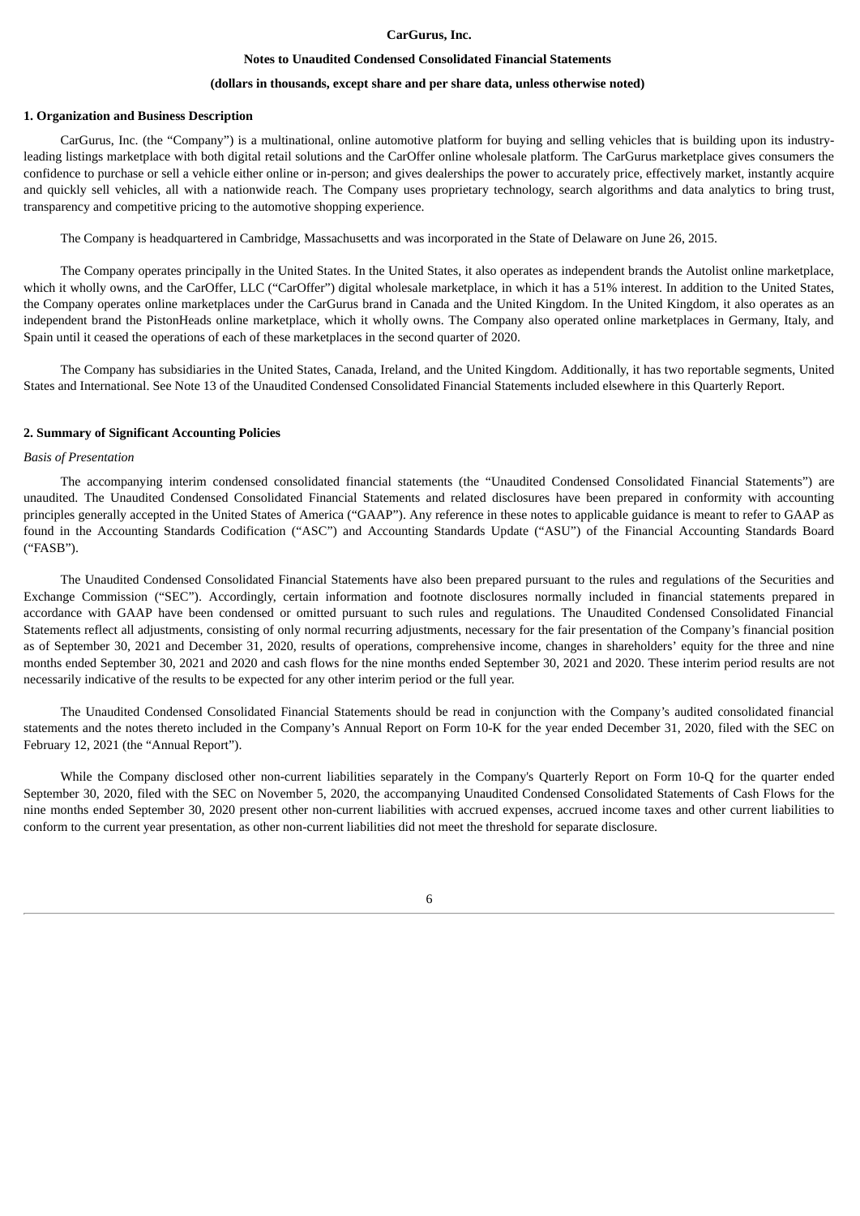**CarGurus, Inc.**

**Notes to Unaudited Condensed Consolidated Financial Statements**

**(dollars in thousands, except share and per share data, unless otherwise noted)**

## 1. Organization and Business Description

CarGurus, Inc. (the "Company") is a multinational, online automotive platform for buying and selling vehicles that is building upon its industry-leading listings marketplace with both digital retail solutions and the CarOffer online wholesale platform. The CarGurus marketplace gives consumers the confidence to purchase or sell a vehicle either online or in-person; and gives dealerships the power to accurately price, effectively market, instantly acquire and quickly sell vehicles, all with a nationwide reach. The Company uses proprietary technology, search algorithms and data analytics to bring trust, transparency and competitive pricing to the automotive shopping experience.

The Company is headquartered in Cambridge, Massachusetts and was incorporated in the State of Delaware on June 26, 2015.

The Company operates principally in the United States. In the United States, it also operates as independent brands the Autolist online marketplace, which it wholly owns, and the CarOffer, LLC ("CarOffer") digital wholesale marketplace, in which it has a 51% interest. In addition to the United States, the Company operates online marketplaces under the CarGurus brand in Canada and the United Kingdom. In the United Kingdom, it also operates as an independent brand the PistonHeads online marketplace, which it wholly owns. The Company also operated online marketplaces in Germany, Italy, and Spain until it ceased the operations of each of these marketplaces in the second quarter of 2020.

The Company has subsidiaries in the United States, Canada, Ireland, and the United Kingdom. Additionally, it has two reportable segments, United States and International. See Note 13 of the Unaudited Condensed Consolidated Financial Statements included elsewhere in this Quarterly Report.

## 2. Summary of Significant Accounting Policies

*Basis of Presentation*

The accompanying interim condensed consolidated financial statements (the "Unaudited Condensed Consolidated Financial Statements") are unaudited. The Unaudited Condensed Consolidated Financial Statements and related disclosures have been prepared in conformity with accounting principles generally accepted in the United States of America ("GAAP"). Any reference in these notes to applicable guidance is meant to refer to GAAP as found in the Accounting Standards Codification ("ASC") and Accounting Standards Update ("ASU") of the Financial Accounting Standards Board ("FASB").

The Unaudited Condensed Consolidated Financial Statements have also been prepared pursuant to the rules and regulations of the Securities and Exchange Commission ("SEC"). Accordingly, certain information and footnote disclosures normally included in financial statements prepared in accordance with GAAP have been condensed or omitted pursuant to such rules and regulations. The Unaudited Condensed Consolidated Financial Statements reflect all adjustments, consisting of only normal recurring adjustments, necessary for the fair presentation of the Company's financial position as of September 30, 2021 and December 31, 2020, results of operations, comprehensive income, changes in shareholders' equity for the three and nine months ended September 30, 2021 and 2020 and cash flows for the nine months ended September 30, 2021 and 2020. These interim period results are not necessarily indicative of the results to be expected for any other interim period or the full year.

The Unaudited Condensed Consolidated Financial Statements should be read in conjunction with the Company's audited consolidated financial statements and the notes thereto included in the Company's Annual Report on Form 10-K for the year ended December 31, 2020, filed with the SEC on February 12, 2021 (the "Annual Report").

While the Company disclosed other non-current liabilities separately in the Company's Quarterly Report on Form 10-Q for the quarter ended September 30, 2020, filed with the SEC on November 5, 2020, the accompanying Unaudited Condensed Consolidated Statements of Cash Flows for the nine months ended September 30, 2020 present other non-current liabilities with accrued expenses, accrued income taxes and other current liabilities to conform to the current year presentation, as other non-current liabilities did not meet the threshold for separate disclosure.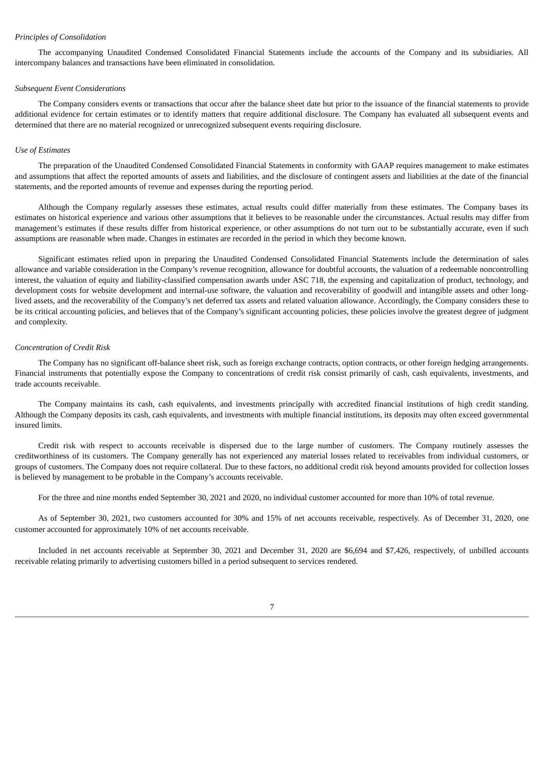*Principles of Consolidation*

The accompanying Unaudited Condensed Consolidated Financial Statements include the accounts of the Company and its subsidiaries. All intercompany balances and transactions have been eliminated in consolidation.

*Subsequent Event Considerations*

The Company considers events or transactions that occur after the balance sheet date but prior to the issuance of the financial statements to provide additional evidence for certain estimates or to identify matters that require additional disclosure. The Company has evaluated all subsequent events and determined that there are no material recognized or unrecognized subsequent events requiring disclosure.

*Use of Estimates*

The preparation of the Unaudited Condensed Consolidated Financial Statements in conformity with GAAP requires management to make estimates and assumptions that affect the reported amounts of assets and liabilities, and the disclosure of contingent assets and liabilities at the date of the financial statements, and the reported amounts of revenue and expenses during the reporting period.

Although the Company regularly assesses these estimates, actual results could differ materially from these estimates. The Company bases its estimates on historical experience and various other assumptions that it believes to be reasonable under the circumstances. Actual results may differ from management's estimates if these results differ from historical experience, or other assumptions do not turn out to be substantially accurate, even if such assumptions are reasonable when made. Changes in estimates are recorded in the period in which they become known.

Significant estimates relied upon in preparing the Unaudited Condensed Consolidated Financial Statements include the determination of sales allowance and variable consideration in the Company's revenue recognition, allowance for doubtful accounts, the valuation of a redeemable noncontrolling interest, the valuation of equity and liability-classified compensation awards under ASC 718, the expensing and capitalization of product, technology, and development costs for website development and internal-use software, the valuation and recoverability of goodwill and intangible assets and other long-lived assets, and the recoverability of the Company's net deferred tax assets and related valuation allowance. Accordingly, the Company considers these to be its critical accounting policies, and believes that of the Company's significant accounting policies, these policies involve the greatest degree of judgment and complexity.

*Concentration of Credit Risk*

The Company has no significant off-balance sheet risk, such as foreign exchange contracts, option contracts, or other foreign hedging arrangements. Financial instruments that potentially expose the Company to concentrations of credit risk consist primarily of cash, cash equivalents, investments, and trade accounts receivable.

The Company maintains its cash, cash equivalents, and investments principally with accredited financial institutions of high credit standing. Although the Company deposits its cash, cash equivalents, and investments with multiple financial institutions, its deposits may often exceed governmental insured limits.

Credit risk with respect to accounts receivable is dispersed due to the large number of customers. The Company routinely assesses the creditworthiness of its customers. The Company generally has not experienced any material losses related to receivables from individual customers, or groups of customers. The Company does not require collateral. Due to these factors, no additional credit risk beyond amounts provided for collection losses is believed by management to be probable in the Company's accounts receivable.

For the three and nine months ended September 30, 2021 and 2020, no individual customer accounted for more than 10% of total revenue.

As of September 30, 2021, two customers accounted for 30% and 15% of net accounts receivable, respectively. As of December 31, 2020, one customer accounted for approximately 10% of net accounts receivable.

Included in net accounts receivable at September 30, 2021 and December 31, 2020 are $6,694 and $7,426, respectively, of unbilled accounts receivable relating primarily to advertising customers billed in a period subsequent to services rendered.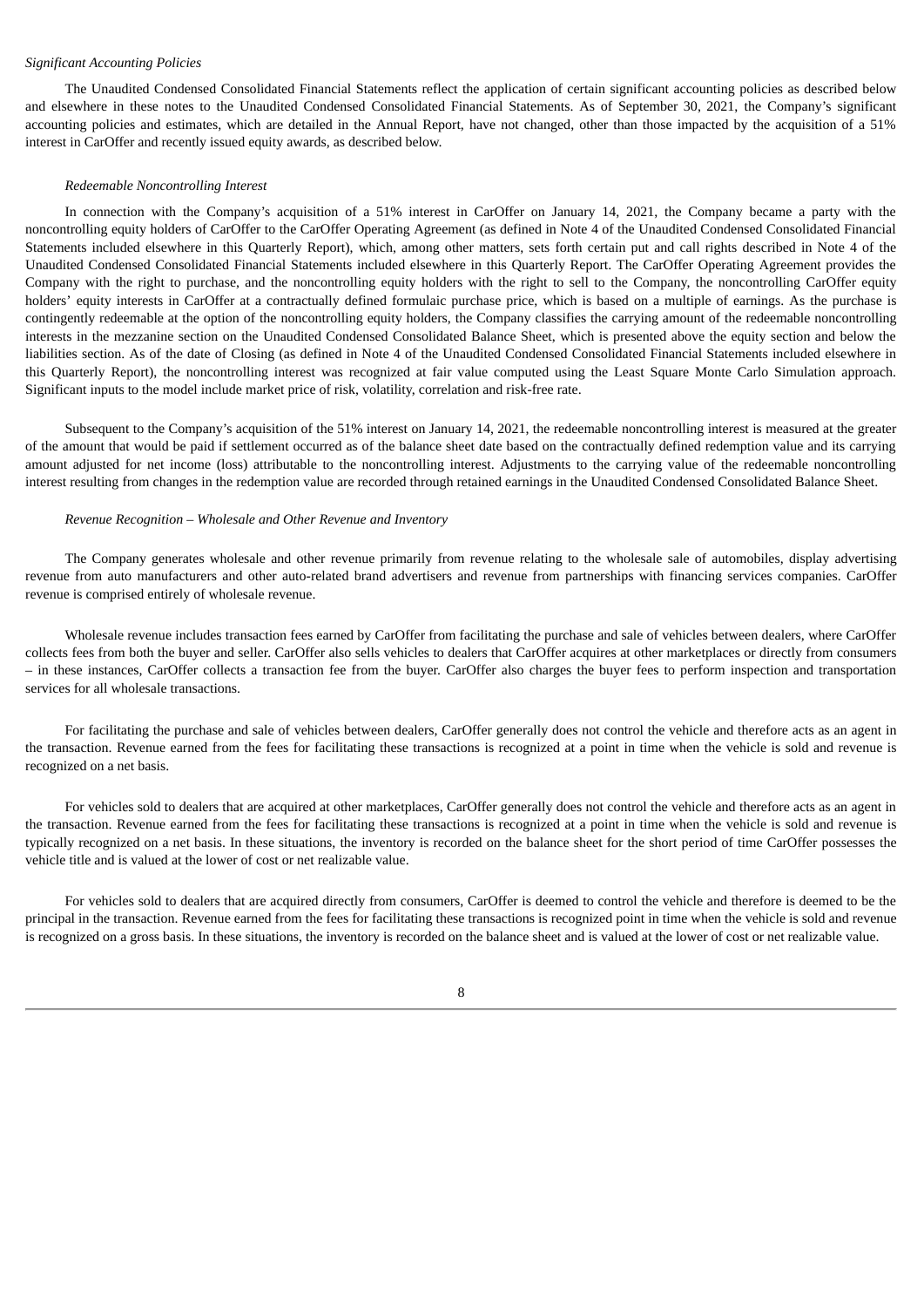*Significant Accounting Policies*

The Unaudited Condensed Consolidated Financial Statements reflect the application of certain significant accounting policies as described below and elsewhere in these notes to the Unaudited Condensed Consolidated Financial Statements. As of September 30, 2021, the Company's significant accounting policies and estimates, which are detailed in the Annual Report, have not changed, other than those impacted by the acquisition of a 51% interest in CarOffer and recently issued equity awards, as described below.

*Redeemable Noncontrolling Interest*

In connection with the Company's acquisition of a 51% interest in CarOffer on January 14, 2021, the Company became a party with the noncontrolling equity holders of CarOffer to the CarOffer Operating Agreement (as defined in Note 4 of the Unaudited Condensed Consolidated Financial Statements included elsewhere in this Quarterly Report), which, among other matters, sets forth certain put and call rights described in Note 4 of the Unaudited Condensed Consolidated Financial Statements included elsewhere in this Quarterly Report. The CarOffer Operating Agreement provides the Company with the right to purchase, and the noncontrolling equity holders with the right to sell to the Company, the noncontrolling CarOffer equity holders' equity interests in CarOffer at a contractually defined formulaic purchase price, which is based on a multiple of earnings. As the purchase is contingently redeemable at the option of the noncontrolling equity holders, the Company classifies the carrying amount of the redeemable noncontrolling interests in the mezzanine section on the Unaudited Condensed Consolidated Balance Sheet, which is presented above the equity section and below the liabilities section. As of the date of Closing (as defined in Note 4 of the Unaudited Condensed Consolidated Financial Statements included elsewhere in this Quarterly Report), the noncontrolling interest was recognized at fair value computed using the Least Square Monte Carlo Simulation approach. Significant inputs to the model include market price of risk, volatility, correlation and risk-free rate.

Subsequent to the Company's acquisition of the 51% interest on January 14, 2021, the redeemable noncontrolling interest is measured at the greater of the amount that would be paid if settlement occurred as of the balance sheet date based on the contractually defined redemption value and its carrying amount adjusted for net income (loss) attributable to the noncontrolling interest. Adjustments to the carrying value of the redeemable noncontrolling interest resulting from changes in the redemption value are recorded through retained earnings in the Unaudited Condensed Consolidated Balance Sheet.

*Revenue Recognition – Wholesale and Other Revenue and Inventory*

The Company generates wholesale and other revenue primarily from revenue relating to the wholesale sale of automobiles, display advertising revenue from auto manufacturers and other auto-related brand advertisers and revenue from partnerships with financing services companies. CarOffer revenue is comprised entirely of wholesale revenue.

Wholesale revenue includes transaction fees earned by CarOffer from facilitating the purchase and sale of vehicles between dealers, where CarOffer collects fees from both the buyer and seller. CarOffer also sells vehicles to dealers that CarOffer acquires at other marketplaces or directly from consumers – in these instances, CarOffer collects a transaction fee from the buyer. CarOffer also charges the buyer fees to perform inspection and transportation services for all wholesale transactions.

For facilitating the purchase and sale of vehicles between dealers, CarOffer generally does not control the vehicle and therefore acts as an agent in the transaction. Revenue earned from the fees for facilitating these transactions is recognized at a point in time when the vehicle is sold and revenue is recognized on a net basis.

For vehicles sold to dealers that are acquired at other marketplaces, CarOffer generally does not control the vehicle and therefore acts as an agent in the transaction. Revenue earned from the fees for facilitating these transactions is recognized at a point in time when the vehicle is sold and revenue is typically recognized on a net basis. In these situations, the inventory is recorded on the balance sheet for the short period of time CarOffer possesses the vehicle title and is valued at the lower of cost or net realizable value.

For vehicles sold to dealers that are acquired directly from consumers, CarOffer is deemed to control the vehicle and therefore is deemed to be the principal in the transaction. Revenue earned from the fees for facilitating these transactions is recognized point in time when the vehicle is sold and revenue is recognized on a gross basis. In these situations, the inventory is recorded on the balance sheet and is valued at the lower of cost or net realizable value.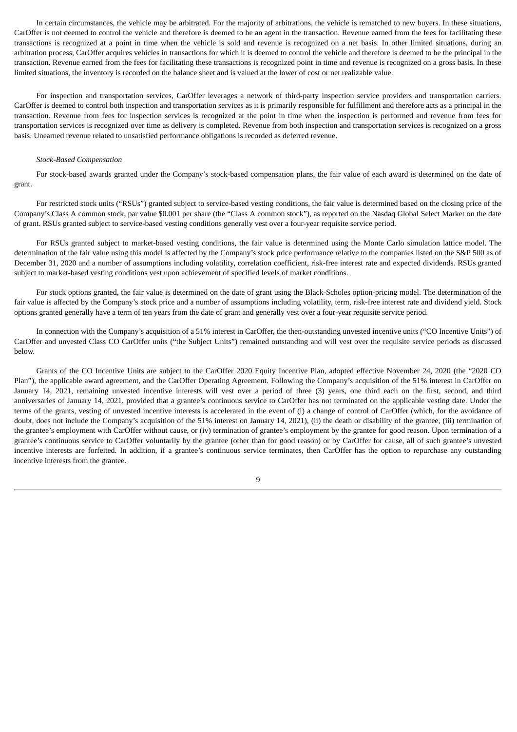In certain circumstances, the vehicle may be arbitrated. For the majority of arbitrations, the vehicle is rematched to new buyers. In these situations, CarOffer is not deemed to control the vehicle and therefore is deemed to be an agent in the transaction. Revenue earned from the fees for facilitating these transactions is recognized at a point in time when the vehicle is sold and revenue is recognized on a net basis. In other limited situations, during an arbitration process, CarOffer acquires vehicles in transactions for which it is deemed to control the vehicle and therefore is deemed to be the principal in the transaction. Revenue earned from the fees for facilitating these transactions is recognized point in time and revenue is recognized on a gross basis. In these limited situations, the inventory is recorded on the balance sheet and is valued at the lower of cost or net realizable value.

For inspection and transportation services, CarOffer leverages a network of third-party inspection service providers and transportation carriers. CarOffer is deemed to control both inspection and transportation services as it is primarily responsible for fulfillment and therefore acts as a principal in the transaction. Revenue from fees for inspection services is recognized at the point in time when the inspection is performed and revenue from fees for transportation services is recognized over time as delivery is completed. Revenue from both inspection and transportation services is recognized on a gross basis. Unearned revenue related to unsatisfied performance obligations is recorded as deferred revenue.

*Stock-Based Compensation*

For stock-based awards granted under the Company's stock-based compensation plans, the fair value of each award is determined on the date of grant.

For restricted stock units ("RSUs") granted subject to service-based vesting conditions, the fair value is determined based on the closing price of the Company's Class A common stock, par value $0.001 per share (the "Class A common stock"), as reported on the Nasdaq Global Select Market on the date of grant. RSUs granted subject to service-based vesting conditions generally vest over a four-year requisite service period.

For RSUs granted subject to market-based vesting conditions, the fair value is determined using the Monte Carlo simulation lattice model. The determination of the fair value using this model is affected by the Company's stock price performance relative to the companies listed on the S&P 500 as of December 31, 2020 and a number of assumptions including volatility, correlation coefficient, risk-free interest rate and expected dividends. RSUs granted subject to market-based vesting conditions vest upon achievement of specified levels of market conditions.

For stock options granted, the fair value is determined on the date of grant using the Black-Scholes option-pricing model. The determination of the fair value is affected by the Company's stock price and a number of assumptions including volatility, term, risk-free interest rate and dividend yield. Stock options granted generally have a term of ten years from the date of grant and generally vest over a four-year requisite service period.

In connection with the Company's acquisition of a 51% interest in CarOffer, the then-outstanding unvested incentive units ("CO Incentive Units") of CarOffer and unvested Class CO CarOffer units ("the Subject Units") remained outstanding and will vest over the requisite service periods as discussed below.

Grants of the CO Incentive Units are subject to the CarOffer 2020 Equity Incentive Plan, adopted effective November 24, 2020 (the "2020 CO Plan"), the applicable award agreement, and the CarOffer Operating Agreement. Following the Company's acquisition of the 51% interest in CarOffer on January 14, 2021, remaining unvested incentive interests will vest over a period of three (3) years, one third each on the first, second, and third anniversaries of January 14, 2021, provided that a grantee's continuous service to CarOffer has not terminated on the applicable vesting date. Under the terms of the grants, vesting of unvested incentive interests is accelerated in the event of (i) a change of control of CarOffer (which, for the avoidance of doubt, does not include the Company's acquisition of the 51% interest on January 14, 2021), (ii) the death or disability of the grantee, (iii) termination of the grantee's employment with CarOffer without cause, or (iv) termination of grantee's employment by the grantee for good reason. Upon termination of a grantee's continuous service to CarOffer voluntarily by the grantee (other than for good reason) or by CarOffer for cause, all of such grantee's unvested incentive interests are forfeited. In addition, if a grantee's continuous service terminates, then CarOffer has the option to repurchase any outstanding incentive interests from the grantee.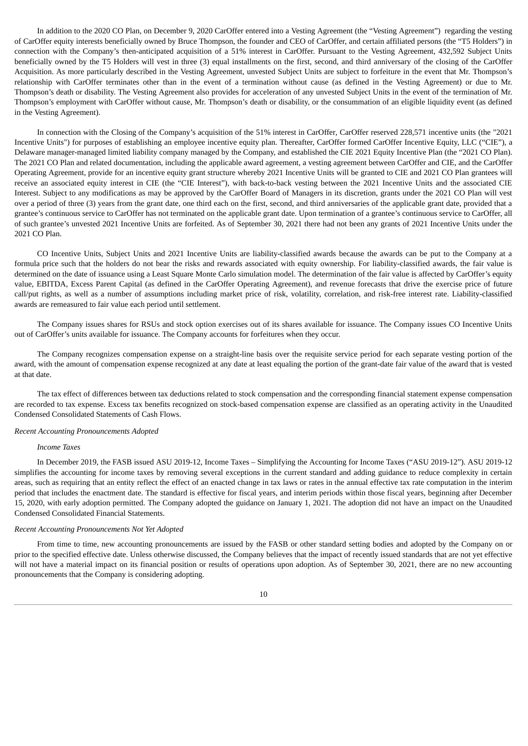In addition to the 2020 CO Plan, on December 9, 2020 CarOffer entered into a Vesting Agreement (the "Vesting Agreement") regarding the vesting of CarOffer equity interests beneficially owned by Bruce Thompson, the founder and CEO of CarOffer, and certain affiliated persons (the "T5 Holders") in connection with the Company's then-anticipated acquisition of a 51% interest in CarOffer. Pursuant to the Vesting Agreement, 432,592 Subject Units beneficially owned by the T5 Holders will vest in three (3) equal installments on the first, second, and third anniversary of the closing of the CarOffer Acquisition. As more particularly described in the Vesting Agreement, unvested Subject Units are subject to forfeiture in the event that Mr. Thompson's relationship with CarOffer terminates other than in the event of a termination without cause (as defined in the Vesting Agreement) or due to Mr. Thompson's death or disability. The Vesting Agreement also provides for acceleration of any unvested Subject Units in the event of the termination of Mr. Thompson's employment with CarOffer without cause, Mr. Thompson's death or disability, or the consummation of an eligible liquidity event (as defined in the Vesting Agreement).

In connection with the Closing of the Company's acquisition of the 51% interest in CarOffer, CarOffer reserved 228,571 incentive units (the "2021 Incentive Units") for purposes of establishing an employee incentive equity plan. Thereafter, CarOffer formed CarOffer Incentive Equity, LLC ("CIE"), a Delaware manager-managed limited liability company managed by the Company, and established the CIE 2021 Equity Incentive Plan (the "2021 CO Plan). The 2021 CO Plan and related documentation, including the applicable award agreement, a vesting agreement between CarOffer and CIE, and the CarOffer Operating Agreement, provide for an incentive equity grant structure whereby 2021 Incentive Units will be granted to CIE and 2021 CO Plan grantees will receive an associated equity interest in CIE (the "CIE Interest"), with back-to-back vesting between the 2021 Incentive Units and the associated CIE Interest. Subject to any modifications as may be approved by the CarOffer Board of Managers in its discretion, grants under the 2021 CO Plan will vest over a period of three (3) years from the grant date, one third each on the first, second, and third anniversaries of the applicable grant date, provided that a grantee's continuous service to CarOffer has not terminated on the applicable grant date. Upon termination of a grantee's continuous service to CarOffer, all of such grantee's unvested 2021 Incentive Units are forfeited. As of September 30, 2021 there had not been any grants of 2021 Incentive Units under the 2021 CO Plan.

CO Incentive Units, Subject Units and 2021 Incentive Units are liability-classified awards because the awards can be put to the Company at a formula price such that the holders do not bear the risks and rewards associated with equity ownership. For liability-classified awards, the fair value is determined on the date of issuance using a Least Square Monte Carlo simulation model. The determination of the fair value is affected by CarOffer's equity value, EBITDA, Excess Parent Capital (as defined in the CarOffer Operating Agreement), and revenue forecasts that drive the exercise price of future call/put rights, as well as a number of assumptions including market price of risk, volatility, correlation, and risk-free interest rate. Liability-classified awards are remeasured to fair value each period until settlement.

The Company issues shares for RSUs and stock option exercises out of its shares available for issuance. The Company issues CO Incentive Units out of CarOffer's units available for issuance. The Company accounts for forfeitures when they occur.

The Company recognizes compensation expense on a straight-line basis over the requisite service period for each separate vesting portion of the award, with the amount of compensation expense recognized at any date at least equaling the portion of the grant-date fair value of the award that is vested at that date.

The tax effect of differences between tax deductions related to stock compensation and the corresponding financial statement expense compensation are recorded to tax expense. Excess tax benefits recognized on stock-based compensation expense are classified as an operating activity in the Unaudited Condensed Consolidated Statements of Cash Flows.

*Recent Accounting Pronouncements Adopted*

*Income Taxes*

In December 2019, the FASB issued ASU 2019-12, Income Taxes – Simplifying the Accounting for Income Taxes ("ASU 2019-12"). ASU 2019-12 simplifies the accounting for income taxes by removing several exceptions in the current standard and adding guidance to reduce complexity in certain areas, such as requiring that an entity reflect the effect of an enacted change in tax laws or rates in the annual effective tax rate computation in the interim period that includes the enactment date. The standard is effective for fiscal years, and interim periods within those fiscal years, beginning after December 15, 2020, with early adoption permitted. The Company adopted the guidance on January 1, 2021. The adoption did not have an impact on the Unaudited Condensed Consolidated Financial Statements.

*Recent Accounting Pronouncements Not Yet Adopted*

From time to time, new accounting pronouncements are issued by the FASB or other standard setting bodies and adopted by the Company on or prior to the specified effective date. Unless otherwise discussed, the Company believes that the impact of recently issued standards that are not yet effective will not have a material impact on its financial position or results of operations upon adoption. As of September 30, 2021, there are no new accounting pronouncements that the Company is considering adopting.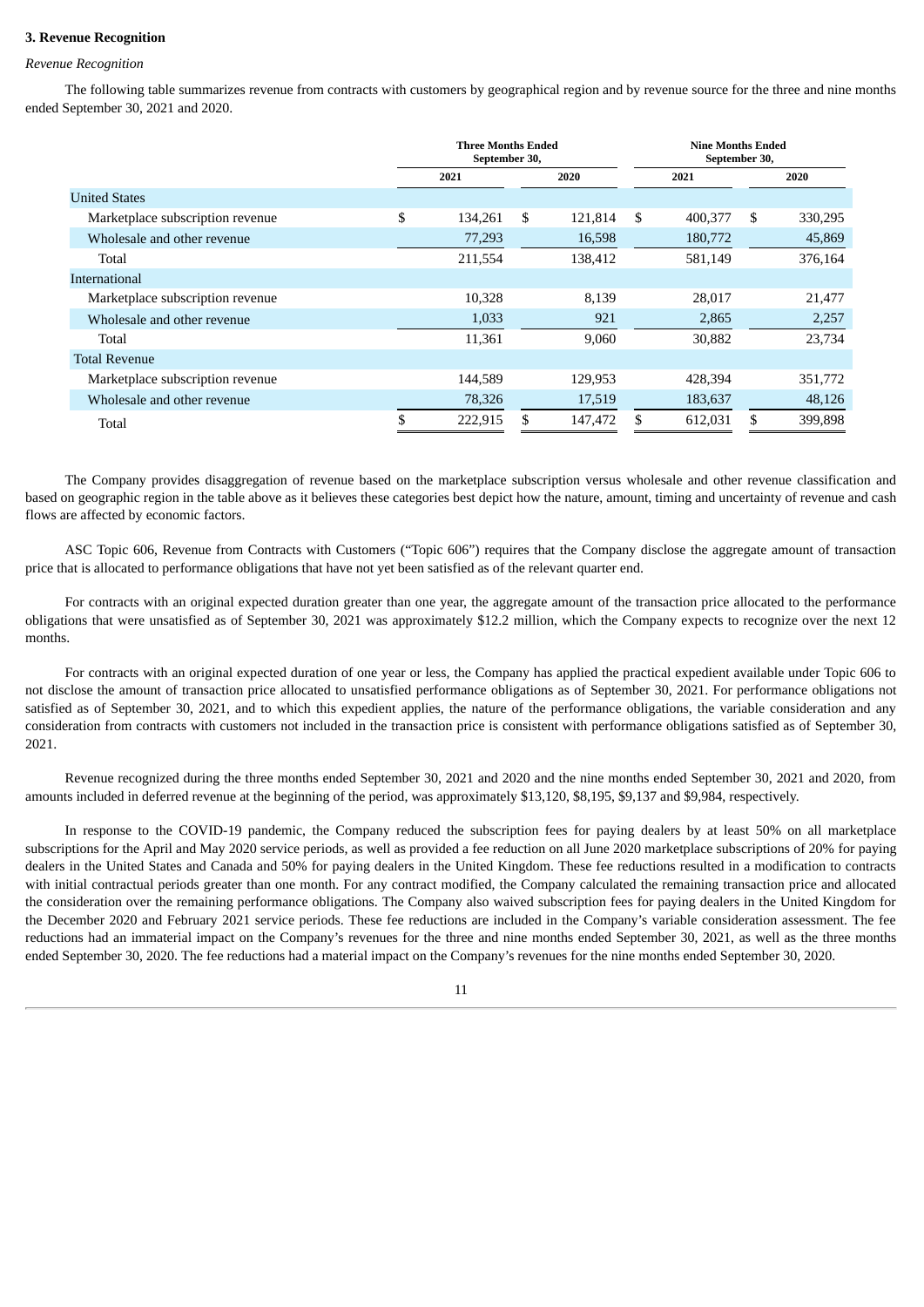**3. Revenue Recognition**

*Revenue Recognition*

The following table summarizes revenue from contracts with customers by geographical region and by revenue source for the three and nine months ended September 30, 2021 and 2020.

| | Three Months Ended September 30, | | Nine Months Ended September 30, | |
|---|---|---|---|---|
| | 2021 | 2020 | 2021 | 2020 |
| United States | | | | |
| Marketplace subscription revenue | $ 134,261 | $ 121,814 | $ 400,377 | $ 330,295 |
| Wholesale and other revenue | 77,293 | 16,598 | 180,772 | 45,869 |
| Total | 211,554 | 138,412 | 581,149 | 376,164 |
| International | | | | |
| Marketplace subscription revenue | 10,328 | 8,139 | 28,017 | 21,477 |
| Wholesale and other revenue | 1,033 | 921 | 2,865 | 2,257 |
| Total | 11,361 | 9,060 | 30,882 | 23,734 |
| Total Revenue | | | | |
| Marketplace subscription revenue | 144,589 | 129,953 | 428,394 | 351,772 |
| Wholesale and other revenue | 78,326 | 17,519 | 183,637 | 48,126 |
| Total | $ 222,915 | $ 147,472 | $ 612,031 | $ 399,898 |

The Company provides disaggregation of revenue based on the marketplace subscription versus wholesale and other revenue classification and based on geographic region in the table above as it believes these categories best depict how the nature, amount, timing and uncertainty of revenue and cash flows are affected by economic factors.

ASC Topic 606, Revenue from Contracts with Customers ("Topic 606") requires that the Company disclose the aggregate amount of transaction price that is allocated to performance obligations that have not yet been satisfied as of the relevant quarter end.

For contracts with an original expected duration greater than one year, the aggregate amount of the transaction price allocated to the performance obligations that were unsatisfied as of September 30, 2021 was approximately $12.2 million, which the Company expects to recognize over the next 12 months.

For contracts with an original expected duration of one year or less, the Company has applied the practical expedient available under Topic 606 to not disclose the amount of transaction price allocated to unsatisfied performance obligations as of September 30, 2021. For performance obligations not satisfied as of September 30, 2021, and to which this expedient applies, the nature of the performance obligations, the variable consideration and any consideration from contracts with customers not included in the transaction price is consistent with performance obligations satisfied as of September 30, 2021.

Revenue recognized during the three months ended September 30, 2021 and 2020 and the nine months ended September 30, 2021 and 2020, from amounts included in deferred revenue at the beginning of the period, was approximately $13,120, $8,195, $9,137 and $9,984, respectively.

In response to the COVID-19 pandemic, the Company reduced the subscription fees for paying dealers by at least 50% on all marketplace subscriptions for the April and May 2020 service periods, as well as provided a fee reduction on all June 2020 marketplace subscriptions of 20% for paying dealers in the United States and Canada and 50% for paying dealers in the United Kingdom. These fee reductions resulted in a modification to contracts with initial contractual periods greater than one month. For any contract modified, the Company calculated the remaining transaction price and allocated the consideration over the remaining performance obligations. The Company also waived subscription fees for paying dealers in the United Kingdom for the December 2020 and February 2021 service periods. These fee reductions are included in the Company's variable consideration assessment. The fee reductions had an immaterial impact on the Company's revenues for the three and nine months ended September 30, 2021, as well as the three months ended September 30, 2020. The fee reductions had a material impact on the Company's revenues for the nine months ended September 30, 2020.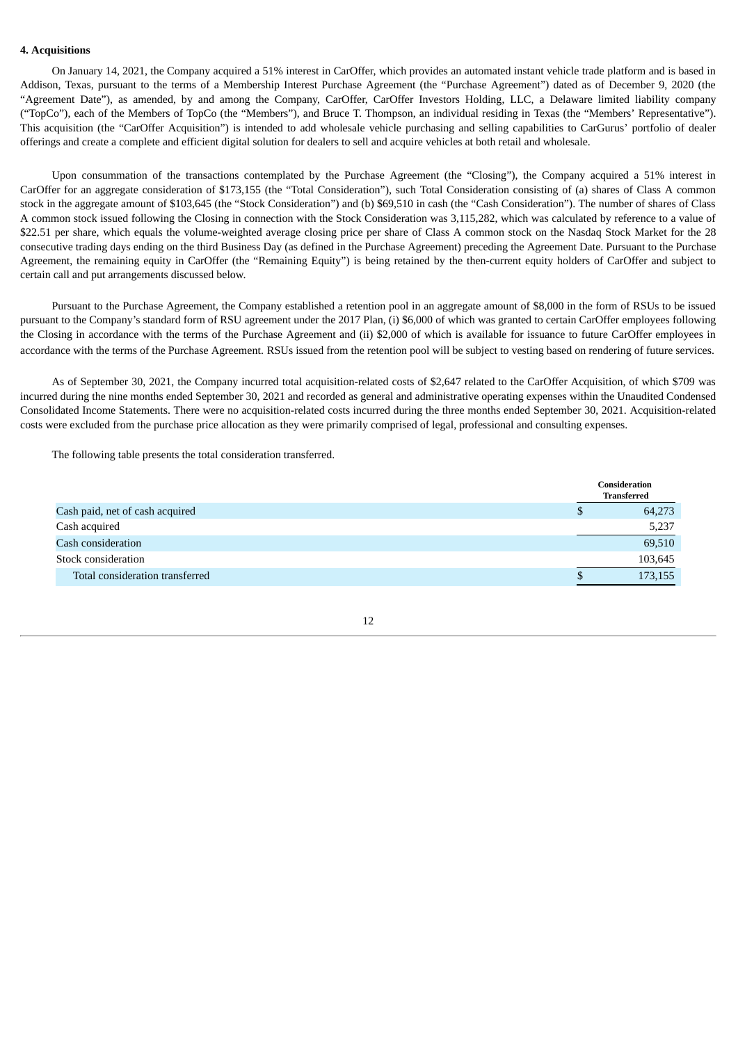**4. Acquisitions**

On January 14, 2021, the Company acquired a 51% interest in CarOffer, which provides an automated instant vehicle trade platform and is based in Addison, Texas, pursuant to the terms of a Membership Interest Purchase Agreement (the "Purchase Agreement") dated as of December 9, 2020 (the "Agreement Date"), as amended, by and among the Company, CarOffer, CarOffer Investors Holding, LLC, a Delaware limited liability company ("TopCo"), each of the Members of TopCo (the "Members"), and Bruce T. Thompson, an individual residing in Texas (the "Members' Representative"). This acquisition (the "CarOffer Acquisition") is intended to add wholesale vehicle purchasing and selling capabilities to CarGurus' portfolio of dealer offerings and create a complete and efficient digital solution for dealers to sell and acquire vehicles at both retail and wholesale.

Upon consummation of the transactions contemplated by the Purchase Agreement (the "Closing"), the Company acquired a 51% interest in CarOffer for an aggregate consideration of $173,155 (the "Total Consideration"), such Total Consideration consisting of (a) shares of Class A common stock in the aggregate amount of $103,645 (the "Stock Consideration") and (b) $69,510 in cash (the "Cash Consideration"). The number of shares of Class A common stock issued following the Closing in connection with the Stock Consideration was 3,115,282, which was calculated by reference to a value of $22.51 per share, which equals the volume-weighted average closing price per share of Class A common stock on the Nasdaq Stock Market for the 28 consecutive trading days ending on the third Business Day (as defined in the Purchase Agreement) preceding the Agreement Date. Pursuant to the Purchase Agreement, the remaining equity in CarOffer (the "Remaining Equity") is being retained by the then-current equity holders of CarOffer and subject to certain call and put arrangements discussed below.

Pursuant to the Purchase Agreement, the Company established a retention pool in an aggregate amount of $8,000 in the form of RSUs to be issued pursuant to the Company's standard form of RSU agreement under the 2017 Plan, (i) $6,000 of which was granted to certain CarOffer employees following the Closing in accordance with the terms of the Purchase Agreement and (ii) $2,000 of which is available for issuance to future CarOffer employees in accordance with the terms of the Purchase Agreement. RSUs issued from the retention pool will be subject to vesting based on rendering of future services.

As of September 30, 2021, the Company incurred total acquisition-related costs of $2,647 related to the CarOffer Acquisition, of which $709 was incurred during the nine months ended September 30, 2021 and recorded as general and administrative operating expenses within the Unaudited Condensed Consolidated Income Statements. There were no acquisition-related costs incurred during the three months ended September 30, 2021. Acquisition-related costs were excluded from the purchase price allocation as they were primarily comprised of legal, professional and consulting expenses.

The following table presents the total consideration transferred.

| | Consideration Transferred |
|---|---|
| Cash paid, net of cash acquired | $ 64,273 |
| Cash acquired | 5,237 |
| Cash consideration | 69,510 |
| Stock consideration | 103,645 |
| Total consideration transferred | $ 173,155 |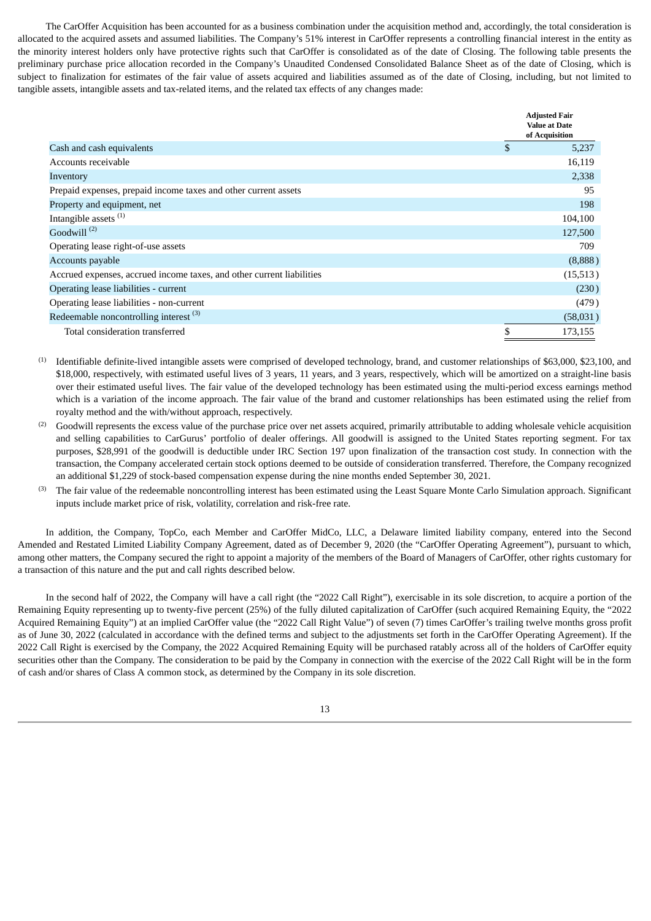The CarOffer Acquisition has been accounted for as a business combination under the acquisition method and, accordingly, the total consideration is allocated to the acquired assets and assumed liabilities. The Company's 51% interest in CarOffer represents a controlling financial interest in the entity as the minority interest holders only have protective rights such that CarOffer is consolidated as of the date of Closing. The following table presents the preliminary purchase price allocation recorded in the Company's Unaudited Condensed Consolidated Balance Sheet as of the date of Closing, which is subject to finalization for estimates of the fair value of assets acquired and liabilities assumed as of the date of Closing, including, but not limited to tangible assets, intangible assets and tax-related items, and the related tax effects of any changes made:

| | Adjusted Fair Value at Date of Acquisition |
|---|---|
| Cash and cash equivalents | $ 5,237 |
| Accounts receivable | 16,119 |
| Inventory | 2,338 |
| Prepaid expenses, prepaid income taxes and other current assets | 95 |
| Property and equipment, net | 198 |
| Intangible assets [(1)] | 104,100 |
| Goodwill [(2)] | 127,500 |
| Operating lease right-of-use assets | 709 |
| Accounts payable | (8,888) |
| Accrued expenses, accrued income taxes, and other current liabilities | (15,513) |
| Operating lease liabilities - current | (230) |
| Operating lease liabilities - non-current | (479) |
| Redeemable noncontrolling interest [(3)] | (58,031) |
| Total consideration transferred | $ 173,155 |

(1) Identifiable definite-lived intangible assets were comprised of developed technology, brand, and customer relationships of $63,000, $23,100, and $18,000, respectively, with estimated useful lives of 3 years, 11 years, and 3 years, respectively, which will be amortized on a straight-line basis over their estimated useful lives. The fair value of the developed technology has been estimated using the multi-period excess earnings method which is a variation of the income approach. The fair value of the brand and customer relationships has been estimated using the relief from royalty method and the with/without approach, respectively.

(2) Goodwill represents the excess value of the purchase price over net assets acquired, primarily attributable to adding wholesale vehicle acquisition and selling capabilities to CarGurus' portfolio of dealer offerings. All goodwill is assigned to the United States reporting segment. For tax purposes, $28,991 of the goodwill is deductible under IRC Section 197 upon finalization of the transaction cost study. In connection with the transaction, the Company accelerated certain stock options deemed to be outside of consideration transferred. Therefore, the Company recognized an additional $1,229 of stock-based compensation expense during the nine months ended September 30, 2021.

(3) The fair value of the redeemable noncontrolling interest has been estimated using the Least Square Monte Carlo Simulation approach. Significant inputs include market price of risk, volatility, correlation and risk-free rate.

In addition, the Company, TopCo, each Member and CarOffer MidCo, LLC, a Delaware limited liability company, entered into the Second Amended and Restated Limited Liability Company Agreement, dated as of December 9, 2020 (the "CarOffer Operating Agreement"), pursuant to which, among other matters, the Company secured the right to appoint a majority of the members of the Board of Managers of CarOffer, other rights customary for a transaction of this nature and the put and call rights described below.

In the second half of 2022, the Company will have a call right (the "2022 Call Right"), exercisable in its sole discretion, to acquire a portion of the Remaining Equity representing up to twenty-five percent (25%) of the fully diluted capitalization of CarOffer (such acquired Remaining Equity, the "2022 Acquired Remaining Equity") at an implied CarOffer value (the "2022 Call Right Value") of seven (7) times CarOffer's trailing twelve months gross profit as of June 30, 2022 (calculated in accordance with the defined terms and subject to the adjustments set forth in the CarOffer Operating Agreement). If the 2022 Call Right is exercised by the Company, the 2022 Acquired Remaining Equity will be purchased ratably across all of the holders of CarOffer equity securities other than the Company. The consideration to be paid by the Company in connection with the exercise of the 2022 Call Right will be in the form of cash and/or shares of Class A common stock, as determined by the Company in its sole discretion.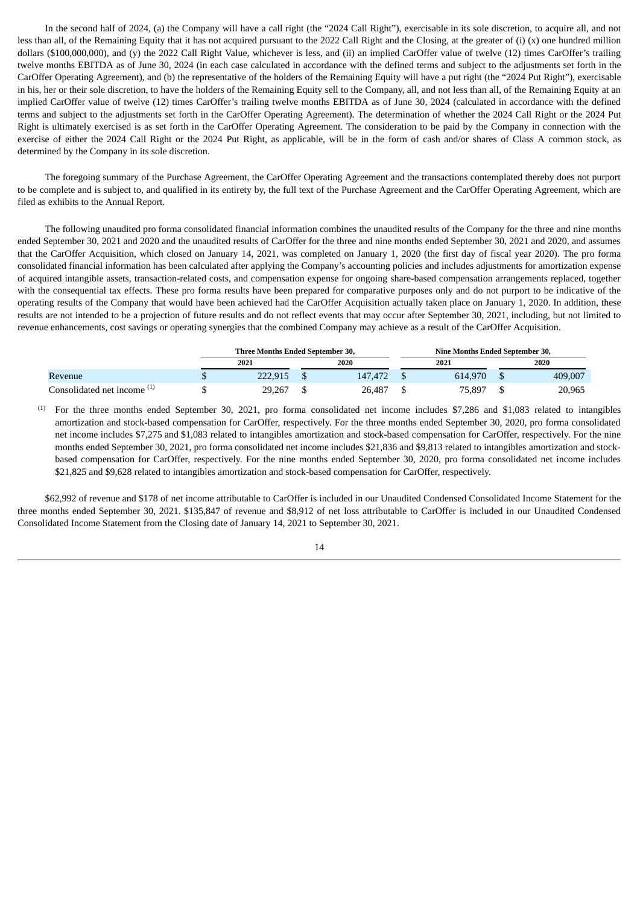In the second half of 2024, (a) the Company will have a call right (the "2024 Call Right"), exercisable in its sole discretion, to acquire all, and not less than all, of the Remaining Equity that it has not acquired pursuant to the 2022 Call Right and the Closing, at the greater of (i) (x) one hundred million dollars ($100,000,000), and (y) the 2022 Call Right Value, whichever is less, and (ii) an implied CarOffer value of twelve (12) times CarOffer's trailing twelve months EBITDA as of June 30, 2024 (in each case calculated in accordance with the defined terms and subject to the adjustments set forth in the CarOffer Operating Agreement), and (b) the representative of the holders of the Remaining Equity will have a put right (the "2024 Put Right"), exercisable in his, her or their sole discretion, to have the holders of the Remaining Equity sell to the Company, all, and not less than all, of the Remaining Equity at an implied CarOffer value of twelve (12) times CarOffer's trailing twelve months EBITDA as of June 30, 2024 (calculated in accordance with the defined terms and subject to the adjustments set forth in the CarOffer Operating Agreement). The determination of whether the 2024 Call Right or the 2024 Put Right is ultimately exercised is as set forth in the CarOffer Operating Agreement. The consideration to be paid by the Company in connection with the exercise of either the 2024 Call Right or the 2024 Put Right, as applicable, will be in the form of cash and/or shares of Class A common stock, as determined by the Company in its sole discretion.

The foregoing summary of the Purchase Agreement, the CarOffer Operating Agreement and the transactions contemplated thereby does not purport to be complete and is subject to, and qualified in its entirety by, the full text of the Purchase Agreement and the CarOffer Operating Agreement, which are filed as exhibits to the Annual Report.

The following unaudited pro forma consolidated financial information combines the unaudited results of the Company for the three and nine months ended September 30, 2021 and 2020 and the unaudited results of CarOffer for the three and nine months ended September 30, 2021 and 2020, and assumes that the CarOffer Acquisition, which closed on January 14, 2021, was completed on January 1, 2020 (the first day of fiscal year 2020). The pro forma consolidated financial information has been calculated after applying the Company's accounting policies and includes adjustments for amortization expense of acquired intangible assets, transaction-related costs, and compensation expense for ongoing share-based compensation arrangements replaced, together with the consequential tax effects. These pro forma results have been prepared for comparative purposes only and do not purport to be indicative of the operating results of the Company that would have been achieved had the CarOffer Acquisition actually taken place on January 1, 2020. In addition, these results are not intended to be a projection of future results and do not reflect events that may occur after September 30, 2021, including, but not limited to revenue enhancements, cost savings or operating synergies that the combined Company may achieve as a result of the CarOffer Acquisition.

| | Three Months Ended September 30, | | Nine Months Ended September 30, | |
|---|---|---|---|---|
| | 2021 | 2020 | 2021 | 2020 |
| Revenue | $ 222,915 | $ 147,472 | $ 614,970 | $ 409,007 |
| Consolidated net income [(1)] | $ 29,267 | $ 26,487 | $ 75,897 | $ 20,965 |

(1) For the three months ended September 30, 2021, pro forma consolidated net income includes $7,286 and $1,083 related to intangibles amortization and stock-based compensation for CarOffer, respectively. For the three months ended September 30, 2020, pro forma consolidated net income includes $7,275 and $1,083 related to intangibles amortization and stock-based compensation for CarOffer, respectively. For the nine months ended September 30, 2021, pro forma consolidated net income includes $21,836 and $9,813 related to intangibles amortization and stock-based compensation for CarOffer, respectively. For the nine months ended September 30, 2020, pro forma consolidated net income includes $21,825 and $9,628 related to intangibles amortization and stock-based compensation for CarOffer, respectively.

$62,992 of revenue and $178 of net income attributable to CarOffer is included in our Unaudited Condensed Consolidated Income Statement for the three months ended September 30, 2021. $135,847 of revenue and $8,912 of net loss attributable to CarOffer is included in our Unaudited Condensed Consolidated Income Statement from the Closing date of January 14, 2021 to September 30, 2021.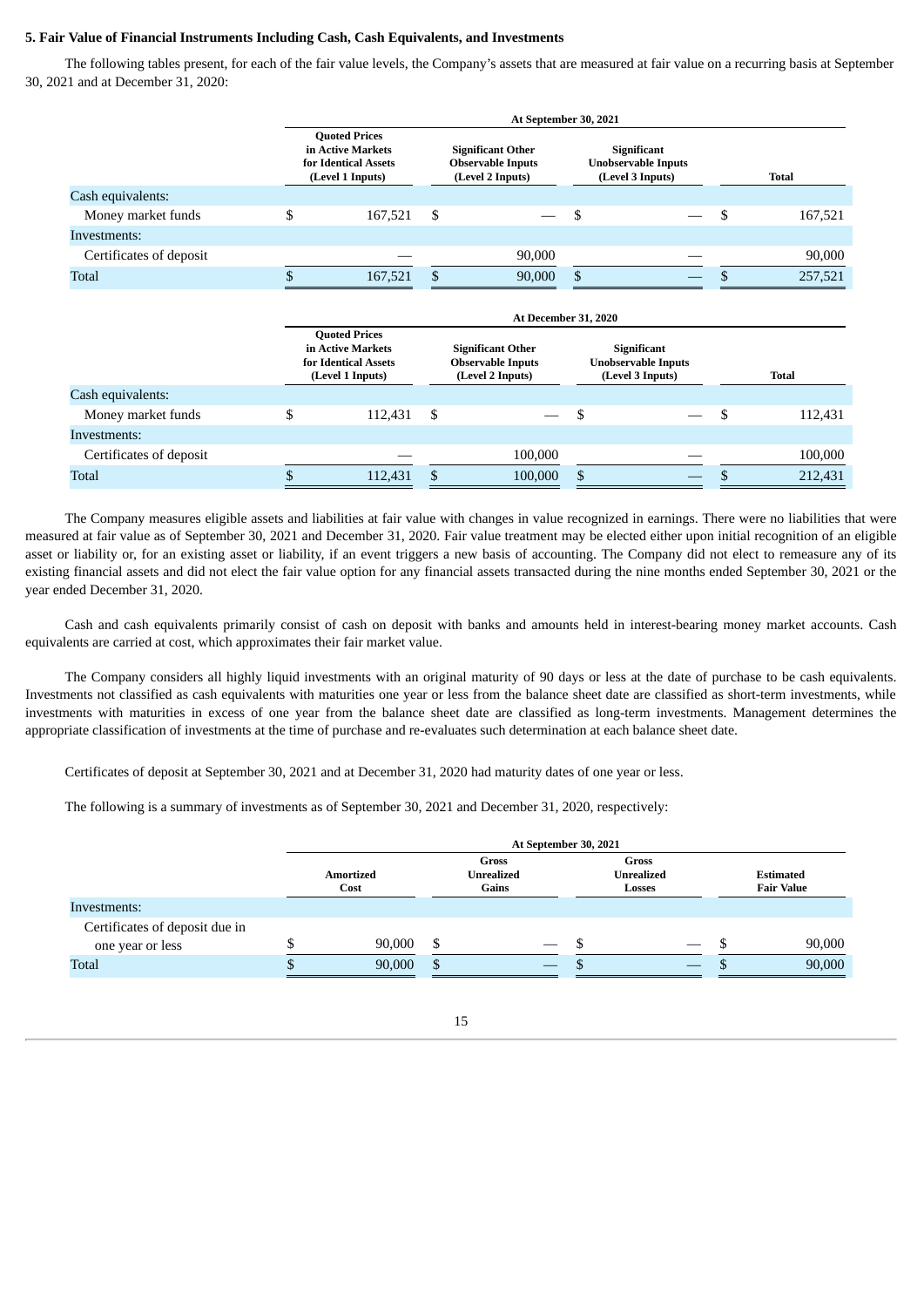**5. Fair Value of Financial Instruments Including Cash, Cash Equivalents, and Investments**

The following tables present, for each of the fair value levels, the Company's assets that are measured at fair value on a recurring basis at September 30, 2021 and at December 31, 2020:

| | At September 30, 2021 | | | |
|---|---|---|---|---|
| | Quoted Prices in Active Markets for Identical Assets (Level 1 Inputs) | Significant Other Observable Inputs (Level 2 Inputs) | Significant Unobservable Inputs (Level 3 Inputs) | Total |
| Cash equivalents: | | | | |
| Money market funds | $ 167,521 | $ — | $ — | $ 167,521 |
| Investments: | | | | |
| Certificates of deposit | — | 90,000 | — | 90,000 |
| Total | $ 167,521 | $ 90,000 | $ — | $ 257,521 |

| | At December 31, 2020 | | | |
|---|---|---|---|---|
| | Quoted Prices in Active Markets for Identical Assets (Level 1 Inputs) | Significant Other Observable Inputs (Level 2 Inputs) | Significant Unobservable Inputs (Level 3 Inputs) | Total |
| Cash equivalents: | | | | |
| Money market funds | $ 112,431 | $ — | $ — | $ 112,431 |
| Investments: | | | | |
| Certificates of deposit | — | 100,000 | — | 100,000 |
| Total | $ 112,431 | $ 100,000 | $ — | $ 212,431 |

The Company measures eligible assets and liabilities at fair value with changes in value recognized in earnings. There were no liabilities that were measured at fair value as of September 30, 2021 and December 31, 2020. Fair value treatment may be elected either upon initial recognition of an eligible asset or liability or, for an existing asset or liability, if an event triggers a new basis of accounting. The Company did not elect to remeasure any of its existing financial assets and did not elect the fair value option for any financial assets transacted during the nine months ended September 30, 2021 or the year ended December 31, 2020.

Cash and cash equivalents primarily consist of cash on deposit with banks and amounts held in interest-bearing money market accounts. Cash equivalents are carried at cost, which approximates their fair market value.

The Company considers all highly liquid investments with an original maturity of 90 days or less at the date of purchase to be cash equivalents. Investments not classified as cash equivalents with maturities one year or less from the balance sheet date are classified as short-term investments, while investments with maturities in excess of one year from the balance sheet date are classified as long-term investments. Management determines the appropriate classification of investments at the time of purchase and re-evaluates such determination at each balance sheet date.

Certificates of deposit at September 30, 2021 and at December 31, 2020 had maturity dates of one year or less.

The following is a summary of investments as of September 30, 2021 and December 31, 2020, respectively:

| | At September 30, 2021 | | | |
|---|---|---|---|---|
| | Amortized Cost | Gross Unrealized Gains | Gross Unrealized Losses | Estimated Fair Value |
| Investments: | | | | |
| Certificates of deposit due in one year or less | $ 90,000 | $ — | $ — | $ 90,000 |
| Total | $ 90,000 | $ — | $ — | $ 90,000 |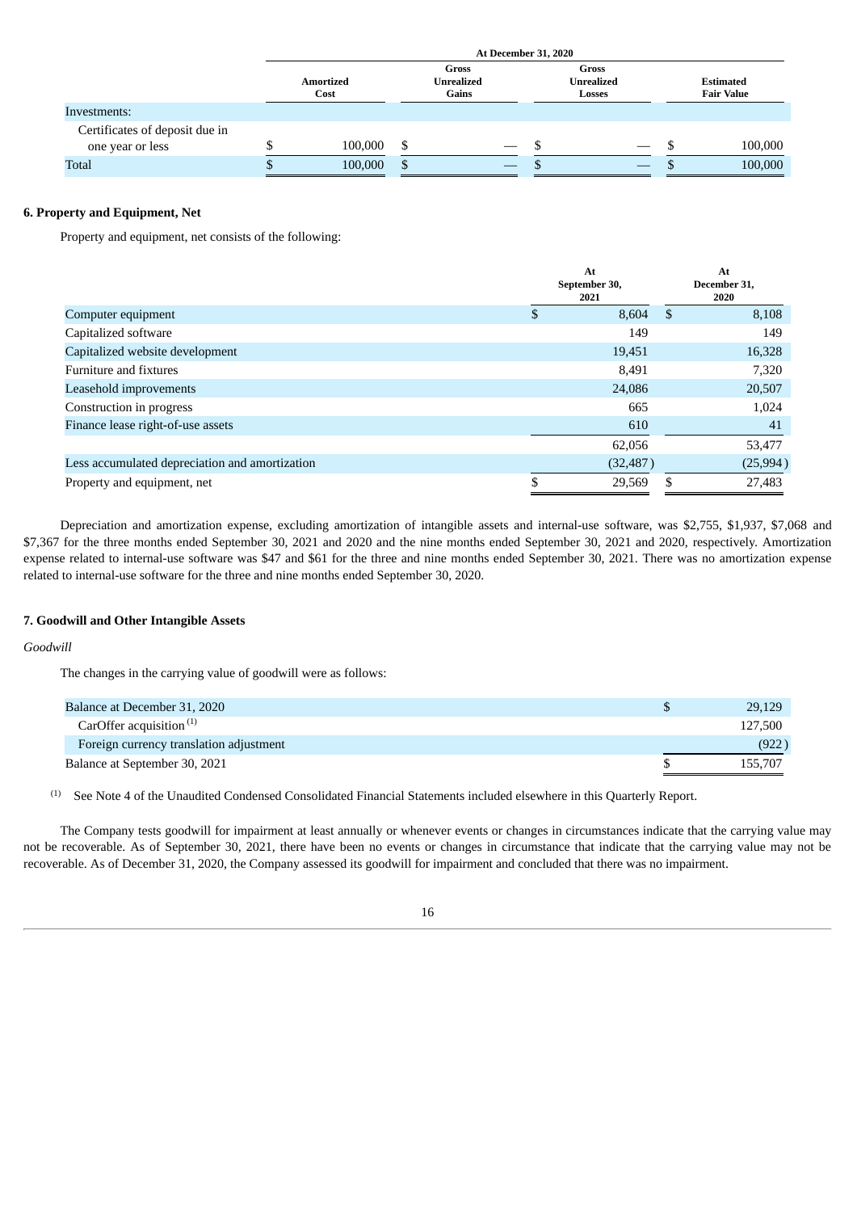| | At December 31, 2020 | | | |
|---|---|---|---|---|
| | Amortized Cost | Gross Unrealized Gains | Gross Unrealized Losses | Estimated Fair Value |
| Investments: | | | | |
| Certificates of deposit due in one year or less | $ 100,000 | $ — | $ — | $ 100,000 |
| Total | $ 100,000 | $ — | $ — | $ 100,000 |

**6. Property and Equipment, Net**

Property and equipment, net consists of the following:

| | At September 30, 2021 | At December 31, 2020 |
|---|---|---|
| Computer equipment | $ 8,604 | $ 8,108 |
| Capitalized software | 149 | 149 |
| Capitalized website development | 19,451 | 16,328 |
| Furniture and fixtures | 8,491 | 7,320 |
| Leasehold improvements | 24,086 | 20,507 |
| Construction in progress | 665 | 1,024 |
| Finance lease right-of-use assets | 610 | 41 |
| | 62,056 | 53,477 |
| Less accumulated depreciation and amortization | (32,487) | (25,994) |
| Property and equipment, net | $ 29,569 | $ 27,483 |

Depreciation and amortization expense, excluding amortization of intangible assets and internal-use software, was $2,755, $1,937, $7,068 and $7,367 for the three months ended September 30, 2021 and 2020 and the nine months ended September 30, 2021 and 2020, respectively. Amortization expense related to internal-use software was $47 and $61 for the three and nine months ended September 30, 2021. There was no amortization expense related to internal-use software for the three and nine months ended September 30, 2020.

**7. Goodwill and Other Intangible Assets**

*Goodwill*

The changes in the carrying value of goodwill were as follows:

| | |
|---|---|
| Balance at December 31, 2020 | $ 29,129 |
| CarOffer acquisition [(1)] | 127,500 |
| Foreign currency translation adjustment | (922) |
| Balance at September 30, 2021 | $ 155,707 |

(1) See Note 4 of the Unaudited Condensed Consolidated Financial Statements included elsewhere in this Quarterly Report.

The Company tests goodwill for impairment at least annually or whenever events or changes in circumstances indicate that the carrying value may not be recoverable. As of September 30, 2021, there have been no events or changes in circumstance that indicate that the carrying value may not be recoverable. As of December 31, 2020, the Company assessed its goodwill for impairment and concluded that there was no impairment.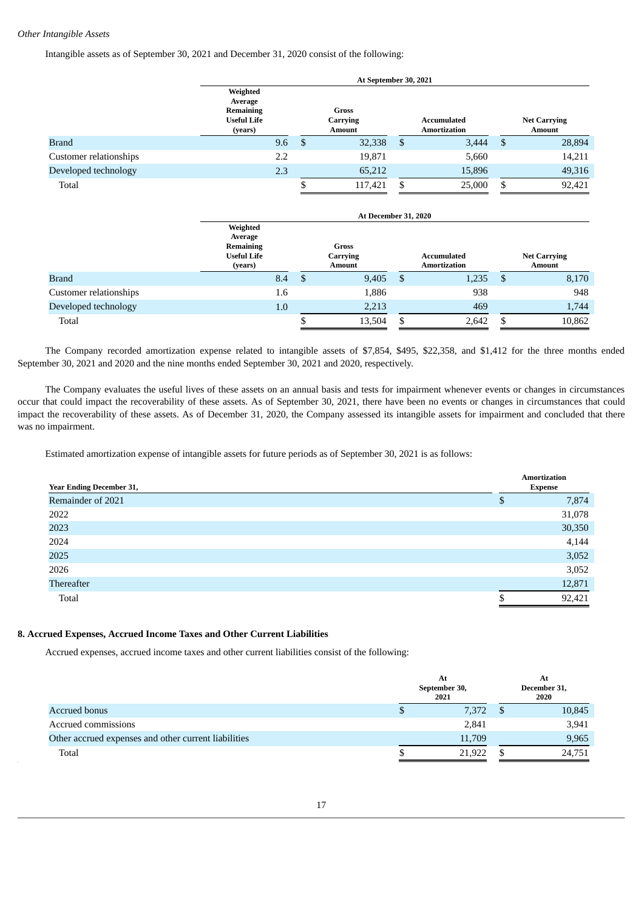*Other Intangible Assets*

Intangible assets as of September 30, 2021 and December 31, 2020 consist of the following:

| | At September 30, 2021 | | | |
|---|---|---|---|---|
| | Weighted Average Remaining Useful Life (years) | Gross Carrying Amount | Accumulated Amortization | Net Carrying Amount |
| Brand | 9.6 | $ 32,338 | $ 3,444 | $ 28,894 |
| Customer relationships | 2.2 | 19,871 | 5,660 | 14,211 |
| Developed technology | 2.3 | 65,212 | 15,896 | 49,316 |
| Total | | $ 117,421 | $ 25,000 | $ 92,421 |

| | At December 31, 2020 | | | |
|---|---|---|---|---|
| | Weighted Average Remaining Useful Life (years) | Gross Carrying Amount | Accumulated Amortization | Net Carrying Amount |
| Brand | 8.4 | $ 9,405 | $ 1,235 | $ 8,170 |
| Customer relationships | 1.6 | 1,886 | 938 | 948 |
| Developed technology | 1.0 | 2,213 | 469 | 1,744 |
| Total | | $ 13,504 | $ 2,642 | $ 10,862 |

The Company recorded amortization expense related to intangible assets of $7,854, $495, $22,358, and $1,412 for the three months ended September 30, 2021 and 2020 and the nine months ended September 30, 2021 and 2020, respectively.

The Company evaluates the useful lives of these assets on an annual basis and tests for impairment whenever events or changes in circumstances occur that could impact the recoverability of these assets. As of September 30, 2021, there have been no events or changes in circumstances that could impact the recoverability of these assets. As of December 31, 2020, the Company assessed its intangible assets for impairment and concluded that there was no impairment.

Estimated amortization expense of intangible assets for future periods as of September 30, 2021 is as follows:

| Year Ending December 31, | Amortization Expense |
|---|---|
| Remainder of 2021 | $ 7,874 |
| 2022 | 31,078 |
| 2023 | 30,350 |
| 2024 | 4,144 |
| 2025 | 3,052 |
| 2026 | 3,052 |
| Thereafter | 12,871 |
| Total | $ 92,421 |

**8. Accrued Expenses, Accrued Income Taxes and Other Current Liabilities**

Accrued expenses, accrued income taxes and other current liabilities consist of the following:

| | At September 30, 2021 | At December 31, 2020 |
|---|---|---|
| Accrued bonus | $ 7,372 | $ 10,845 |
| Accrued commissions | 2,841 | 3,941 |
| Other accrued expenses and other current liabilities | 11,709 | 9,965 |
| Total | $ 21,922 | $ 24,751 |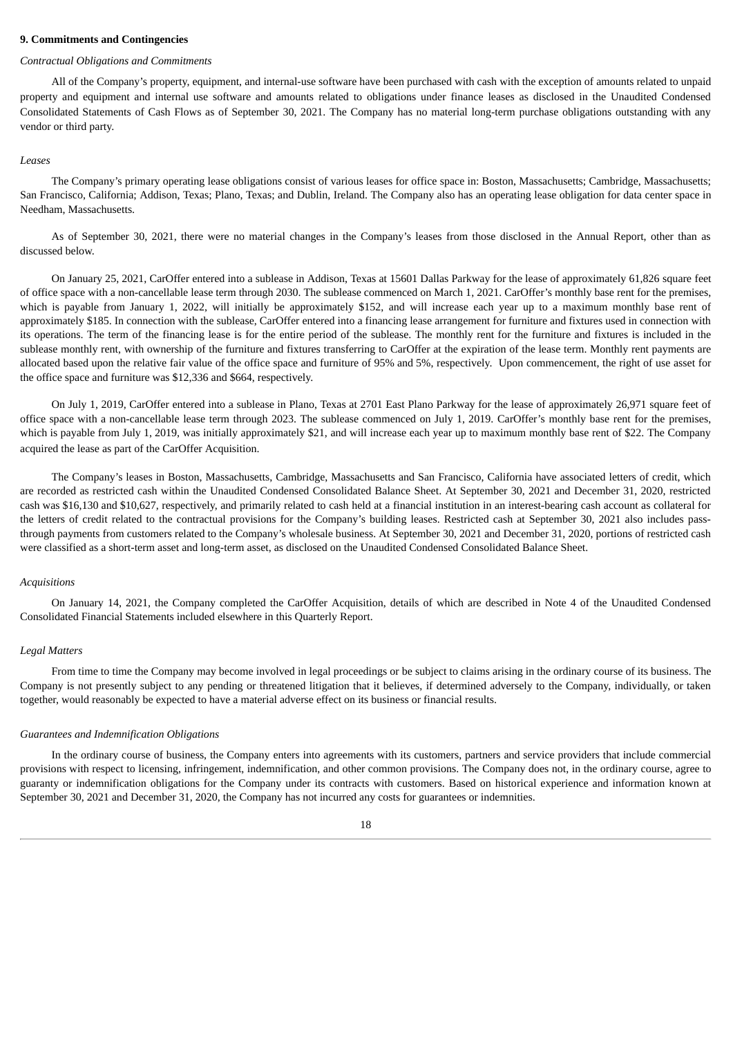## 9. Commitments and Contingencies

*Contractual Obligations and Commitments*

All of the Company's property, equipment, and internal-use software have been purchased with cash with the exception of amounts related to unpaid property and equipment and internal use software and amounts related to obligations under finance leases as disclosed in the Unaudited Condensed Consolidated Statements of Cash Flows as of September 30, 2021. The Company has no material long-term purchase obligations outstanding with any vendor or third party.

*Leases*

The Company's primary operating lease obligations consist of various leases for office space in: Boston, Massachusetts; Cambridge, Massachusetts; San Francisco, California; Addison, Texas; Plano, Texas; and Dublin, Ireland. The Company also has an operating lease obligation for data center space in Needham, Massachusetts.

As of September 30, 2021, there were no material changes in the Company's leases from those disclosed in the Annual Report, other than as discussed below.

On January 25, 2021, CarOffer entered into a sublease in Addison, Texas at 15601 Dallas Parkway for the lease of approximately 61,826 square feet of office space with a non-cancellable lease term through 2030. The sublease commenced on March 1, 2021. CarOffer's monthly base rent for the premises, which is payable from January 1, 2022, will initially be approximately $152, and will increase each year up to a maximum monthly base rent of approximately $185. In connection with the sublease, CarOffer entered into a financing lease arrangement for furniture and fixtures used in connection with its operations. The term of the financing lease is for the entire period of the sublease. The monthly rent for the furniture and fixtures is included in the sublease monthly rent, with ownership of the furniture and fixtures transferring to CarOffer at the expiration of the lease term. Monthly rent payments are allocated based upon the relative fair value of the office space and furniture of 95% and 5%, respectively. Upon commencement, the right of use asset for the office space and furniture was $12,336 and $664, respectively.

On July 1, 2019, CarOffer entered into a sublease in Plano, Texas at 2701 East Plano Parkway for the lease of approximately 26,971 square feet of office space with a non-cancellable lease term through 2023. The sublease commenced on July 1, 2019. CarOffer's monthly base rent for the premises, which is payable from July 1, 2019, was initially approximately $21, and will increase each year up to maximum monthly base rent of $22. The Company acquired the lease as part of the CarOffer Acquisition.

The Company's leases in Boston, Massachusetts, Cambridge, Massachusetts and San Francisco, California have associated letters of credit, which are recorded as restricted cash within the Unaudited Condensed Consolidated Balance Sheet. At September 30, 2021 and December 31, 2020, restricted cash was $16,130 and $10,627, respectively, and primarily related to cash held at a financial institution in an interest-bearing cash account as collateral for the letters of credit related to the contractual provisions for the Company's building leases. Restricted cash at September 30, 2021 also includes pass-through payments from customers related to the Company's wholesale business. At September 30, 2021 and December 31, 2020, portions of restricted cash were classified as a short-term asset and long-term asset, as disclosed on the Unaudited Condensed Consolidated Balance Sheet.

*Acquisitions*

On January 14, 2021, the Company completed the CarOffer Acquisition, details of which are described in Note 4 of the Unaudited Condensed Consolidated Financial Statements included elsewhere in this Quarterly Report.

*Legal Matters*

From time to time the Company may become involved in legal proceedings or be subject to claims arising in the ordinary course of its business. The Company is not presently subject to any pending or threatened litigation that it believes, if determined adversely to the Company, individually, or taken together, would reasonably be expected to have a material adverse effect on its business or financial results.

*Guarantees and Indemnification Obligations*

In the ordinary course of business, the Company enters into agreements with its customers, partners and service providers that include commercial provisions with respect to licensing, infringement, indemnification, and other common provisions. The Company does not, in the ordinary course, agree to guaranty or indemnification obligations for the Company under its contracts with customers. Based on historical experience and information known at September 30, 2021 and December 31, 2020, the Company has not incurred any costs for guarantees or indemnities.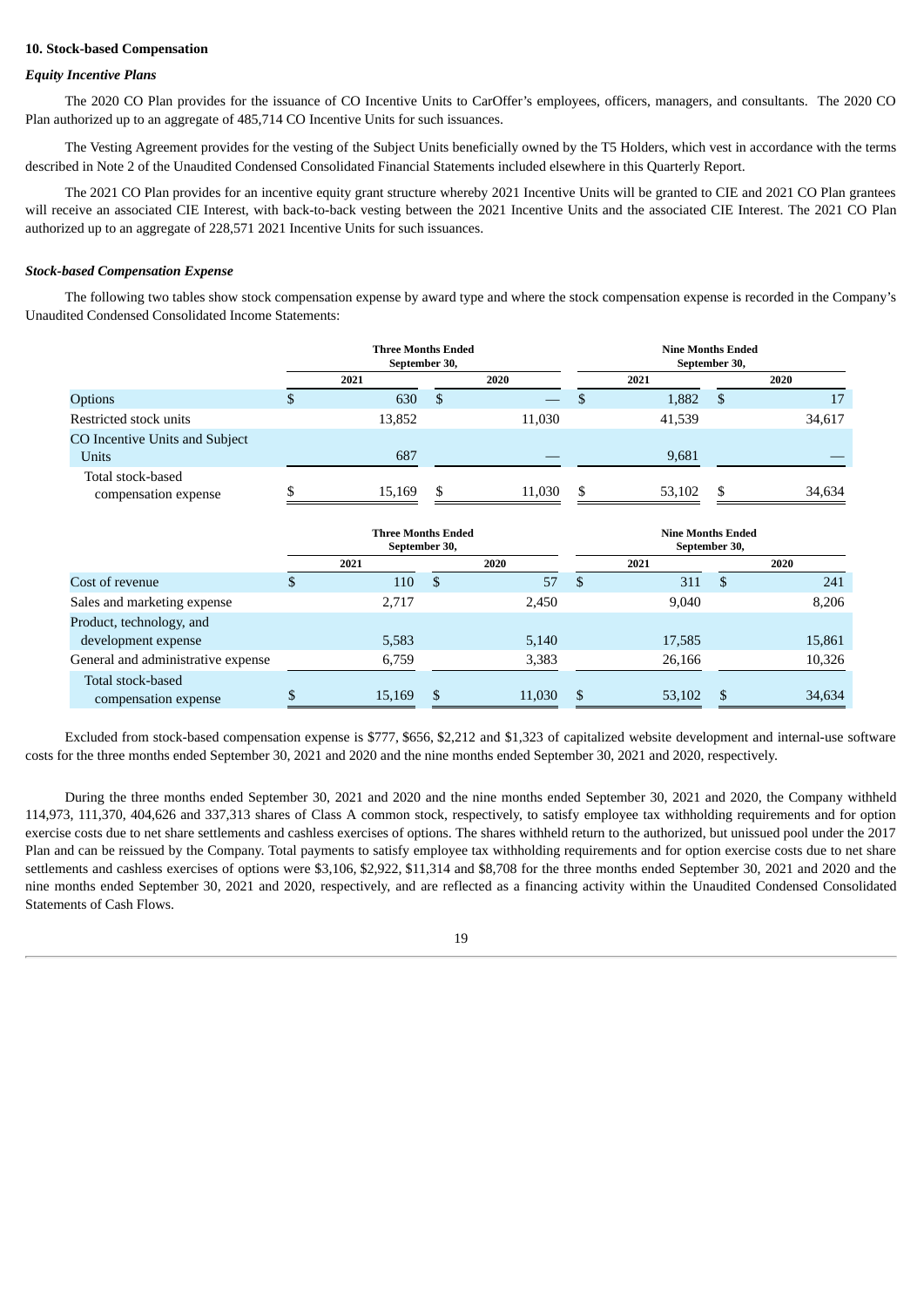## 10. Stock-based Compensation

### *Equity Incentive Plans*

The 2020 CO Plan provides for the issuance of CO Incentive Units to CarOffer's employees, officers, managers, and consultants. The 2020 CO Plan authorized up to an aggregate of 485,714 CO Incentive Units for such issuances.

The Vesting Agreement provides for the vesting of the Subject Units beneficially owned by the T5 Holders, which vest in accordance with the terms described in Note 2 of the Unaudited Condensed Consolidated Financial Statements included elsewhere in this Quarterly Report.

The 2021 CO Plan provides for an incentive equity grant structure whereby 2021 Incentive Units will be granted to CIE and 2021 CO Plan grantees will receive an associated CIE Interest, with back-to-back vesting between the 2021 Incentive Units and the associated CIE Interest. The 2021 CO Plan authorized up to an aggregate of 228,571 2021 Incentive Units for such issuances.

### *Stock-based Compensation Expense*

The following two tables show stock compensation expense by award type and where the stock compensation expense is recorded in the Company's Unaudited Condensed Consolidated Income Statements:

| | Three Months Ended September 30, | | Nine Months Ended September 30, | |
|---|---|---|---|---|
| | 2021 | 2020 | 2021 | 2020 |
| Options | $ 630 | $ — | $ 1,882 | $ 17 |
| Restricted stock units | 13,852 | 11,030 | 41,539 | 34,617 |
| CO Incentive Units and Subject Units | 687 | — | 9,681 | — |
| Total stock-based compensation expense | $ 15,169 | $ 11,030 | $ 53,102 | $ 34,634 |

| | Three Months Ended September 30, | | Nine Months Ended September 30, | |
|---|---|---|---|---|
| | 2021 | 2020 | 2021 | 2020 |
| Cost of revenue | $ 110 | $ 57 | $ 311 | $ 241 |
| Sales and marketing expense | 2,717 | 2,450 | 9,040 | 8,206 |
| Product, technology, and development expense | 5,583 | 5,140 | 17,585 | 15,861 |
| General and administrative expense | 6,759 | 3,383 | 26,166 | 10,326 |
| Total stock-based compensation expense | $ 15,169 | $ 11,030 | $ 53,102 | $ 34,634 |

Excluded from stock-based compensation expense is $777, $656, $2,212 and $1,323 of capitalized website development and internal-use software costs for the three months ended September 30, 2021 and 2020 and the nine months ended September 30, 2021 and 2020, respectively.

During the three months ended September 30, 2021 and 2020 and the nine months ended September 30, 2021 and 2020, the Company withheld 114,973, 111,370, 404,626 and 337,313 shares of Class A common stock, respectively, to satisfy employee tax withholding requirements and for option exercise costs due to net share settlements and cashless exercises of options. The shares withheld return to the authorized, but unissued pool under the 2017 Plan and can be reissued by the Company. Total payments to satisfy employee tax withholding requirements and for option exercise costs due to net share settlements and cashless exercises of options were $3,106, $2,922, $11,314 and $8,708 for the three months ended September 30, 2021 and 2020 and the nine months ended September 30, 2021 and 2020, respectively, and are reflected as a financing activity within the Unaudited Condensed Consolidated Statements of Cash Flows.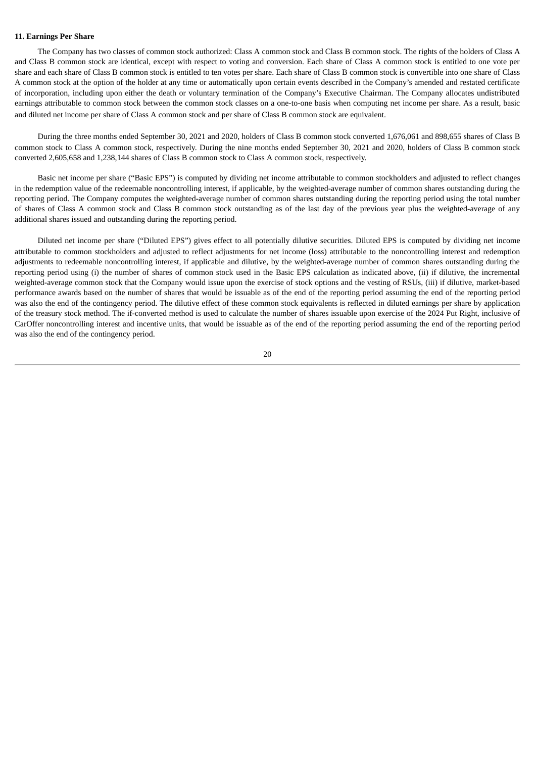**11. Earnings Per Share**

The Company has two classes of common stock authorized: Class A common stock and Class B common stock. The rights of the holders of Class A and Class B common stock are identical, except with respect to voting and conversion. Each share of Class A common stock is entitled to one vote per share and each share of Class B common stock is entitled to ten votes per share. Each share of Class B common stock is convertible into one share of Class A common stock at the option of the holder at any time or automatically upon certain events described in the Company's amended and restated certificate of incorporation, including upon either the death or voluntary termination of the Company's Executive Chairman. The Company allocates undistributed earnings attributable to common stock between the common stock classes on a one-to-one basis when computing net income per share. As a result, basic and diluted net income per share of Class A common stock and per share of Class B common stock are equivalent.

During the three months ended September 30, 2021 and 2020, holders of Class B common stock converted 1,676,061 and 898,655 shares of Class B common stock to Class A common stock, respectively. During the nine months ended September 30, 2021 and 2020, holders of Class B common stock converted 2,605,658 and 1,238,144 shares of Class B common stock to Class A common stock, respectively.

Basic net income per share ("Basic EPS") is computed by dividing net income attributable to common stockholders and adjusted to reflect changes in the redemption value of the redeemable noncontrolling interest, if applicable, by the weighted-average number of common shares outstanding during the reporting period. The Company computes the weighted-average number of common shares outstanding during the reporting period using the total number of shares of Class A common stock and Class B common stock outstanding as of the last day of the previous year plus the weighted-average of any additional shares issued and outstanding during the reporting period.

Diluted net income per share ("Diluted EPS") gives effect to all potentially dilutive securities. Diluted EPS is computed by dividing net income attributable to common stockholders and adjusted to reflect adjustments for net income (loss) attributable to the noncontrolling interest and redemption adjustments to redeemable noncontrolling interest, if applicable and dilutive, by the weighted-average number of common shares outstanding during the reporting period using (i) the number of shares of common stock used in the Basic EPS calculation as indicated above, (ii) if dilutive, the incremental weighted-average common stock that the Company would issue upon the exercise of stock options and the vesting of RSUs, (iii) if dilutive, market-based performance awards based on the number of shares that would be issuable as of the end of the reporting period assuming the end of the reporting period was also the end of the contingency period. The dilutive effect of these common stock equivalents is reflected in diluted earnings per share by application of the treasury stock method. The if-converted method is used to calculate the number of shares issuable upon exercise of the 2024 Put Right, inclusive of CarOffer noncontrolling interest and incentive units, that would be issuable as of the end of the reporting period assuming the end of the reporting period was also the end of the contingency period.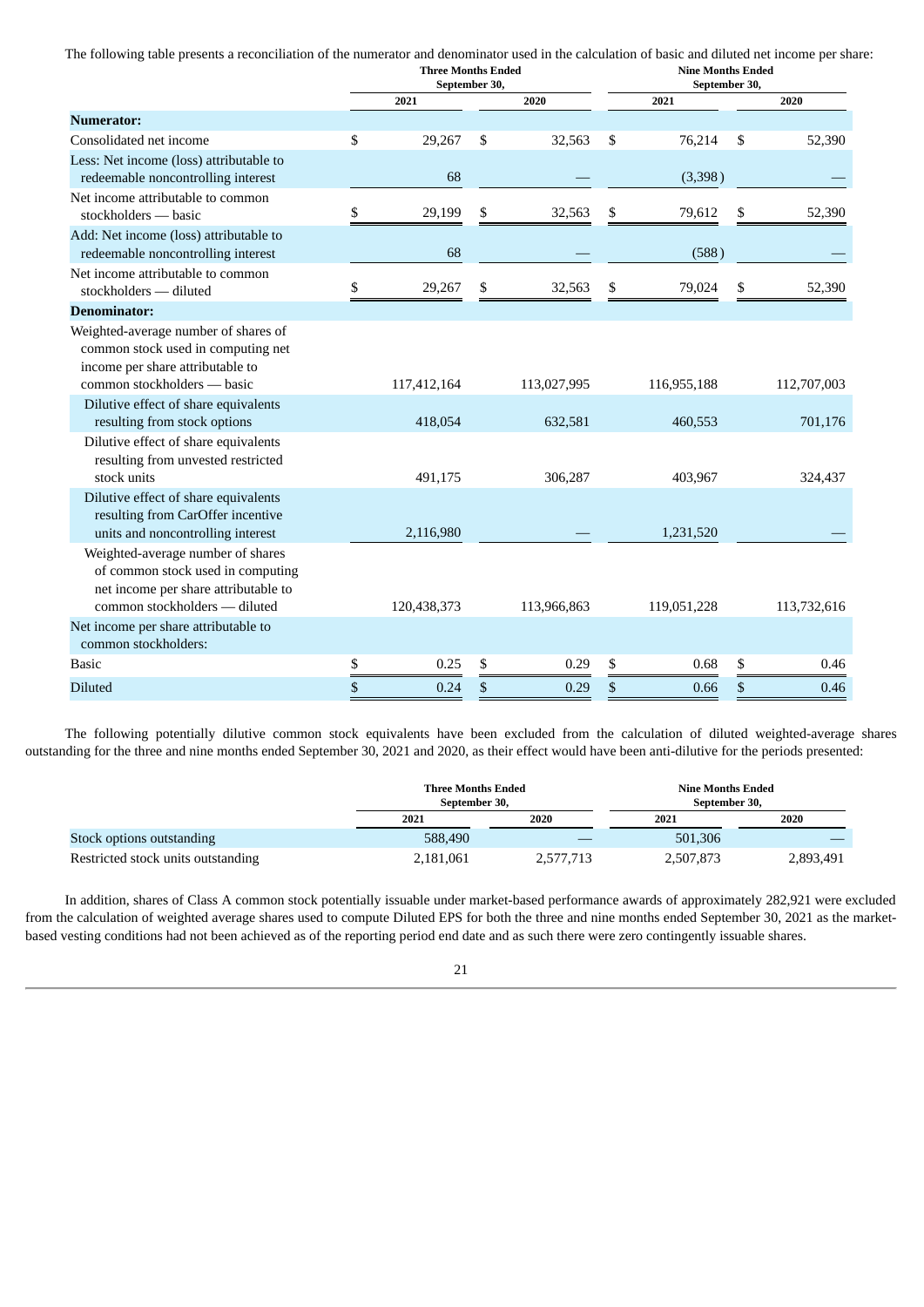The following table presents a reconciliation of the numerator and denominator used in the calculation of basic and diluted net income per share:

| | Three Months Ended September 30, | | Nine Months Ended September 30, | |
|---|---|---|---|---|
| | 2021 | 2020 | 2021 | 2020 |
| **Numerator:** | | | | |
| Consolidated net income | $ 29,267 | $ 32,563 | $ 76,214 | $ 52,390 |
| Less: Net income (loss) attributable to redeemable noncontrolling interest | 68 | — | (3,398) | — |
| Net income attributable to common stockholders — basic | $ 29,199 | $ 32,563 | $ 79,612 | $ 52,390 |
| Add: Net income (loss) attributable to redeemable noncontrolling interest | 68 | — | (588) | — |
| Net income attributable to common stockholders — diluted | $ 29,267 | $ 32,563 | $ 79,024 | $ 52,390 |
| **Denominator:** | | | | |
| Weighted-average number of shares of common stock used in computing net income per share attributable to common stockholders — basic | 117,412,164 | 113,027,995 | 116,955,188 | 112,707,003 |
| Dilutive effect of share equivalents resulting from stock options | 418,054 | 632,581 | 460,553 | 701,176 |
| Dilutive effect of share equivalents resulting from unvested restricted stock units | 491,175 | 306,287 | 403,967 | 324,437 |
| Dilutive effect of share equivalents resulting from CarOffer incentive units and noncontrolling interest | 2,116,980 | — | 1,231,520 | — |
| Weighted-average number of shares of common stock used in computing net income per share attributable to common stockholders — diluted | 120,438,373 | 113,966,863 | 119,051,228 | 113,732,616 |
| Net income per share attributable to common stockholders: | | | | |
| Basic | $ 0.25 | $ 0.29 | $ 0.68 | $ 0.46 |
| Diluted | $ 0.24 | $ 0.29 | $ 0.66 | $ 0.46 |

The following potentially dilutive common stock equivalents have been excluded from the calculation of diluted weighted-average shares outstanding for the three and nine months ended September 30, 2021 and 2020, as their effect would have been anti-dilutive for the periods presented:

| | Three Months Ended September 30, | | Nine Months Ended September 30, | |
|---|---|---|---|---|
| | 2021 | 2020 | 2021 | 2020 |
| Stock options outstanding | 588,490 | — | 501,306 | — |
| Restricted stock units outstanding | 2,181,061 | 2,577,713 | 2,507,873 | 2,893,491 |

In addition, shares of Class A common stock potentially issuable under market-based performance awards of approximately 282,921 were excluded from the calculation of weighted average shares used to compute Diluted EPS for both the three and nine months ended September 30, 2021 as the market-based vesting conditions had not been achieved as of the reporting period end date and as such there were zero contingently issuable shares.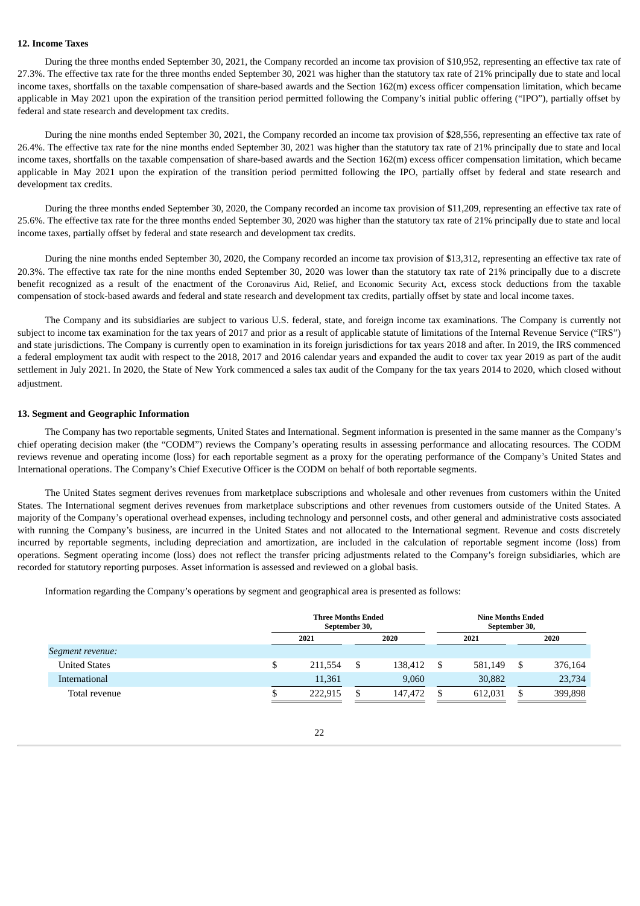**12. Income Taxes**

During the three months ended September 30, 2021, the Company recorded an income tax provision of $10,952, representing an effective tax rate of 27.3%. The effective tax rate for the three months ended September 30, 2021 was higher than the statutory tax rate of 21% principally due to state and local income taxes, shortfalls on the taxable compensation of share-based awards and the Section 162(m) excess officer compensation limitation, which became applicable in May 2021 upon the expiration of the transition period permitted following the Company's initial public offering ("IPO"), partially offset by federal and state research and development tax credits.

During the nine months ended September 30, 2021, the Company recorded an income tax provision of $28,556, representing an effective tax rate of 26.4%. The effective tax rate for the nine months ended September 30, 2021 was higher than the statutory tax rate of 21% principally due to state and local income taxes, shortfalls on the taxable compensation of share-based awards and the Section 162(m) excess officer compensation limitation, which became applicable in May 2021 upon the expiration of the transition period permitted following the IPO, partially offset by federal and state research and development tax credits.

During the three months ended September 30, 2020, the Company recorded an income tax provision of $11,209, representing an effective tax rate of 25.6%. The effective tax rate for the three months ended September 30, 2020 was higher than the statutory tax rate of 21% principally due to state and local income taxes, partially offset by federal and state research and development tax credits.

During the nine months ended September 30, 2020, the Company recorded an income tax provision of $13,312, representing an effective tax rate of 20.3%. The effective tax rate for the nine months ended September 30, 2020 was lower than the statutory tax rate of 21% principally due to a discrete benefit recognized as a result of the enactment of the Coronavirus Aid, Relief, and Economic Security Act, excess stock deductions from the taxable compensation of stock-based awards and federal and state research and development tax credits, partially offset by state and local income taxes.

The Company and its subsidiaries are subject to various U.S. federal, state, and foreign income tax examinations. The Company is currently not subject to income tax examination for the tax years of 2017 and prior as a result of applicable statute of limitations of the Internal Revenue Service ("IRS") and state jurisdictions. The Company is currently open to examination in its foreign jurisdictions for tax years 2018 and after. In 2019, the IRS commenced a federal employment tax audit with respect to the 2018, 2017 and 2016 calendar years and expanded the audit to cover tax year 2019 as part of the audit settlement in July 2021. In 2020, the State of New York commenced a sales tax audit of the Company for the tax years 2014 to 2020, which closed without adjustment.

**13. Segment and Geographic Information**

The Company has two reportable segments, United States and International. Segment information is presented in the same manner as the Company's chief operating decision maker (the "CODM") reviews the Company's operating results in assessing performance and allocating resources. The CODM reviews revenue and operating income (loss) for each reportable segment as a proxy for the operating performance of the Company's United States and International operations. The Company's Chief Executive Officer is the CODM on behalf of both reportable segments.

The United States segment derives revenues from marketplace subscriptions and wholesale and other revenues from customers within the United States. The International segment derives revenues from marketplace subscriptions and other revenues from customers outside of the United States. A majority of the Company's operational overhead expenses, including technology and personnel costs, and other general and administrative costs associated with running the Company's business, are incurred in the United States and not allocated to the International segment. Revenue and costs discretely incurred by reportable segments, including depreciation and amortization, are included in the calculation of reportable segment income (loss) from operations. Segment operating income (loss) does not reflect the transfer pricing adjustments related to the Company's foreign subsidiaries, which are recorded for statutory reporting purposes. Asset information is assessed and reviewed on a global basis.

Information regarding the Company's operations by segment and geographical area is presented as follows:

| | Three Months Ended September 30, | | Nine Months Ended September 30, | |
|---|---|---|---|---|
| | 2021 | 2020 | 2021 | 2020 |
| *Segment revenue:* | | | | |
| United States | $ 211,554 | $ 138,412 | $ 581,149 | $ 376,164 |
| International | 11,361 | 9,060 | 30,882 | 23,734 |
| Total revenue | $ 222,915 | $ 147,472 | $ 612,031 | $ 399,898 |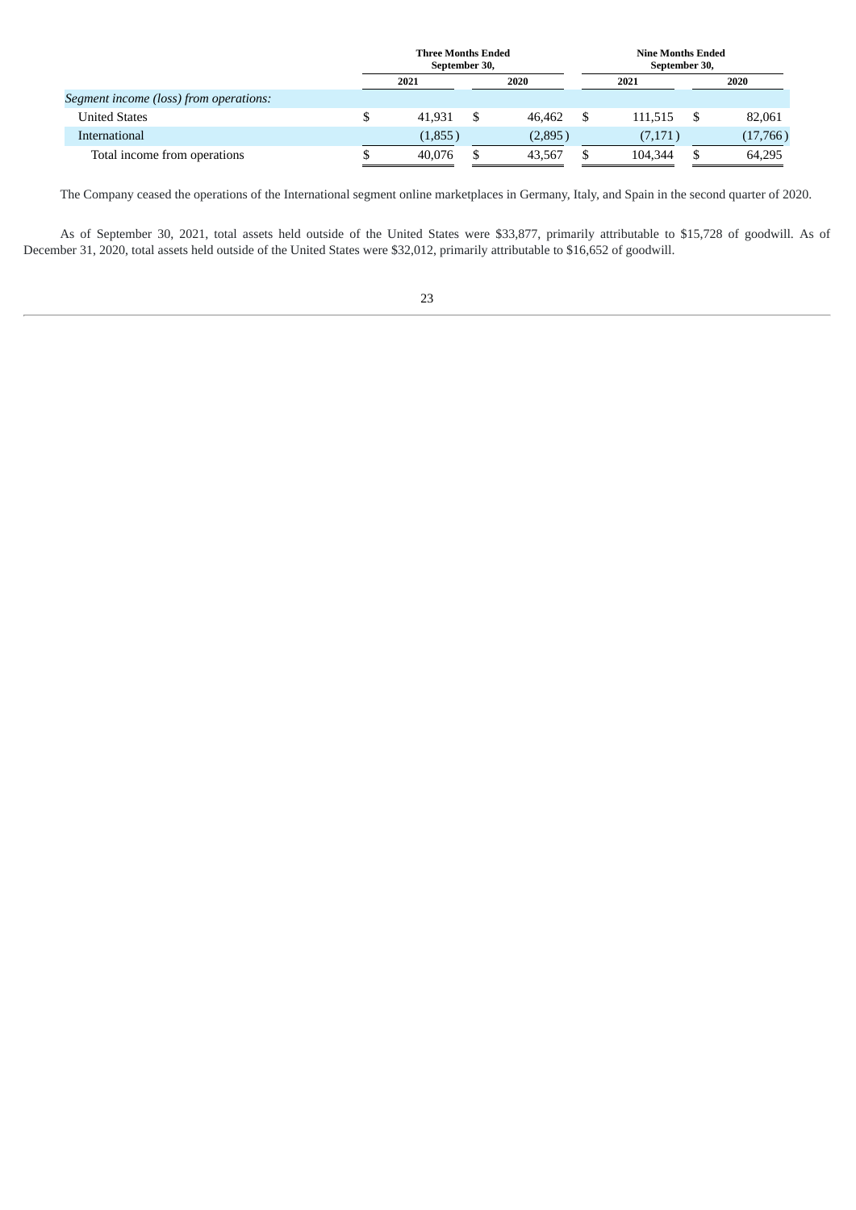| | Three Months Ended September 30, | | Nine Months Ended September 30, | |
|---|---|---|---|---|
| | 2021 | 2020 | 2021 | 2020 |
| *Segment income (loss) from operations:* | | | | |
| United States | $ 41,931 | $ 46,462 | $ 111,515 | $ 82,061 |
| International | (1,855) | (2,895) | (7,171) | (17,766) |
| Total income from operations | $ 40,076 | $ 43,567 | $ 104,344 | $ 64,295 |

The Company ceased the operations of the International segment online marketplaces in Germany, Italy, and Spain in the second quarter of 2020.

As of September 30, 2021, total assets held outside of the United States were $33,877, primarily attributable to $15,728 of goodwill. As of December 31, 2020, total assets held outside of the United States were $32,012, primarily attributable to $16,652 of goodwill.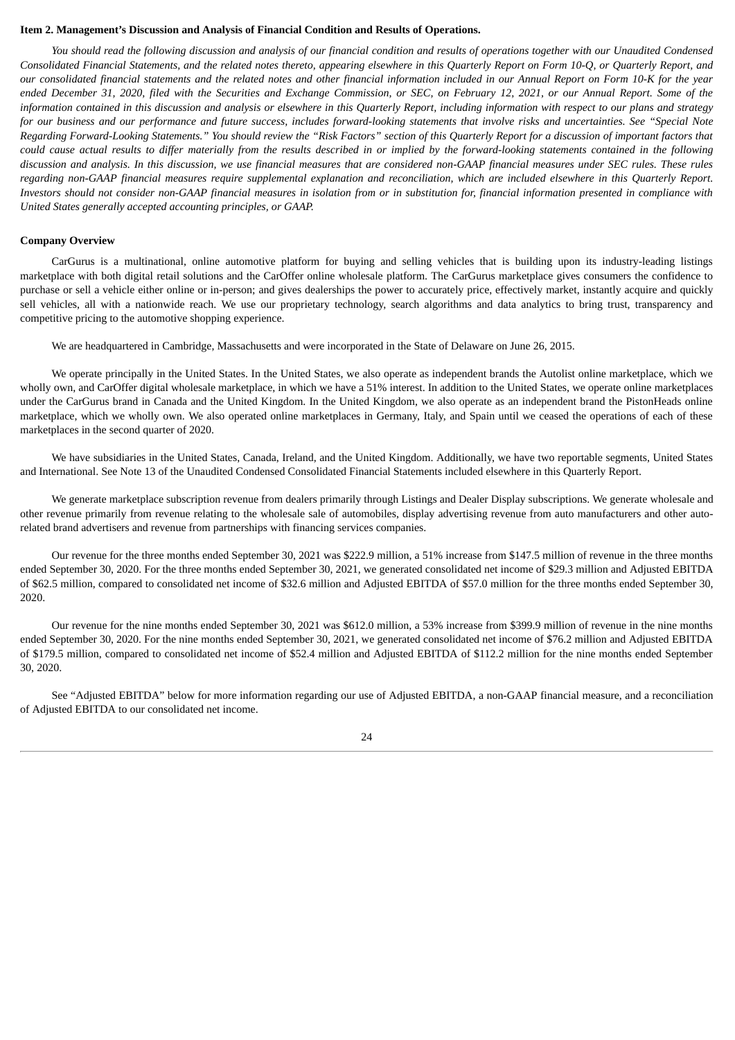**Item 2. Management's Discussion and Analysis of Financial Condition and Results of Operations.**

*You should read the following discussion and analysis of our financial condition and results of operations together with our Unaudited Condensed Consolidated Financial Statements, and the related notes thereto, appearing elsewhere in this Quarterly Report on Form 10-Q, or Quarterly Report, and our consolidated financial statements and the related notes and other financial information included in our Annual Report on Form 10-K for the year ended December 31, 2020, filed with the Securities and Exchange Commission, or SEC, on February 12, 2021, or our Annual Report. Some of the information contained in this discussion and analysis or elsewhere in this Quarterly Report, including information with respect to our plans and strategy for our business and our performance and future success, includes forward-looking statements that involve risks and uncertainties. See "Special Note Regarding Forward-Looking Statements." You should review the "Risk Factors" section of this Quarterly Report for a discussion of important factors that could cause actual results to differ materially from the results described in or implied by the forward-looking statements contained in the following discussion and analysis. In this discussion, we use financial measures that are considered non-GAAP financial measures under SEC rules. These rules regarding non-GAAP financial measures require supplemental explanation and reconciliation, which are included elsewhere in this Quarterly Report. Investors should not consider non-GAAP financial measures in isolation from or in substitution for, financial information presented in compliance with United States generally accepted accounting principles, or GAAP.*

**Company Overview**

CarGurus is a multinational, online automotive platform for buying and selling vehicles that is building upon its industry-leading listings marketplace with both digital retail solutions and the CarOffer online wholesale platform. The CarGurus marketplace gives consumers the confidence to purchase or sell a vehicle either online or in-person; and gives dealerships the power to accurately price, effectively market, instantly acquire and quickly sell vehicles, all with a nationwide reach. We use our proprietary technology, search algorithms and data analytics to bring trust, transparency and competitive pricing to the automotive shopping experience.

We are headquartered in Cambridge, Massachusetts and were incorporated in the State of Delaware on June 26, 2015.

We operate principally in the United States. In the United States, we also operate as independent brands the Autolist online marketplace, which we wholly own, and CarOffer digital wholesale marketplace, in which we have a 51% interest. In addition to the United States, we operate online marketplaces under the CarGurus brand in Canada and the United Kingdom. In the United Kingdom, we also operate as an independent brand the PistonHeads online marketplace, which we wholly own. We also operated online marketplaces in Germany, Italy, and Spain until we ceased the operations of each of these marketplaces in the second quarter of 2020.

We have subsidiaries in the United States, Canada, Ireland, and the United Kingdom. Additionally, we have two reportable segments, United States and International. See Note 13 of the Unaudited Condensed Consolidated Financial Statements included elsewhere in this Quarterly Report.

We generate marketplace subscription revenue from dealers primarily through Listings and Dealer Display subscriptions. We generate wholesale and other revenue primarily from revenue relating to the wholesale sale of automobiles, display advertising revenue from auto manufacturers and other auto-related brand advertisers and revenue from partnerships with financing services companies.

Our revenue for the three months ended September 30, 2021 was $222.9 million, a 51% increase from $147.5 million of revenue in the three months ended September 30, 2020. For the three months ended September 30, 2021, we generated consolidated net income of $29.3 million and Adjusted EBITDA of $62.5 million, compared to consolidated net income of $32.6 million and Adjusted EBITDA of $57.0 million for the three months ended September 30, 2020.

Our revenue for the nine months ended September 30, 2021 was $612.0 million, a 53% increase from $399.9 million of revenue in the nine months ended September 30, 2020. For the nine months ended September 30, 2021, we generated consolidated net income of $76.2 million and Adjusted EBITDA of $179.5 million, compared to consolidated net income of $52.4 million and Adjusted EBITDA of $112.2 million for the nine months ended September 30, 2020.

See "Adjusted EBITDA" below for more information regarding our use of Adjusted EBITDA, a non-GAAP financial measure, and a reconciliation of Adjusted EBITDA to our consolidated net income.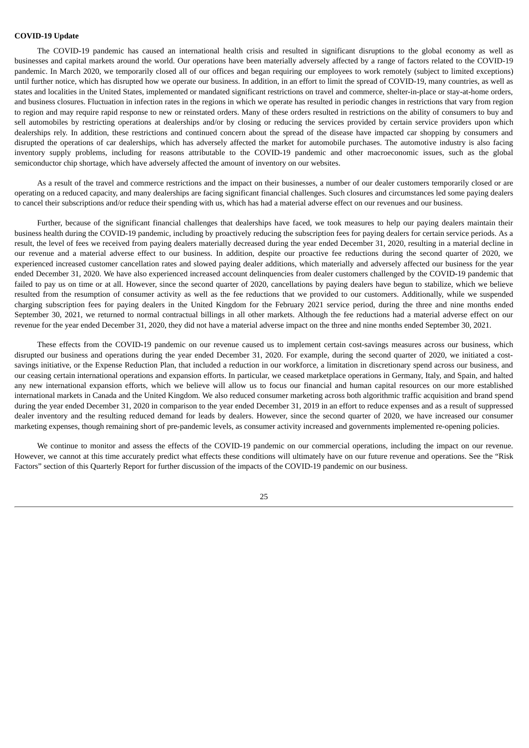**COVID-19 Update**

The COVID-19 pandemic has caused an international health crisis and resulted in significant disruptions to the global economy as well as businesses and capital markets around the world. Our operations have been materially adversely affected by a range of factors related to the COVID-19 pandemic. In March 2020, we temporarily closed all of our offices and began requiring our employees to work remotely (subject to limited exceptions) until further notice, which has disrupted how we operate our business. In addition, in an effort to limit the spread of COVID-19, many countries, as well as states and localities in the United States, implemented or mandated significant restrictions on travel and commerce, shelter-in-place or stay-at-home orders, and business closures. Fluctuation in infection rates in the regions in which we operate has resulted in periodic changes in restrictions that vary from region to region and may require rapid response to new or reinstated orders. Many of these orders resulted in restrictions on the ability of consumers to buy and sell automobiles by restricting operations at dealerships and/or by closing or reducing the services provided by certain service providers upon which dealerships rely. In addition, these restrictions and continued concern about the spread of the disease have impacted car shopping by consumers and disrupted the operations of car dealerships, which has adversely affected the market for automobile purchases. The automotive industry is also facing inventory supply problems, including for reasons attributable to the COVID-19 pandemic and other macroeconomic issues, such as the global semiconductor chip shortage, which have adversely affected the amount of inventory on our websites.

As a result of the travel and commerce restrictions and the impact on their businesses, a number of our dealer customers temporarily closed or are operating on a reduced capacity, and many dealerships are facing significant financial challenges. Such closures and circumstances led some paying dealers to cancel their subscriptions and/or reduce their spending with us, which has had a material adverse effect on our revenues and our business.

Further, because of the significant financial challenges that dealerships have faced, we took measures to help our paying dealers maintain their business health during the COVID-19 pandemic, including by proactively reducing the subscription fees for paying dealers for certain service periods. As a result, the level of fees we received from paying dealers materially decreased during the year ended December 31, 2020, resulting in a material decline in our revenue and a material adverse effect to our business. In addition, despite our proactive fee reductions during the second quarter of 2020, we experienced increased customer cancellation rates and slowed paying dealer additions, which materially and adversely affected our business for the year ended December 31, 2020. We have also experienced increased account delinquencies from dealer customers challenged by the COVID-19 pandemic that failed to pay us on time or at all. However, since the second quarter of 2020, cancellations by paying dealers have begun to stabilize, which we believe resulted from the resumption of consumer activity as well as the fee reductions that we provided to our customers. Additionally, while we suspended charging subscription fees for paying dealers in the United Kingdom for the February 2021 service period, during the three and nine months ended September 30, 2021, we returned to normal contractual billings in all other markets. Although the fee reductions had a material adverse effect on our revenue for the year ended December 31, 2020, they did not have a material adverse impact on the three and nine months ended September 30, 2021.

These effects from the COVID-19 pandemic on our revenue caused us to implement certain cost-savings measures across our business, which disrupted our business and operations during the year ended December 31, 2020. For example, during the second quarter of 2020, we initiated a cost-savings initiative, or the Expense Reduction Plan, that included a reduction in our workforce, a limitation in discretionary spend across our business, and our ceasing certain international operations and expansion efforts. In particular, we ceased marketplace operations in Germany, Italy, and Spain, and halted any new international expansion efforts, which we believe will allow us to focus our financial and human capital resources on our more established international markets in Canada and the United Kingdom. We also reduced consumer marketing across both algorithmic traffic acquisition and brand spend during the year ended December 31, 2020 in comparison to the year ended December 31, 2019 in an effort to reduce expenses and as a result of suppressed dealer inventory and the resulting reduced demand for leads by dealers. However, since the second quarter of 2020, we have increased our consumer marketing expenses, though remaining short of pre-pandemic levels, as consumer activity increased and governments implemented re-opening policies.

We continue to monitor and assess the effects of the COVID-19 pandemic on our commercial operations, including the impact on our revenue. However, we cannot at this time accurately predict what effects these conditions will ultimately have on our future revenue and operations. See the "Risk Factors" section of this Quarterly Report for further discussion of the impacts of the COVID-19 pandemic on our business.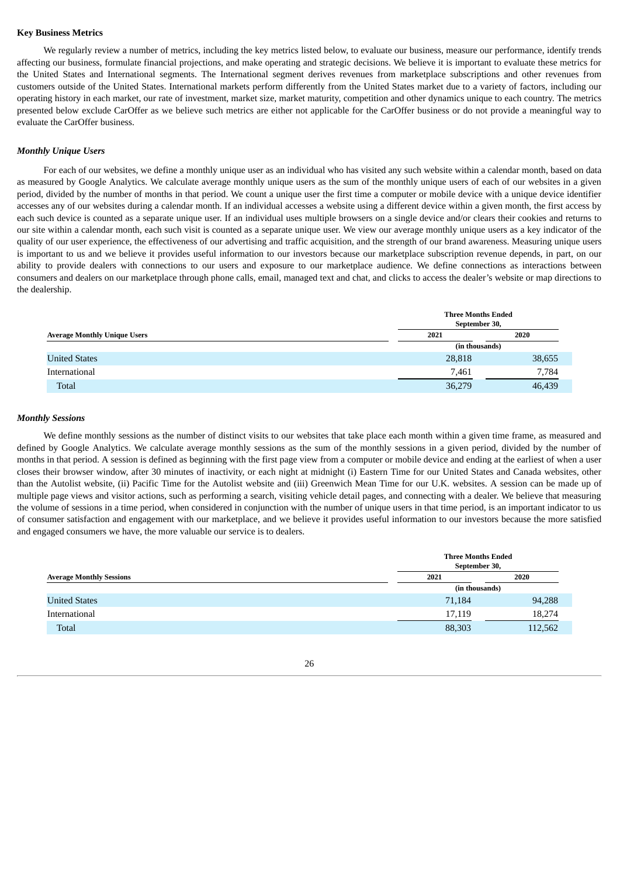**Key Business Metrics**

We regularly review a number of metrics, including the key metrics listed below, to evaluate our business, measure our performance, identify trends affecting our business, formulate financial projections, and make operating and strategic decisions. We believe it is important to evaluate these metrics for the United States and International segments. The International segment derives revenues from marketplace subscriptions and other revenues from customers outside of the United States. International markets perform differently from the United States market due to a variety of factors, including our operating history in each market, our rate of investment, market size, market maturity, competition and other dynamics unique to each country. The metrics presented below exclude CarOffer as we believe such metrics are either not applicable for the CarOffer business or do not provide a meaningful way to evaluate the CarOffer business.

***Monthly Unique Users***

For each of our websites, we define a monthly unique user as an individual who has visited any such website within a calendar month, based on data as measured by Google Analytics. We calculate average monthly unique users as the sum of the monthly unique users of each of our websites in a given period, divided by the number of months in that period. We count a unique user the first time a computer or mobile device with a unique device identifier accesses any of our websites during a calendar month. If an individual accesses a website using a different device within a given month, the first access by each such device is counted as a separate unique user. If an individual uses multiple browsers on a single device and/or clears their cookies and returns to our site within a calendar month, each such visit is counted as a separate unique user. We view our average monthly unique users as a key indicator of the quality of our user experience, the effectiveness of our advertising and traffic acquisition, and the strength of our brand awareness. Measuring unique users is important to us and we believe it provides useful information to our investors because our marketplace subscription revenue depends, in part, on our ability to provide dealers with connections to our users and exposure to our marketplace audience. We define connections as interactions between consumers and dealers on our marketplace through phone calls, email, managed text and chat, and clicks to access the dealer's website or map directions to the dealership.

| | Three Months Ended September 30, | |
|---|---|---|
| **Average Monthly Unique Users** | **2021** | **2020** |
| | (in thousands) | |
| United States | 28,818 | 38,655 |
| International | 7,461 | 7,784 |
| Total | 36,279 | 46,439 |

***Monthly Sessions***

We define monthly sessions as the number of distinct visits to our websites that take place each month within a given time frame, as measured and defined by Google Analytics. We calculate average monthly sessions as the sum of the monthly sessions in a given period, divided by the number of months in that period. A session is defined as beginning with the first page view from a computer or mobile device and ending at the earliest of when a user closes their browser window, after 30 minutes of inactivity, or each night at midnight (i) Eastern Time for our United States and Canada websites, other than the Autolist website, (ii) Pacific Time for the Autolist website and (iii) Greenwich Mean Time for our U.K. websites. A session can be made up of multiple page views and visitor actions, such as performing a search, visiting vehicle detail pages, and connecting with a dealer. We believe that measuring the volume of sessions in a time period, when considered in conjunction with the number of unique users in that time period, is an important indicator to us of consumer satisfaction and engagement with our marketplace, and we believe it provides useful information to our investors because the more satisfied and engaged consumers we have, the more valuable our service is to dealers.

| | Three Months Ended September 30, | |
|---|---|---|
| **Average Monthly Sessions** | **2021** | **2020** |
| | (in thousands) | |
| United States | 71,184 | 94,288 |
| International | 17,119 | 18,274 |
| Total | 88,303 | 112,562 |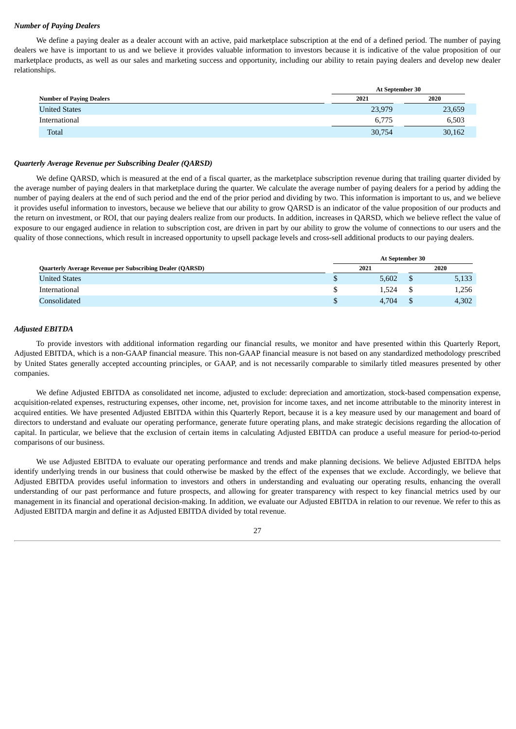***Number of Paying Dealers***

We define a paying dealer as a dealer account with an active, paid marketplace subscription at the end of a defined period. The number of paying dealers we have is important to us and we believe it provides valuable information to investors because it is indicative of the value proposition of our marketplace products, as well as our sales and marketing success and opportunity, including our ability to retain paying dealers and develop new dealer relationships.

| | At September 30 | |
|---|---|---|
| **Number of Paying Dealers** | **2021** | **2020** |
| United States | 23,979 | 23,659 |
| International | 6,775 | 6,503 |
| Total | 30,754 | 30,162 |

***Quarterly Average Revenue per Subscribing Dealer (QARSD)***

We define QARSD, which is measured at the end of a fiscal quarter, as the marketplace subscription revenue during that trailing quarter divided by the average number of paying dealers in that marketplace during the quarter. We calculate the average number of paying dealers for a period by adding the number of paying dealers at the end of such period and the end of the prior period and dividing by two. This information is important to us, and we believe it provides useful information to investors, because we believe that our ability to grow QARSD is an indicator of the value proposition of our products and the return on investment, or ROI, that our paying dealers realize from our products. In addition, increases in QARSD, which we believe reflect the value of exposure to our engaged audience in relation to subscription cost, are driven in part by our ability to grow the volume of connections to our users and the quality of those connections, which result in increased opportunity to upsell package levels and cross-sell additional products to our paying dealers.

| | At September 30 | |
|---|---|---|
| **Quarterly Average Revenue per Subscribing Dealer (QARSD)** | **2021** | **2020** |
| United States | $ 5,602 | $ 5,133 |
| International | $ 1,524 | $ 1,256 |
| Consolidated | $ 4,704 | $ 4,302 |

***Adjusted EBITDA***

To provide investors with additional information regarding our financial results, we monitor and have presented within this Quarterly Report, Adjusted EBITDA, which is a non-GAAP financial measure. This non-GAAP financial measure is not based on any standardized methodology prescribed by United States generally accepted accounting principles, or GAAP, and is not necessarily comparable to similarly titled measures presented by other companies.

We define Adjusted EBITDA as consolidated net income, adjusted to exclude: depreciation and amortization, stock-based compensation expense, acquisition-related expenses, restructuring expenses, other income, net, provision for income taxes, and net income attributable to the minority interest in acquired entities. We have presented Adjusted EBITDA within this Quarterly Report, because it is a key measure used by our management and board of directors to understand and evaluate our operating performance, generate future operating plans, and make strategic decisions regarding the allocation of capital. In particular, we believe that the exclusion of certain items in calculating Adjusted EBITDA can produce a useful measure for period-to-period comparisons of our business.

We use Adjusted EBITDA to evaluate our operating performance and trends and make planning decisions. We believe Adjusted EBITDA helps identify underlying trends in our business that could otherwise be masked by the effect of the expenses that we exclude. Accordingly, we believe that Adjusted EBITDA provides useful information to investors and others in understanding and evaluating our operating results, enhancing the overall understanding of our past performance and future prospects, and allowing for greater transparency with respect to key financial metrics used by our management in its financial and operational decision-making. In addition, we evaluate our Adjusted EBITDA in relation to our revenue. We refer to this as Adjusted EBITDA margin and define it as Adjusted EBITDA divided by total revenue.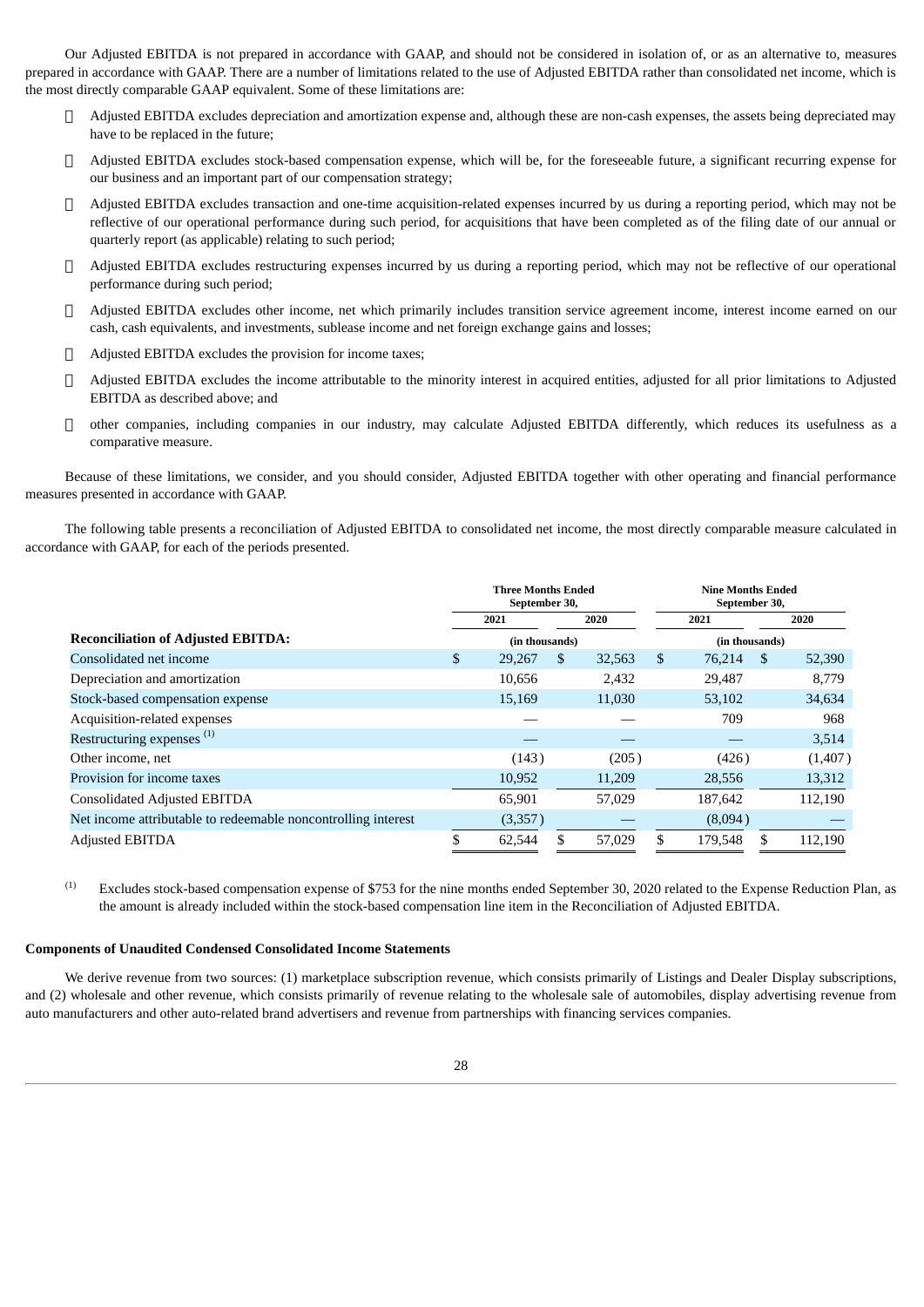Our Adjusted EBITDA is not prepared in accordance with GAAP, and should not be considered in isolation of, or as an alternative to, measures prepared in accordance with GAAP. There are a number of limitations related to the use of Adjusted EBITDA rather than consolidated net income, which is the most directly comparable GAAP equivalent. Some of these limitations are:

- Adjusted EBITDA excludes depreciation and amortization expense and, although these are non-cash expenses, the assets being depreciated may have to be replaced in the future;
- Adjusted EBITDA excludes stock-based compensation expense, which will be, for the foreseeable future, a significant recurring expense for our business and an important part of our compensation strategy;
- Adjusted EBITDA excludes transaction and one-time acquisition-related expenses incurred by us during a reporting period, which may not be reflective of our operational performance during such period, for acquisitions that have been completed as of the filing date of our annual or quarterly report (as applicable) relating to such period;
- Adjusted EBITDA excludes restructuring expenses incurred by us during a reporting period, which may not be reflective of our operational performance during such period;
- Adjusted EBITDA excludes other income, net which primarily includes transition service agreement income, interest income earned on our cash, cash equivalents, and investments, sublease income and net foreign exchange gains and losses;
- Adjusted EBITDA excludes the provision for income taxes;
- Adjusted EBITDA excludes the income attributable to the minority interest in acquired entities, adjusted for all prior limitations to Adjusted EBITDA as described above; and
- other companies, including companies in our industry, may calculate Adjusted EBITDA differently, which reduces its usefulness as a comparative measure.

Because of these limitations, we consider, and you should consider, Adjusted EBITDA together with other operating and financial performance measures presented in accordance with GAAP.

The following table presents a reconciliation of Adjusted EBITDA to consolidated net income, the most directly comparable measure calculated in accordance with GAAP, for each of the periods presented.

| | Three Months Ended September 30, | | Nine Months Ended September 30, | |
|---|---|---|---|---|
| | 2021 | 2020 | 2021 | 2020 |
| **Reconciliation of Adjusted EBITDA:** | (in thousands) | | (in thousands) | |
| Consolidated net income | $ 29,267 | $ 32,563 | $ 76,214 | $ 52,390 |
| Depreciation and amortization | 10,656 | 2,432 | 29,487 | 8,779 |
| Stock-based compensation expense | 15,169 | 11,030 | 53,102 | 34,634 |
| Acquisition-related expenses | — | — | 709 | 968 |
| Restructuring expenses [(1)] | — | — | — | 3,514 |
| Other income, net | (143) | (205) | (426) | (1,407) |
| Provision for income taxes | 10,952 | 11,209 | 28,556 | 13,312 |
| Consolidated Adjusted EBITDA | 65,901 | 57,029 | 187,642 | 112,190 |
| Net income attributable to redeemable noncontrolling interest | (3,357) | — | (8,094) | — |
| Adjusted EBITDA | $ 62,544 | $ 57,029 | $ 179,548 | $ 112,190 |

(1) Excludes stock-based compensation expense of $753 for the nine months ended September 30, 2020 related to the Expense Reduction Plan, as the amount is already included within the stock-based compensation line item in the Reconciliation of Adjusted EBITDA.

**Components of Unaudited Condensed Consolidated Income Statements**

We derive revenue from two sources: (1) marketplace subscription revenue, which consists primarily of Listings and Dealer Display subscriptions, and (2) wholesale and other revenue, which consists primarily of revenue relating to the wholesale sale of automobiles, display advertising revenue from auto manufacturers and other auto-related brand advertisers and revenue from partnerships with financing services companies.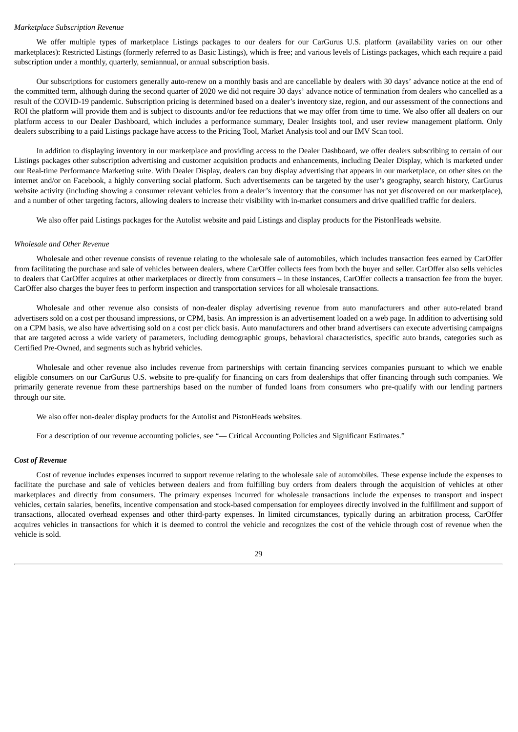*Marketplace Subscription Revenue*

We offer multiple types of marketplace Listings packages to our dealers for our CarGurus U.S. platform (availability varies on our other marketplaces): Restricted Listings (formerly referred to as Basic Listings), which is free; and various levels of Listings packages, which each require a paid subscription under a monthly, quarterly, semiannual, or annual subscription basis.

Our subscriptions for customers generally auto-renew on a monthly basis and are cancellable by dealers with 30 days' advance notice at the end of the committed term, although during the second quarter of 2020 we did not require 30 days' advance notice of termination from dealers who cancelled as a result of the COVID-19 pandemic. Subscription pricing is determined based on a dealer's inventory size, region, and our assessment of the connections and ROI the platform will provide them and is subject to discounts and/or fee reductions that we may offer from time to time. We also offer all dealers on our platform access to our Dealer Dashboard, which includes a performance summary, Dealer Insights tool, and user review management platform. Only dealers subscribing to a paid Listings package have access to the Pricing Tool, Market Analysis tool and our IMV Scan tool.

In addition to displaying inventory in our marketplace and providing access to the Dealer Dashboard, we offer dealers subscribing to certain of our Listings packages other subscription advertising and customer acquisition products and enhancements, including Dealer Display, which is marketed under our Real-time Performance Marketing suite. With Dealer Display, dealers can buy display advertising that appears in our marketplace, on other sites on the internet and/or on Facebook, a highly converting social platform. Such advertisements can be targeted by the user's geography, search history, CarGurus website activity (including showing a consumer relevant vehicles from a dealer's inventory that the consumer has not yet discovered on our marketplace), and a number of other targeting factors, allowing dealers to increase their visibility with in-market consumers and drive qualified traffic for dealers.

We also offer paid Listings packages for the Autolist website and paid Listings and display products for the PistonHeads website.

*Wholesale and Other Revenue*

Wholesale and other revenue consists of revenue relating to the wholesale sale of automobiles, which includes transaction fees earned by CarOffer from facilitating the purchase and sale of vehicles between dealers, where CarOffer collects fees from both the buyer and seller. CarOffer also sells vehicles to dealers that CarOffer acquires at other marketplaces or directly from consumers – in these instances, CarOffer collects a transaction fee from the buyer. CarOffer also charges the buyer fees to perform inspection and transportation services for all wholesale transactions.

Wholesale and other revenue also consists of non-dealer display advertising revenue from auto manufacturers and other auto-related brand advertisers sold on a cost per thousand impressions, or CPM, basis. An impression is an advertisement loaded on a web page. In addition to advertising sold on a CPM basis, we also have advertising sold on a cost per click basis. Auto manufacturers and other brand advertisers can execute advertising campaigns that are targeted across a wide variety of parameters, including demographic groups, behavioral characteristics, specific auto brands, categories such as Certified Pre-Owned, and segments such as hybrid vehicles.

Wholesale and other revenue also includes revenue from partnerships with certain financing services companies pursuant to which we enable eligible consumers on our CarGurus U.S. website to pre-qualify for financing on cars from dealerships that offer financing through such companies. We primarily generate revenue from these partnerships based on the number of funded loans from consumers who pre-qualify with our lending partners through our site.

We also offer non-dealer display products for the Autolist and PistonHeads websites.

For a description of our revenue accounting policies, see "— Critical Accounting Policies and Significant Estimates."

***Cost of Revenue***

Cost of revenue includes expenses incurred to support revenue relating to the wholesale sale of automobiles. These expense include the expenses to facilitate the purchase and sale of vehicles between dealers and from fulfilling buy orders from dealers through the acquisition of vehicles at other marketplaces and directly from consumers. The primary expenses incurred for wholesale transactions include the expenses to transport and inspect vehicles, certain salaries, benefits, incentive compensation and stock-based compensation for employees directly involved in the fulfillment and support of transactions, allocated overhead expenses and other third-party expenses. In limited circumstances, typically during an arbitration process, CarOffer acquires vehicles in transactions for which it is deemed to control the vehicle and recognizes the cost of the vehicle through cost of revenue when the vehicle is sold.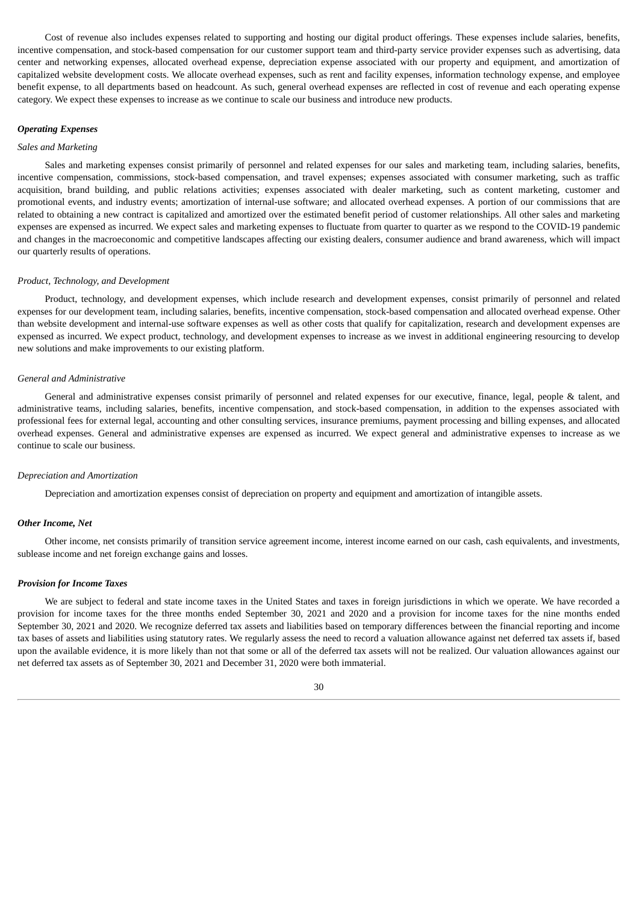Cost of revenue also includes expenses related to supporting and hosting our digital product offerings. These expenses include salaries, benefits, incentive compensation, and stock-based compensation for our customer support team and third-party service provider expenses such as advertising, data center and networking expenses, allocated overhead expense, depreciation expense associated with our property and equipment, and amortization of capitalized website development costs. We allocate overhead expenses, such as rent and facility expenses, information technology expense, and employee benefit expense, to all departments based on headcount. As such, general overhead expenses are reflected in cost of revenue and each operating expense category. We expect these expenses to increase as we continue to scale our business and introduce new products.

***Operating Expenses***

*Sales and Marketing*

Sales and marketing expenses consist primarily of personnel and related expenses for our sales and marketing team, including salaries, benefits, incentive compensation, commissions, stock-based compensation, and travel expenses; expenses associated with consumer marketing, such as traffic acquisition, brand building, and public relations activities; expenses associated with dealer marketing, such as content marketing, customer and promotional events, and industry events; amortization of internal-use software; and allocated overhead expenses. A portion of our commissions that are related to obtaining a new contract is capitalized and amortized over the estimated benefit period of customer relationships. All other sales and marketing expenses are expensed as incurred. We expect sales and marketing expenses to fluctuate from quarter to quarter as we respond to the COVID-19 pandemic and changes in the macroeconomic and competitive landscapes affecting our existing dealers, consumer audience and brand awareness, which will impact our quarterly results of operations.

*Product, Technology, and Development*

Product, technology, and development expenses, which include research and development expenses, consist primarily of personnel and related expenses for our development team, including salaries, benefits, incentive compensation, stock-based compensation and allocated overhead expense. Other than website development and internal-use software expenses as well as other costs that qualify for capitalization, research and development expenses are expensed as incurred. We expect product, technology, and development expenses to increase as we invest in additional engineering resourcing to develop new solutions and make improvements to our existing platform.

*General and Administrative*

General and administrative expenses consist primarily of personnel and related expenses for our executive, finance, legal, people & talent, and administrative teams, including salaries, benefits, incentive compensation, and stock-based compensation, in addition to the expenses associated with professional fees for external legal, accounting and other consulting services, insurance premiums, payment processing and billing expenses, and allocated overhead expenses. General and administrative expenses are expensed as incurred. We expect general and administrative expenses to increase as we continue to scale our business.

*Depreciation and Amortization*

Depreciation and amortization expenses consist of depreciation on property and equipment and amortization of intangible assets.

***Other Income, Net***

Other income, net consists primarily of transition service agreement income, interest income earned on our cash, cash equivalents, and investments, sublease income and net foreign exchange gains and losses.

***Provision for Income Taxes***

We are subject to federal and state income taxes in the United States and taxes in foreign jurisdictions in which we operate. We have recorded a provision for income taxes for the three months ended September 30, 2021 and 2020 and a provision for income taxes for the nine months ended September 30, 2021 and 2020. We recognize deferred tax assets and liabilities based on temporary differences between the financial reporting and income tax bases of assets and liabilities using statutory rates. We regularly assess the need to record a valuation allowance against net deferred tax assets if, based upon the available evidence, it is more likely than not that some or all of the deferred tax assets will not be realized. Our valuation allowances against our net deferred tax assets as of September 30, 2021 and December 31, 2020 were both immaterial.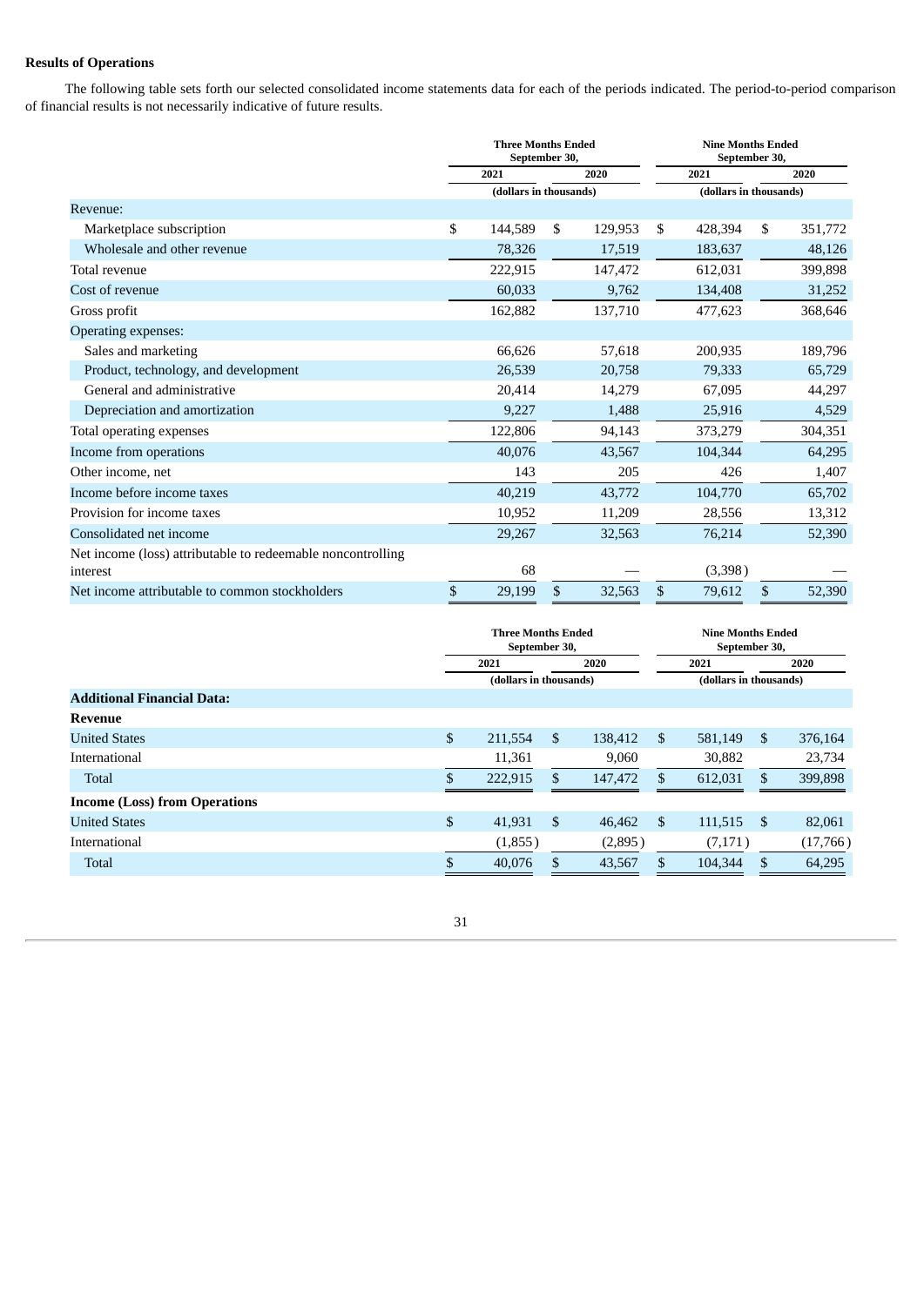**Results of Operations**

The following table sets forth our selected consolidated income statements data for each of the periods indicated. The period-to-period comparison of financial results is not necessarily indicative of future results.

| | Three Months Ended September 30, | | Nine Months Ended September 30, | |
|---|---|---|---|---|
| | 2021 | 2020 | 2021 | 2020 |
| | (dollars in thousands) | | (dollars in thousands) | |
| Revenue: | | | | |
| Marketplace subscription | $ 144,589 | $ 129,953 | $ 428,394 | $ 351,772 |
| Wholesale and other revenue | 78,326 | 17,519 | 183,637 | 48,126 |
| Total revenue | 222,915 | 147,472 | 612,031 | 399,898 |
| Cost of revenue | 60,033 | 9,762 | 134,408 | 31,252 |
| Gross profit | 162,882 | 137,710 | 477,623 | 368,646 |
| Operating expenses: | | | | |
| Sales and marketing | 66,626 | 57,618 | 200,935 | 189,796 |
| Product, technology, and development | 26,539 | 20,758 | 79,333 | 65,729 |
| General and administrative | 20,414 | 14,279 | 67,095 | 44,297 |
| Depreciation and amortization | 9,227 | 1,488 | 25,916 | 4,529 |
| Total operating expenses | 122,806 | 94,143 | 373,279 | 304,351 |
| Income from operations | 40,076 | 43,567 | 104,344 | 64,295 |
| Other income, net | 143 | 205 | 426 | 1,407 |
| Income before income taxes | 40,219 | 43,772 | 104,770 | 65,702 |
| Provision for income taxes | 10,952 | 11,209 | 28,556 | 13,312 |
| Consolidated net income | 29,267 | 32,563 | 76,214 | 52,390 |
| Net income (loss) attributable to redeemable noncontrolling interest | 68 | — | (3,398) | — |
| Net income attributable to common stockholders | $ 29,199 | $ 32,563 | $ 79,612 | $ 52,390 |

| | Three Months Ended September 30, | | Nine Months Ended September 30, | |
|---|---|---|---|---|
| | 2021 | 2020 | 2021 | 2020 |
| | (dollars in thousands) | | (dollars in thousands) | |
| **Additional Financial Data:** | | | | |
| **Revenue** | | | | |
| United States | $ 211,554 | $ 138,412 | $ 581,149 | $ 376,164 |
| International | 11,361 | 9,060 | 30,882 | 23,734 |
| Total | $ 222,915 | $ 147,472 | $ 612,031 | $ 399,898 |
| **Income (Loss) from Operations** | | | | |
| United States | $ 41,931 | $ 46,462 | $ 111,515 | $ 82,061 |
| International | (1,855) | (2,895) | (7,171) | (17,766) |
| Total | $ 40,076 | $ 43,567 | $ 104,344 | $ 64,295 |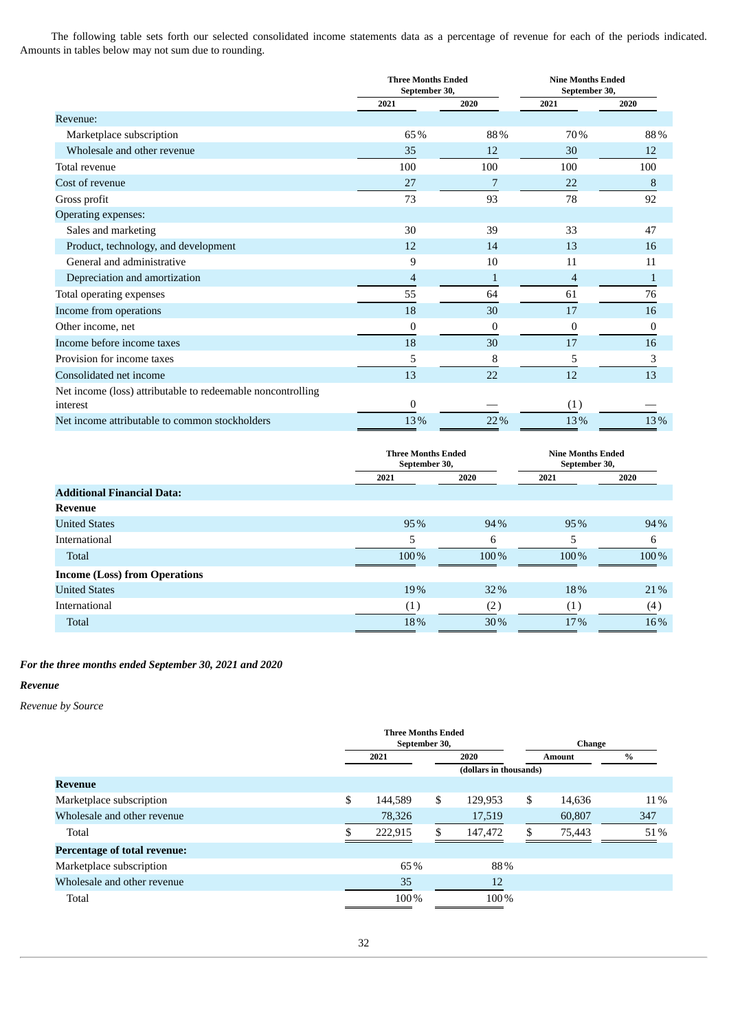The following table sets forth our selected consolidated income statements data as a percentage of revenue for each of the periods indicated. Amounts in tables below may not sum due to rounding.

| | Three Months Ended September 30, | | Nine Months Ended September 30, | |
|---|---|---|---|---|
| | 2021 | 2020 | 2021 | 2020 |
| Revenue: | | | | |
| Marketplace subscription | 65% | 88% | 70% | 88% |
| Wholesale and other revenue | 35 | 12 | 30 | 12 |
| Total revenue | 100 | 100 | 100 | 100 |
| Cost of revenue | 27 | 7 | 22 | 8 |
| Gross profit | 73 | 93 | 78 | 92 |
| Operating expenses: | | | | |
| Sales and marketing | 30 | 39 | 33 | 47 |
| Product, technology, and development | 12 | 14 | 13 | 16 |
| General and administrative | 9 | 10 | 11 | 11 |
| Depreciation and amortization | 4 | 1 | 4 | 1 |
| Total operating expenses | 55 | 64 | 61 | 76 |
| Income from operations | 18 | 30 | 17 | 16 |
| Other income, net | 0 | 0 | 0 | 0 |
| Income before income taxes | 18 | 30 | 17 | 16 |
| Provision for income taxes | 5 | 8 | 5 | 3 |
| Consolidated net income | 13 | 22 | 12 | 13 |
| Net income (loss) attributable to redeemable noncontrolling interest | 0 | — | (1) | — |
| Net income attributable to common stockholders | 13% | 22% | 13% | 13% |

| | Three Months Ended September 30, | | Nine Months Ended September 30, | |
|---|---|---|---|---|
| | 2021 | 2020 | 2021 | 2020 |
| **Additional Financial Data:** | | | | |
| **Revenue** | | | | |
| United States | 95% | 94% | 95% | 94% |
| International | 5 | 6 | 5 | 6 |
| Total | 100% | 100% | 100% | 100% |
| **Income (Loss) from Operations** | | | | |
| United States | 19% | 32% | 18% | 21% |
| International | (1) | (2) | (1) | (4) |
| Total | 18% | 30% | 17% | 16% |

***For the three months ended September 30, 2021 and 2020***

***Revenue***

*Revenue by Source*

| | Three Months Ended September 30, | | Change | |
|---|---|---|---|---|
| | 2021 | 2020 | Amount | % |
| | (dollars in thousands) | | | |
| **Revenue** | | | | |
| Marketplace subscription | $ 144,589 | $ 129,953 | $ 14,636 | 11% |
| Wholesale and other revenue | 78,326 | 17,519 | 60,807 | 347 |
| Total | $ 222,915 | $ 147,472 | $ 75,443 | 51% |
| **Percentage of total revenue:** | | | | |
| Marketplace subscription | 65% | 88% | | |
| Wholesale and other revenue | 35 | 12 | | |
| Total | 100% | 100% | | |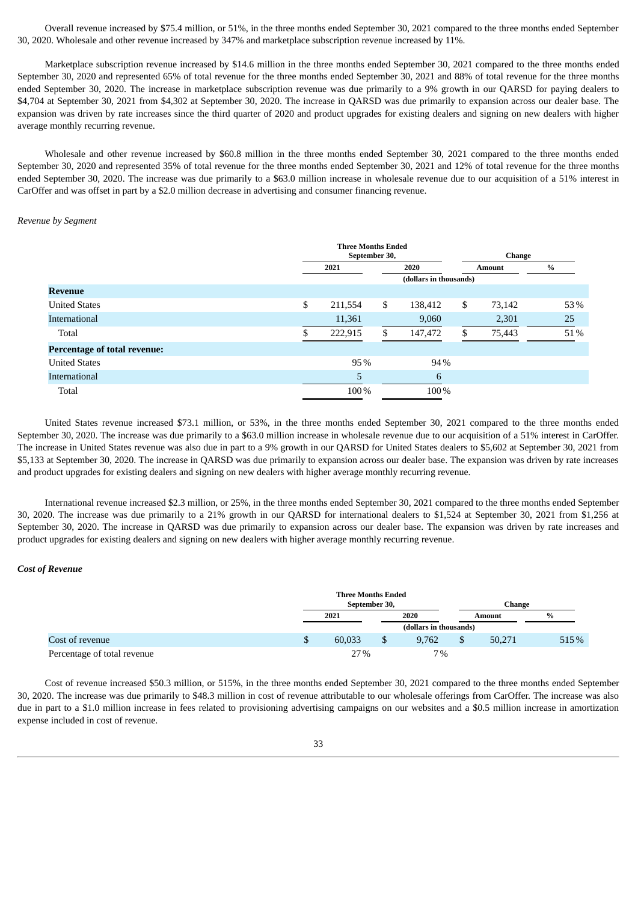Overall revenue increased by $75.4 million, or 51%, in the three months ended September 30, 2021 compared to the three months ended September 30, 2020. Wholesale and other revenue increased by 347% and marketplace subscription revenue increased by 11%.

Marketplace subscription revenue increased by $14.6 million in the three months ended September 30, 2021 compared to the three months ended September 30, 2020 and represented 65% of total revenue for the three months ended September 30, 2021 and 88% of total revenue for the three months ended September 30, 2020. The increase in marketplace subscription revenue was due primarily to a 9% growth in our QARSD for paying dealers to $4,704 at September 30, 2021 from $4,302 at September 30, 2020. The increase in QARSD was due primarily to expansion across our dealer base. The expansion was driven by rate increases since the third quarter of 2020 and product upgrades for existing dealers and signing on new dealers with higher average monthly recurring revenue.

Wholesale and other revenue increased by $60.8 million in the three months ended September 30, 2021 compared to the three months ended September 30, 2020 and represented 35% of total revenue for the three months ended September 30, 2021 and 12% of total revenue for the three months ended September 30, 2020. The increase was due primarily to a $63.0 million increase in wholesale revenue due to our acquisition of a 51% interest in CarOffer and was offset in part by a $2.0 million decrease in advertising and consumer financing revenue.

*Revenue by Segment*

| | Three Months Ended September 30, | | Change | |
|---|---|---|---|---|
| | 2021 | 2020 | Amount | % |
| | (dollars in thousands) | | | |
| **Revenue** | | | | |
| United States | $ 211,554 | $ 138,412 | $ 73,142 | 53% |
| International | 11,361 | 9,060 | 2,301 | 25 |
| Total | $ 222,915 | $ 147,472 | $ 75,443 | 51% |
| **Percentage of total revenue:** | | | | |
| United States | 95% | 94% | | |
| International | 5 | 6 | | |
| Total | 100% | 100% | | |

United States revenue increased $73.1 million, or 53%, in the three months ended September 30, 2021 compared to the three months ended September 30, 2020. The increase was due primarily to a $63.0 million increase in wholesale revenue due to our acquisition of a 51% interest in CarOffer. The increase in United States revenue was also due in part to a 9% growth in our QARSD for United States dealers to $5,602 at September 30, 2021 from $5,133 at September 30, 2020. The increase in QARSD was due primarily to expansion across our dealer base. The expansion was driven by rate increases and product upgrades for existing dealers and signing on new dealers with higher average monthly recurring revenue.

International revenue increased $2.3 million, or 25%, in the three months ended September 30, 2021 compared to the three months ended September 30, 2020. The increase was due primarily to a 21% growth in our QARSD for international dealers to $1,524 at September 30, 2021 from $1,256 at September 30, 2020. The increase in QARSD was due primarily to expansion across our dealer base. The expansion was driven by rate increases and product upgrades for existing dealers and signing on new dealers with higher average monthly recurring revenue.

***Cost of Revenue***

| | Three Months Ended September 30, | | Change | |
|---|---|---|---|---|
| | 2021 | 2020 | Amount | % |
| | (dollars in thousands) | | | |
| Cost of revenue | $ 60,033 | $ 9,762 | $ 50,271 | 515% |
| Percentage of total revenue | 27% | 7% | | |

Cost of revenue increased $50.3 million, or 515%, in the three months ended September 30, 2021 compared to the three months ended September 30, 2020. The increase was due primarily to $48.3 million in cost of revenue attributable to our wholesale offerings from CarOffer. The increase was also due in part to a $1.0 million increase in fees related to provisioning advertising campaigns on our websites and a $0.5 million increase in amortization expense included in cost of revenue.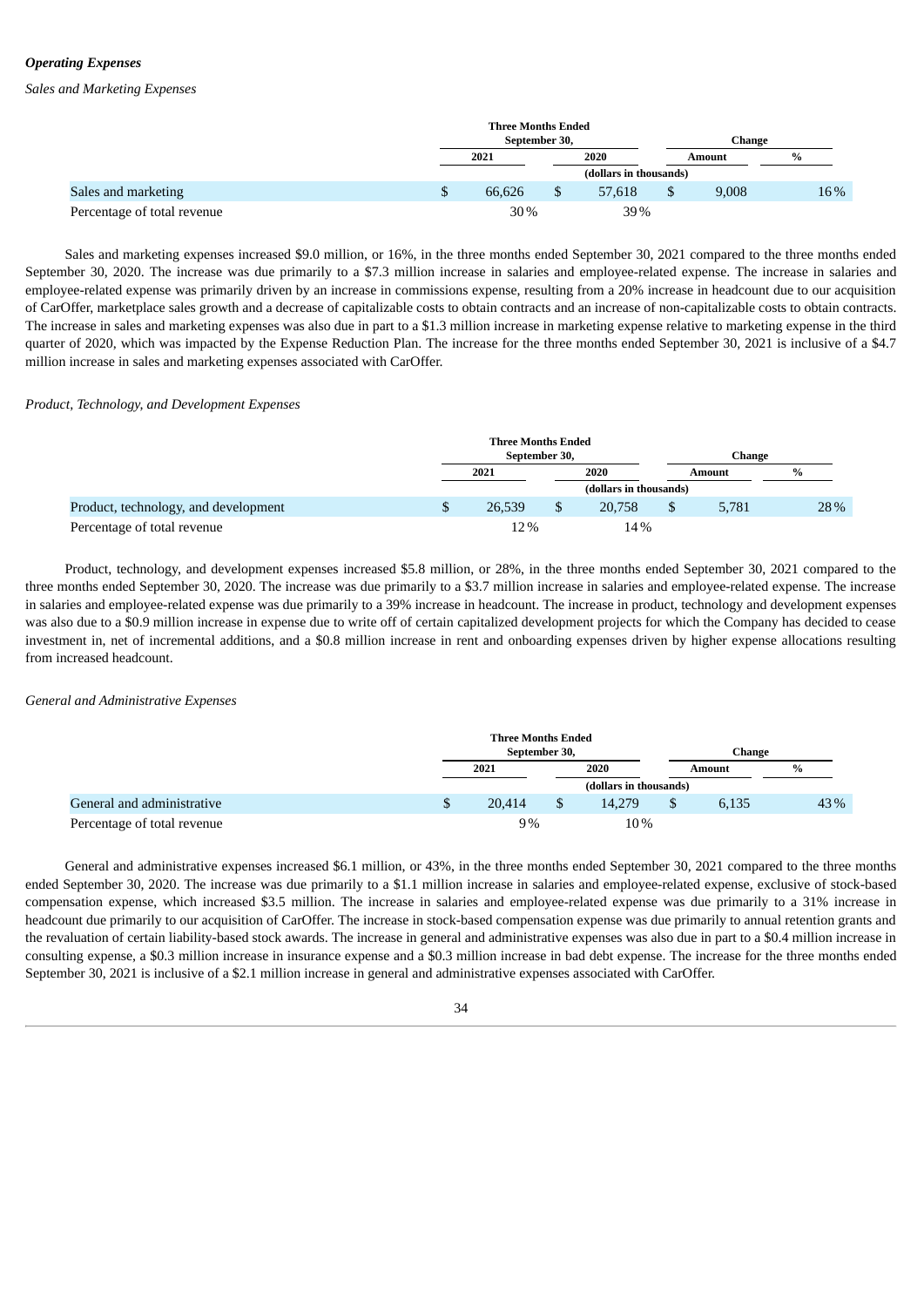***Operating Expenses***

*Sales and Marketing Expenses*

| | Three Months Ended September 30, | | Change | |
|---|---|---|---|---|
| | 2021 | 2020 | Amount | % |
| | (dollars in thousands) | | | |
| Sales and marketing | $ 66,626 | $ 57,618 | $ 9,008 | 16% |
| Percentage of total revenue | 30% | 39% | | |

Sales and marketing expenses increased $9.0 million, or 16%, in the three months ended September 30, 2021 compared to the three months ended September 30, 2020. The increase was due primarily to a $7.3 million increase in salaries and employee-related expense. The increase in salaries and employee-related expense was primarily driven by an increase in commissions expense, resulting from a 20% increase in headcount due to our acquisition of CarOffer, marketplace sales growth and a decrease of capitalizable costs to obtain contracts and an increase of non-capitalizable costs to obtain contracts. The increase in sales and marketing expenses was also due in part to a $1.3 million increase in marketing expense relative to marketing expense in the third quarter of 2020, which was impacted by the Expense Reduction Plan. The increase for the three months ended September 30, 2021 is inclusive of a $4.7 million increase in sales and marketing expenses associated with CarOffer.

*Product, Technology, and Development Expenses*

| | Three Months Ended September 30, | | Change | |
|---|---|---|---|---|
| | 2021 | 2020 | Amount | % |
| | (dollars in thousands) | | | |
| Product, technology, and development | $ 26,539 | $ 20,758 | $ 5,781 | 28% |
| Percentage of total revenue | 12% | 14% | | |

Product, technology, and development expenses increased $5.8 million, or 28%, in the three months ended September 30, 2021 compared to the three months ended September 30, 2020. The increase was due primarily to a $3.7 million increase in salaries and employee-related expense. The increase in salaries and employee-related expense was due primarily to a 39% increase in headcount. The increase in product, technology and development expenses was also due to a $0.9 million increase in expense due to write off of certain capitalized development projects for which the Company has decided to cease investment in, net of incremental additions, and a $0.8 million increase in rent and onboarding expenses driven by higher expense allocations resulting from increased headcount.

*General and Administrative Expenses*

| | Three Months Ended September 30, | | Change | |
|---|---|---|---|---|
| | 2021 | 2020 | Amount | % |
| | (dollars in thousands) | | | |
| General and administrative | $ 20,414 | $ 14,279 | $ 6,135 | 43% |
| Percentage of total revenue | 9% | 10% | | |

General and administrative expenses increased $6.1 million, or 43%, in the three months ended September 30, 2021 compared to the three months ended September 30, 2020. The increase was due primarily to a $1.1 million increase in salaries and employee-related expense, exclusive of stock-based compensation expense, which increased $3.5 million. The increase in salaries and employee-related expense was due primarily to a 31% increase in headcount due primarily to our acquisition of CarOffer. The increase in stock-based compensation expense was due primarily to annual retention grants and the revaluation of certain liability-based stock awards. The increase in general and administrative expenses was also due in part to a $0.4 million increase in consulting expense, a $0.3 million increase in insurance expense and a $0.3 million increase in bad debt expense. The increase for the three months ended September 30, 2021 is inclusive of a $2.1 million increase in general and administrative expenses associated with CarOffer.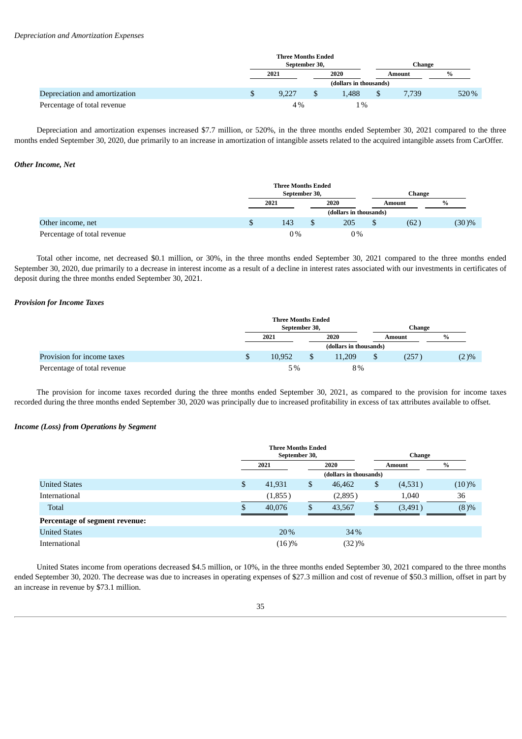*Depreciation and Amortization Expenses*

| | Three Months Ended September 30, | | Change | |
|---|---|---|---|---|
| | 2021 | 2020 | Amount | % |
| | (dollars in thousands) | | | |
| Depreciation and amortization | $ 9,227 | $ 1,488 | $ 7,739 | 520 % |
| Percentage of total revenue | 4 % | 1 % | | |

Depreciation and amortization expenses increased $7.7 million, or 520%, in the three months ended September 30, 2021 compared to the three months ended September 30, 2020, due primarily to an increase in amortization of intangible assets related to the acquired intangible assets from CarOffer.

***Other Income, Net***

| | Three Months Ended September 30, | | Change | |
|---|---|---|---|---|
| | 2021 | 2020 | Amount | % |
| | (dollars in thousands) | | | |
| Other income, net | $ 143 | $ 205 | $ (62 ) | (30 )% |
| Percentage of total revenue | 0 % | 0 % | | |

Total other income, net decreased $0.1 million, or 30%, in the three months ended September 30, 2021 compared to the three months ended September 30, 2020, due primarily to a decrease in interest income as a result of a decline in interest rates associated with our investments in certificates of deposit during the three months ended September 30, 2021.

***Provision for Income Taxes***

| | Three Months Ended September 30, | | Change | |
|---|---|---|---|---|
| | 2021 | 2020 | Amount | % |
| | (dollars in thousands) | | | |
| Provision for income taxes | $ 10,952 | $ 11,209 | $ (257 ) | (2 )% |
| Percentage of total revenue | 5 % | 8 % | | |

The provision for income taxes recorded during the three months ended September 30, 2021, as compared to the provision for income taxes recorded during the three months ended September 30, 2020 was principally due to increased profitability in excess of tax attributes available to offset.

***Income (Loss) from Operations by Segment***

| | Three Months Ended September 30, | | Change | |
|---|---|---|---|---|
| | 2021 | 2020 | Amount | % |
| | (dollars in thousands) | | | |
| United States | $ 41,931 | $ 46,462 | $ (4,531 ) | (10 )% |
| International | (1,855 ) | (2,895 ) | 1,040 | 36 |
| Total | $ 40,076 | $ 43,567 | $ (3,491 ) | (8 )% |
| **Percentage of segment revenue:** | | | | |
| United States | 20 % | 34 % | | |
| International | (16 )% | (32 )% | | |

United States income from operations decreased $4.5 million, or 10%, in the three months ended September 30, 2021 compared to the three months ended September 30, 2020. The decrease was due to increases in operating expenses of $27.3 million and cost of revenue of $50.3 million, offset in part by an increase in revenue by $73.1 million.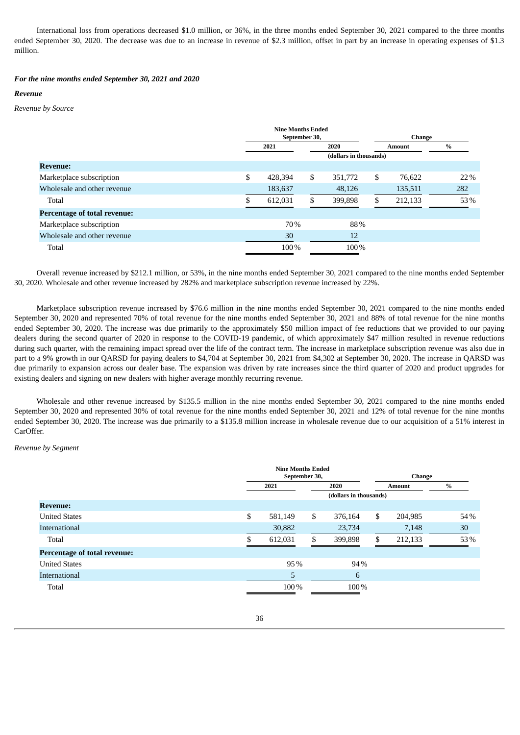International loss from operations decreased $1.0 million, or 36%, in the three months ended September 30, 2021 compared to the three months ended September 30, 2020. The decrease was due to an increase in revenue of $2.3 million, offset in part by an increase in operating expenses of $1.3 million.

***For the nine months ended September 30, 2021 and 2020***

***Revenue***

*Revenue by Source*

| | Nine Months Ended September 30, | | Change | |
|---|---|---|---|---|
| | 2021 | 2020 | Amount | % |
| | (dollars in thousands) | | | |
| **Revenue:** | | | | |
| Marketplace subscription | $ 428,394 | $ 351,772 | $ 76,622 | 22% |
| Wholesale and other revenue | 183,637 | 48,126 | 135,511 | 282 |
| Total | $ 612,031 | $ 399,898 | $ 212,133 | 53% |
| **Percentage of total revenue:** | | | | |
| Marketplace subscription | 70% | 88% | | |
| Wholesale and other revenue | 30 | 12 | | |
| Total | 100% | 100% | | |

Overall revenue increased by $212.1 million, or 53%, in the nine months ended September 30, 2021 compared to the nine months ended September 30, 2020. Wholesale and other revenue increased by 282% and marketplace subscription revenue increased by 22%.

Marketplace subscription revenue increased by $76.6 million in the nine months ended September 30, 2021 compared to the nine months ended September 30, 2020 and represented 70% of total revenue for the nine months ended September 30, 2021 and 88% of total revenue for the nine months ended September 30, 2020. The increase was due primarily to the approximately $50 million impact of fee reductions that we provided to our paying dealers during the second quarter of 2020 in response to the COVID-19 pandemic, of which approximately $47 million resulted in revenue reductions during such quarter, with the remaining impact spread over the life of the contract term. The increase in marketplace subscription revenue was also due in part to a 9% growth in our QARSD for paying dealers to $4,704 at September 30, 2021 from $4,302 at September 30, 2020. The increase in QARSD was due primarily to expansion across our dealer base. The expansion was driven by rate increases since the third quarter of 2020 and product upgrades for existing dealers and signing on new dealers with higher average monthly recurring revenue.

Wholesale and other revenue increased by $135.5 million in the nine months ended September 30, 2021 compared to the nine months ended September 30, 2020 and represented 30% of total revenue for the nine months ended September 30, 2021 and 12% of total revenue for the nine months ended September 30, 2020. The increase was due primarily to a $135.8 million increase in wholesale revenue due to our acquisition of a 51% interest in CarOffer.

*Revenue by Segment*

| | Nine Months Ended September 30, | | Change | |
|---|---|---|---|---|
| | 2021 | 2020 | Amount | % |
| | (dollars in thousands) | | | |
| **Revenue:** | | | | |
| United States | $ 581,149 | $ 376,164 | $ 204,985 | 54% |
| International | 30,882 | 23,734 | 7,148 | 30 |
| Total | $ 612,031 | $ 399,898 | $ 212,133 | 53% |
| **Percentage of total revenue:** | | | | |
| United States | 95% | 94% | | |
| International | 5 | 6 | | |
| Total | 100% | 100% | | |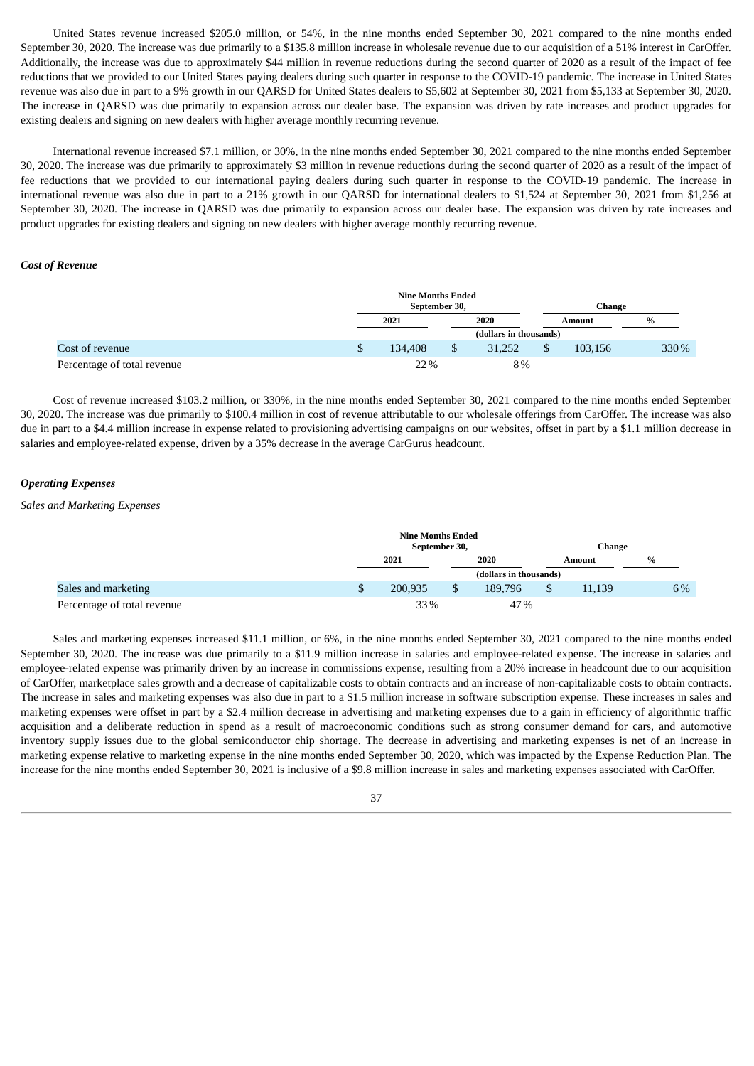United States revenue increased $205.0 million, or 54%, in the nine months ended September 30, 2021 compared to the nine months ended September 30, 2020. The increase was due primarily to a $135.8 million increase in wholesale revenue due to our acquisition of a 51% interest in CarOffer. Additionally, the increase was due to approximately $44 million in revenue reductions during the second quarter of 2020 as a result of the impact of fee reductions that we provided to our United States paying dealers during such quarter in response to the COVID-19 pandemic. The increase in United States revenue was also due in part to a 9% growth in our QARSD for United States dealers to $5,602 at September 30, 2021 from $5,133 at September 30, 2020. The increase in QARSD was due primarily to expansion across our dealer base. The expansion was driven by rate increases and product upgrades for existing dealers and signing on new dealers with higher average monthly recurring revenue.

International revenue increased $7.1 million, or 30%, in the nine months ended September 30, 2021 compared to the nine months ended September 30, 2020. The increase was due primarily to approximately $3 million in revenue reductions during the second quarter of 2020 as a result of the impact of fee reductions that we provided to our international paying dealers during such quarter in response to the COVID-19 pandemic. The increase in international revenue was also due in part to a 21% growth in our QARSD for international dealers to $1,524 at September 30, 2021 from $1,256 at September 30, 2020. The increase in QARSD was due primarily to expansion across our dealer base. The expansion was driven by rate increases and product upgrades for existing dealers and signing on new dealers with higher average monthly recurring revenue.

***Cost of Revenue***

| | Nine Months Ended September 30, | | Change | |
|---|---|---|---|---|
| | 2021 | 2020 | Amount | % |
| | (dollars in thousands) | | | |
| Cost of revenue | $ 134,408 | $ 31,252 | $ 103,156 | 330% |
| Percentage of total revenue | 22% | 8% | | |

Cost of revenue increased $103.2 million, or 330%, in the nine months ended September 30, 2021 compared to the nine months ended September 30, 2020. The increase was due primarily to $100.4 million in cost of revenue attributable to our wholesale offerings from CarOffer. The increase was also due in part to a $4.4 million increase in expense related to provisioning advertising campaigns on our websites, offset in part by a $1.1 million decrease in salaries and employee-related expense, driven by a 35% decrease in the average CarGurus headcount.

***Operating Expenses***

*Sales and Marketing Expenses*

| | Nine Months Ended September 30, | | Change | |
|---|---|---|---|---|
| | 2021 | 2020 | Amount | % |
| | (dollars in thousands) | | | |
| Sales and marketing | $ 200,935 | $ 189,796 | $ 11,139 | 6% |
| Percentage of total revenue | 33% | 47% | | |

Sales and marketing expenses increased $11.1 million, or 6%, in the nine months ended September 30, 2021 compared to the nine months ended September 30, 2020. The increase was due primarily to a $11.9 million increase in salaries and employee-related expense. The increase in salaries and employee-related expense was primarily driven by an increase in commissions expense, resulting from a 20% increase in headcount due to our acquisition of CarOffer, marketplace sales growth and a decrease of capitalizable costs to obtain contracts and an increase of non-capitalizable costs to obtain contracts. The increase in sales and marketing expenses was also due in part to a $1.5 million increase in software subscription expense. These increases in sales and marketing expenses were offset in part by a $2.4 million decrease in advertising and marketing expenses due to a gain in efficiency of algorithmic traffic acquisition and a deliberate reduction in spend as a result of macroeconomic conditions such as strong consumer demand for cars, and automotive inventory supply issues due to the global semiconductor chip shortage. The decrease in advertising and marketing expenses is net of an increase in marketing expense relative to marketing expense in the nine months ended September 30, 2020, which was impacted by the Expense Reduction Plan. The increase for the nine months ended September 30, 2021 is inclusive of a $9.8 million increase in sales and marketing expenses associated with CarOffer.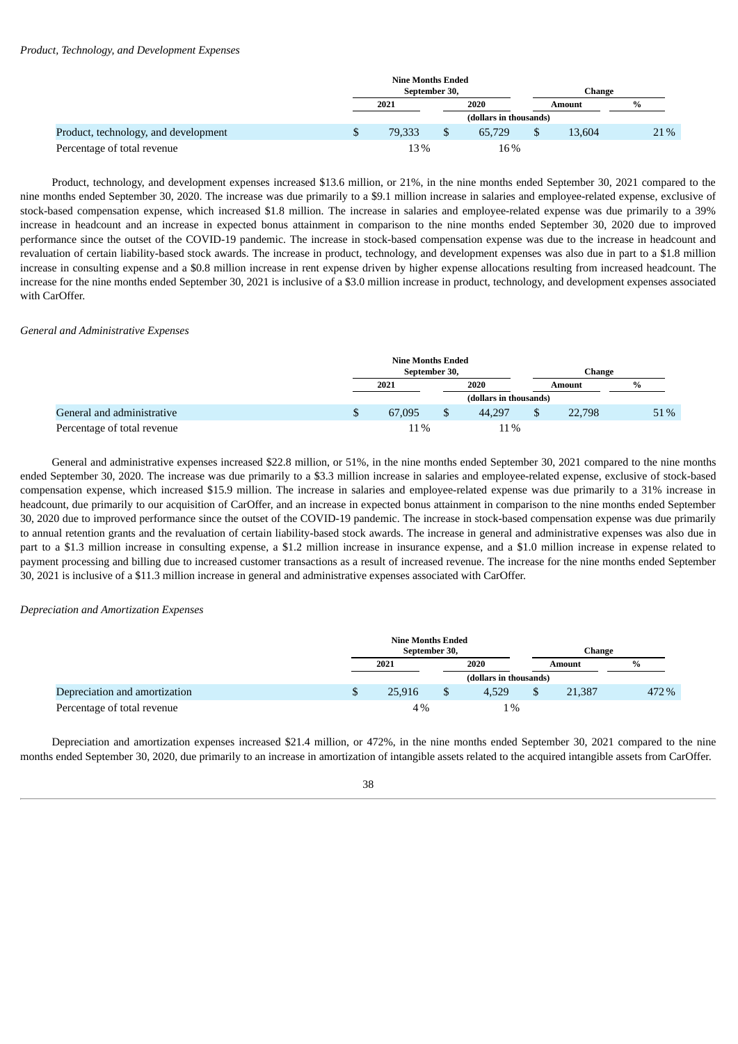*Product, Technology, and Development Expenses*

| | Nine Months Ended September 30, | | Change | |
|---|---|---|---|---|
| | 2021 | 2020 | Amount | % |
| | (dollars in thousands) | | | |
| Product, technology, and development | $ 79,333 | $ 65,729 | $ 13,604 | 21% |
| Percentage of total revenue | 13% | 16% | | |

Product, technology, and development expenses increased $13.6 million, or 21%, in the nine months ended September 30, 2021 compared to the nine months ended September 30, 2020. The increase was due primarily to a $9.1 million increase in salaries and employee-related expense, exclusive of stock-based compensation expense, which increased $1.8 million. The increase in salaries and employee-related expense was due primarily to a 39% increase in headcount and an increase in expected bonus attainment in comparison to the nine months ended September 30, 2020 due to improved performance since the outset of the COVID-19 pandemic. The increase in stock-based compensation expense was due to the increase in headcount and revaluation of certain liability-based stock awards. The increase in product, technology, and development expenses was also due in part to a $1.8 million increase in consulting expense and a $0.8 million increase in rent expense driven by higher expense allocations resulting from increased headcount. The increase for the nine months ended September 30, 2021 is inclusive of a $3.0 million increase in product, technology, and development expenses associated with CarOffer.

*General and Administrative Expenses*

| | Nine Months Ended September 30, | | Change | |
|---|---|---|---|---|
| | 2021 | 2020 | Amount | % |
| | (dollars in thousands) | | | |
| General and administrative | $ 67,095 | $ 44,297 | $ 22,798 | 51% |
| Percentage of total revenue | 11% | 11% | | |

General and administrative expenses increased $22.8 million, or 51%, in the nine months ended September 30, 2021 compared to the nine months ended September 30, 2020. The increase was due primarily to a $3.3 million increase in salaries and employee-related expense, exclusive of stock-based compensation expense, which increased $15.9 million. The increase in salaries and employee-related expense was due primarily to a 31% increase in headcount, due primarily to our acquisition of CarOffer, and an increase in expected bonus attainment in comparison to the nine months ended September 30, 2020 due to improved performance since the outset of the COVID-19 pandemic. The increase in stock-based compensation expense was due primarily to annual retention grants and the revaluation of certain liability-based stock awards. The increase in general and administrative expenses was also due in part to a $1.3 million increase in consulting expense, a $1.2 million increase in insurance expense, and a $1.0 million increase in expense related to payment processing and billing due to increased customer transactions as a result of increased revenue. The increase for the nine months ended September 30, 2021 is inclusive of a $11.3 million increase in general and administrative expenses associated with CarOffer.

*Depreciation and Amortization Expenses*

| | Nine Months Ended September 30, | | Change | |
|---|---|---|---|---|
| | 2021 | 2020 | Amount | % |
| | (dollars in thousands) | | | |
| Depreciation and amortization | $ 25,916 | $ 4,529 | $ 21,387 | 472% |
| Percentage of total revenue | 4% | 1% | | |

Depreciation and amortization expenses increased $21.4 million, or 472%, in the nine months ended September 30, 2021 compared to the nine months ended September 30, 2020, due primarily to an increase in amortization of intangible assets related to the acquired intangible assets from CarOffer.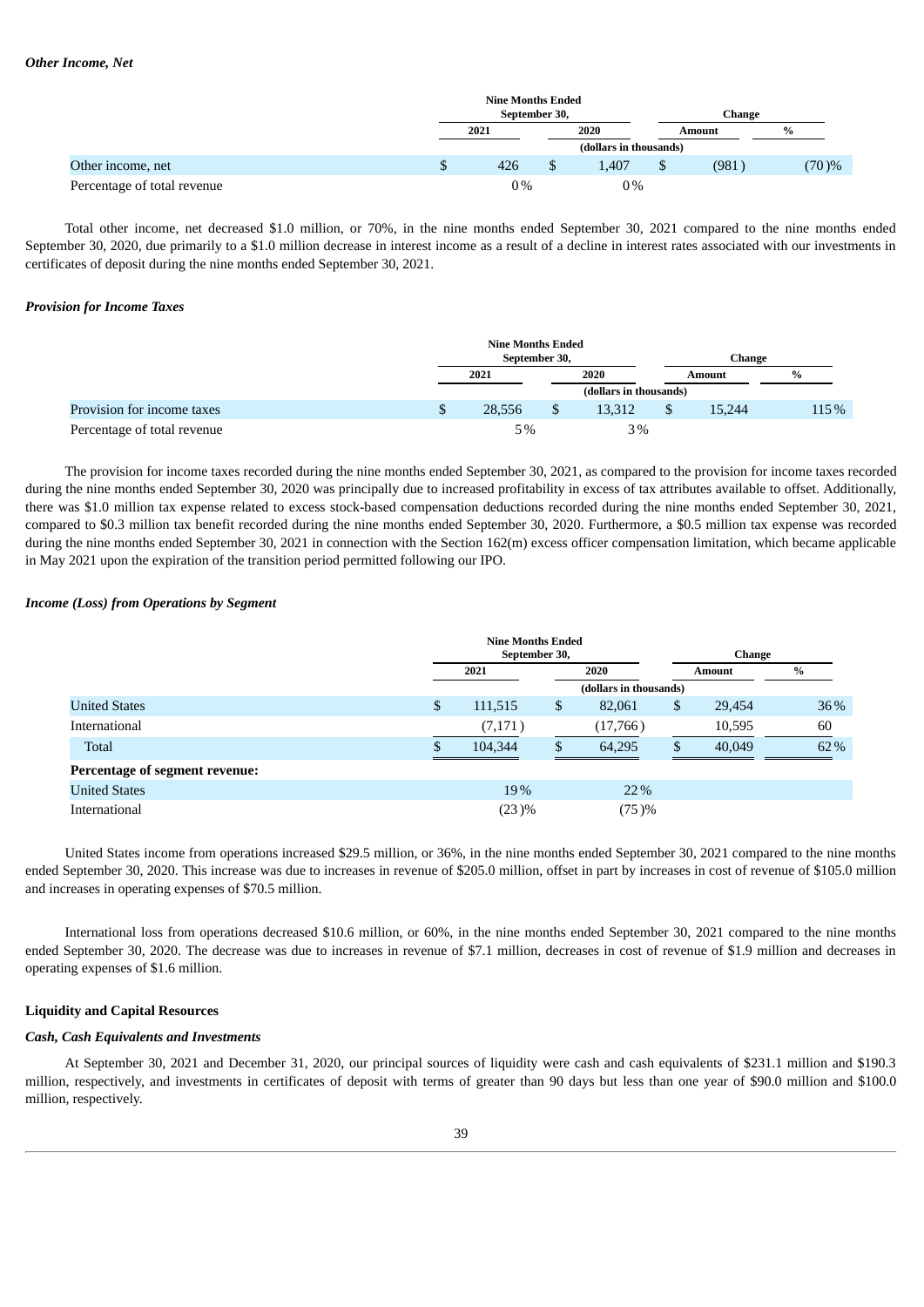*Other Income, Net*

| | Nine Months Ended September 30, | | Change | |
|---|---|---|---|---|
| | 2021 | 2020 | Amount | % |
| | (dollars in thousands) | | | |
| Other income, net | $ 426 | $ 1,407 | $ (981) | (70)% |
| Percentage of total revenue | 0% | 0% | | |

Total other income, net decreased $1.0 million, or 70%, in the nine months ended September 30, 2021 compared to the nine months ended September 30, 2020, due primarily to a $1.0 million decrease in interest income as a result of a decline in interest rates associated with our investments in certificates of deposit during the nine months ended September 30, 2021.

*Provision for Income Taxes*

| | Nine Months Ended September 30, | | Change | |
|---|---|---|---|---|
| | 2021 | 2020 | Amount | % |
| | (dollars in thousands) | | | |
| Provision for income taxes | $ 28,556 | $ 13,312 | $ 15,244 | 115% |
| Percentage of total revenue | 5% | 3% | | |

The provision for income taxes recorded during the nine months ended September 30, 2021, as compared to the provision for income taxes recorded during the nine months ended September 30, 2020 was principally due to increased profitability in excess of tax attributes available to offset. Additionally, there was $1.0 million tax expense related to excess stock-based compensation deductions recorded during the nine months ended September 30, 2021, compared to $0.3 million tax benefit recorded during the nine months ended September 30, 2020. Furthermore, a $0.5 million tax expense was recorded during the nine months ended September 30, 2021 in connection with the Section 162(m) excess officer compensation limitation, which became applicable in May 2021 upon the expiration of the transition period permitted following our IPO.

*Income (Loss) from Operations by Segment*

| | Nine Months Ended September 30, | | Change | |
|---|---|---|---|---|
| | 2021 | 2020 | Amount | % |
| | (dollars in thousands) | | | |
| United States | $ 111,515 | $ 82,061 | $ 29,454 | 36% |
| International | (7,171) | (17,766) | 10,595 | 60 |
| Total | $ 104,344 | $ 64,295 | $ 40,049 | 62% |
| **Percentage of segment revenue:** | | | | |
| United States | 19% | 22% | | |
| International | (23)% | (75)% | | |

United States income from operations increased $29.5 million, or 36%, in the nine months ended September 30, 2021 compared to the nine months ended September 30, 2020. This increase was due to increases in revenue of $205.0 million, offset in part by increases in cost of revenue of $105.0 million and increases in operating expenses of $70.5 million.

International loss from operations decreased $10.6 million, or 60%, in the nine months ended September 30, 2021 compared to the nine months ended September 30, 2020. The decrease was due to increases in revenue of $7.1 million, decreases in cost of revenue of $1.9 million and decreases in operating expenses of $1.6 million.

**Liquidity and Capital Resources**

*Cash, Cash Equivalents and Investments*

At September 30, 2021 and December 31, 2020, our principal sources of liquidity were cash and cash equivalents of $231.1 million and $190.3 million, respectively, and investments in certificates of deposit with terms of greater than 90 days but less than one year of $90.0 million and $100.0 million, respectively.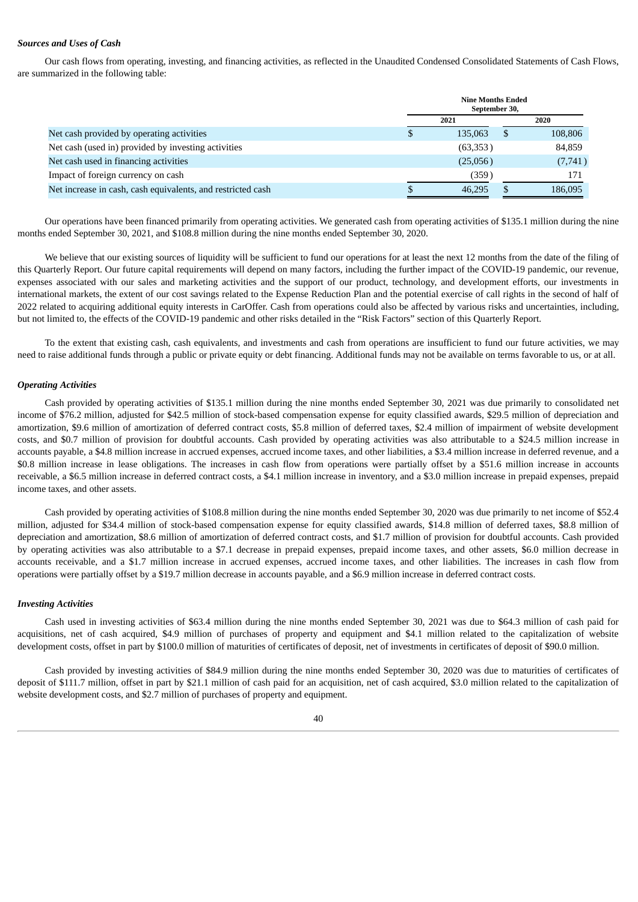***Sources and Uses of Cash***

Our cash flows from operating, investing, and financing activities, as reflected in the Unaudited Condensed Consolidated Statements of Cash Flows, are summarized in the following table:

| | Nine Months Ended September 30, | |
|---|---|---|
| | 2021 | 2020 |
| Net cash provided by operating activities | $ 135,063 | $ 108,806 |
| Net cash (used in) provided by investing activities | (63,353) | 84,859 |
| Net cash used in financing activities | (25,056) | (7,741) |
| Impact of foreign currency on cash | (359) | 171 |
| Net increase in cash, cash equivalents, and restricted cash | $ 46,295 | $ 186,095 |

Our operations have been financed primarily from operating activities. We generated cash from operating activities of $135.1 million during the nine months ended September 30, 2021, and $108.8 million during the nine months ended September 30, 2020.

We believe that our existing sources of liquidity will be sufficient to fund our operations for at least the next 12 months from the date of the filing of this Quarterly Report. Our future capital requirements will depend on many factors, including the further impact of the COVID-19 pandemic, our revenue, expenses associated with our sales and marketing activities and the support of our product, technology, and development efforts, our investments in international markets, the extent of our cost savings related to the Expense Reduction Plan and the potential exercise of call rights in the second of half of 2022 related to acquiring additional equity interests in CarOffer. Cash from operations could also be affected by various risks and uncertainties, including, but not limited to, the effects of the COVID-19 pandemic and other risks detailed in the "Risk Factors" section of this Quarterly Report.

To the extent that existing cash, cash equivalents, and investments and cash from operations are insufficient to fund our future activities, we may need to raise additional funds through a public or private equity or debt financing. Additional funds may not be available on terms favorable to us, or at all.

***Operating Activities***

Cash provided by operating activities of $135.1 million during the nine months ended September 30, 2021 was due primarily to consolidated net income of $76.2 million, adjusted for $42.5 million of stock-based compensation expense for equity classified awards, $29.5 million of depreciation and amortization, $9.6 million of amortization of deferred contract costs, $5.8 million of deferred taxes, $2.4 million of impairment of website development costs, and $0.7 million of provision for doubtful accounts. Cash provided by operating activities was also attributable to a $24.5 million increase in accounts payable, a $4.8 million increase in accrued expenses, accrued income taxes, and other liabilities, a $3.4 million increase in deferred revenue, and a $0.8 million increase in lease obligations. The increases in cash flow from operations were partially offset by a $51.6 million increase in accounts receivable, a $6.5 million increase in deferred contract costs, a $4.1 million increase in inventory, and a $3.0 million increase in prepaid expenses, prepaid income taxes, and other assets.

Cash provided by operating activities of $108.8 million during the nine months ended September 30, 2020 was due primarily to net income of $52.4 million, adjusted for $34.4 million of stock-based compensation expense for equity classified awards, $14.8 million of deferred taxes, $8.8 million of depreciation and amortization, $8.6 million of amortization of deferred contract costs, and $1.7 million of provision for doubtful accounts. Cash provided by operating activities was also attributable to a $7.1 decrease in prepaid expenses, prepaid income taxes, and other assets, $6.0 million decrease in accounts receivable, and a $1.7 million increase in accrued expenses, accrued income taxes, and other liabilities. The increases in cash flow from operations were partially offset by a $19.7 million decrease in accounts payable, and a $6.9 million increase in deferred contract costs.

***Investing Activities***

Cash used in investing activities of $63.4 million during the nine months ended September 30, 2021 was due to $64.3 million of cash paid for acquisitions, net of cash acquired, $4.9 million of purchases of property and equipment and $4.1 million related to the capitalization of website development costs, offset in part by $100.0 million of maturities of certificates of deposit, net of investments in certificates of deposit of $90.0 million.

Cash provided by investing activities of $84.9 million during the nine months ended September 30, 2020 was due to maturities of certificates of deposit of $111.7 million, offset in part by $21.1 million of cash paid for an acquisition, net of cash acquired, $3.0 million related to the capitalization of website development costs, and $2.7 million of purchases of property and equipment.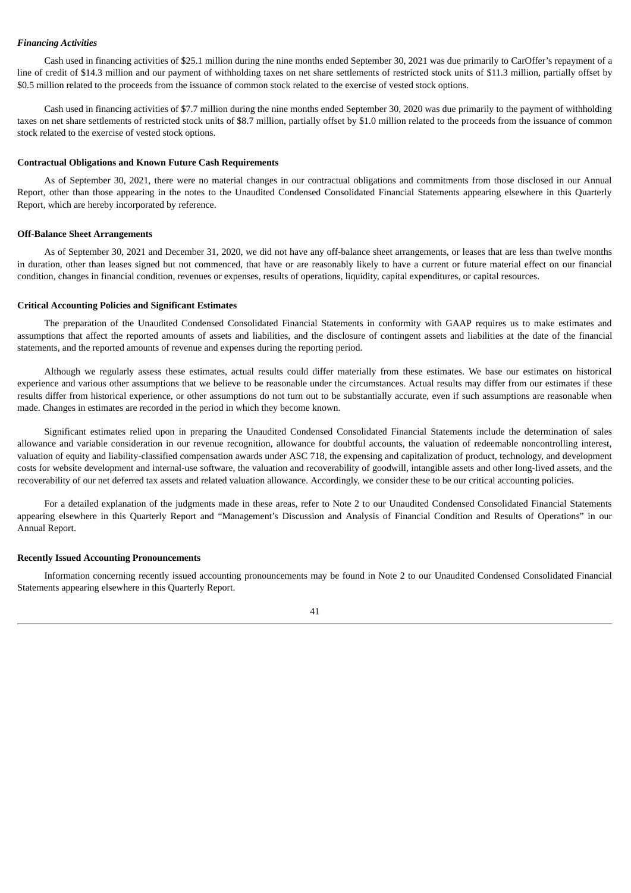*Financing Activities*

Cash used in financing activities of $25.1 million during the nine months ended September 30, 2021 was due primarily to CarOffer's repayment of a line of credit of $14.3 million and our payment of withholding taxes on net share settlements of restricted stock units of $11.3 million, partially offset by $0.5 million related to the proceeds from the issuance of common stock related to the exercise of vested stock options.

Cash used in financing activities of $7.7 million during the nine months ended September 30, 2020 was due primarily to the payment of withholding taxes on net share settlements of restricted stock units of $8.7 million, partially offset by $1.0 million related to the proceeds from the issuance of common stock related to the exercise of vested stock options.

**Contractual Obligations and Known Future Cash Requirements**

As of September 30, 2021, there were no material changes in our contractual obligations and commitments from those disclosed in our Annual Report, other than those appearing in the notes to the Unaudited Condensed Consolidated Financial Statements appearing elsewhere in this Quarterly Report, which are hereby incorporated by reference.

**Off-Balance Sheet Arrangements**

As of September 30, 2021 and December 31, 2020, we did not have any off-balance sheet arrangements, or leases that are less than twelve months in duration, other than leases signed but not commenced, that have or are reasonably likely to have a current or future material effect on our financial condition, changes in financial condition, revenues or expenses, results of operations, liquidity, capital expenditures, or capital resources.

**Critical Accounting Policies and Significant Estimates**

The preparation of the Unaudited Condensed Consolidated Financial Statements in conformity with GAAP requires us to make estimates and assumptions that affect the reported amounts of assets and liabilities, and the disclosure of contingent assets and liabilities at the date of the financial statements, and the reported amounts of revenue and expenses during the reporting period.

Although we regularly assess these estimates, actual results could differ materially from these estimates. We base our estimates on historical experience and various other assumptions that we believe to be reasonable under the circumstances. Actual results may differ from our estimates if these results differ from historical experience, or other assumptions do not turn out to be substantially accurate, even if such assumptions are reasonable when made. Changes in estimates are recorded in the period in which they become known.

Significant estimates relied upon in preparing the Unaudited Condensed Consolidated Financial Statements include the determination of sales allowance and variable consideration in our revenue recognition, allowance for doubtful accounts, the valuation of redeemable noncontrolling interest, valuation of equity and liability-classified compensation awards under ASC 718, the expensing and capitalization of product, technology, and development costs for website development and internal-use software, the valuation and recoverability of goodwill, intangible assets and other long-lived assets, and the recoverability of our net deferred tax assets and related valuation allowance. Accordingly, we consider these to be our critical accounting policies.

For a detailed explanation of the judgments made in these areas, refer to Note 2 to our Unaudited Condensed Consolidated Financial Statements appearing elsewhere in this Quarterly Report and "Management's Discussion and Analysis of Financial Condition and Results of Operations" in our Annual Report.

**Recently Issued Accounting Pronouncements**

Information concerning recently issued accounting pronouncements may be found in Note 2 to our Unaudited Condensed Consolidated Financial Statements appearing elsewhere in this Quarterly Report.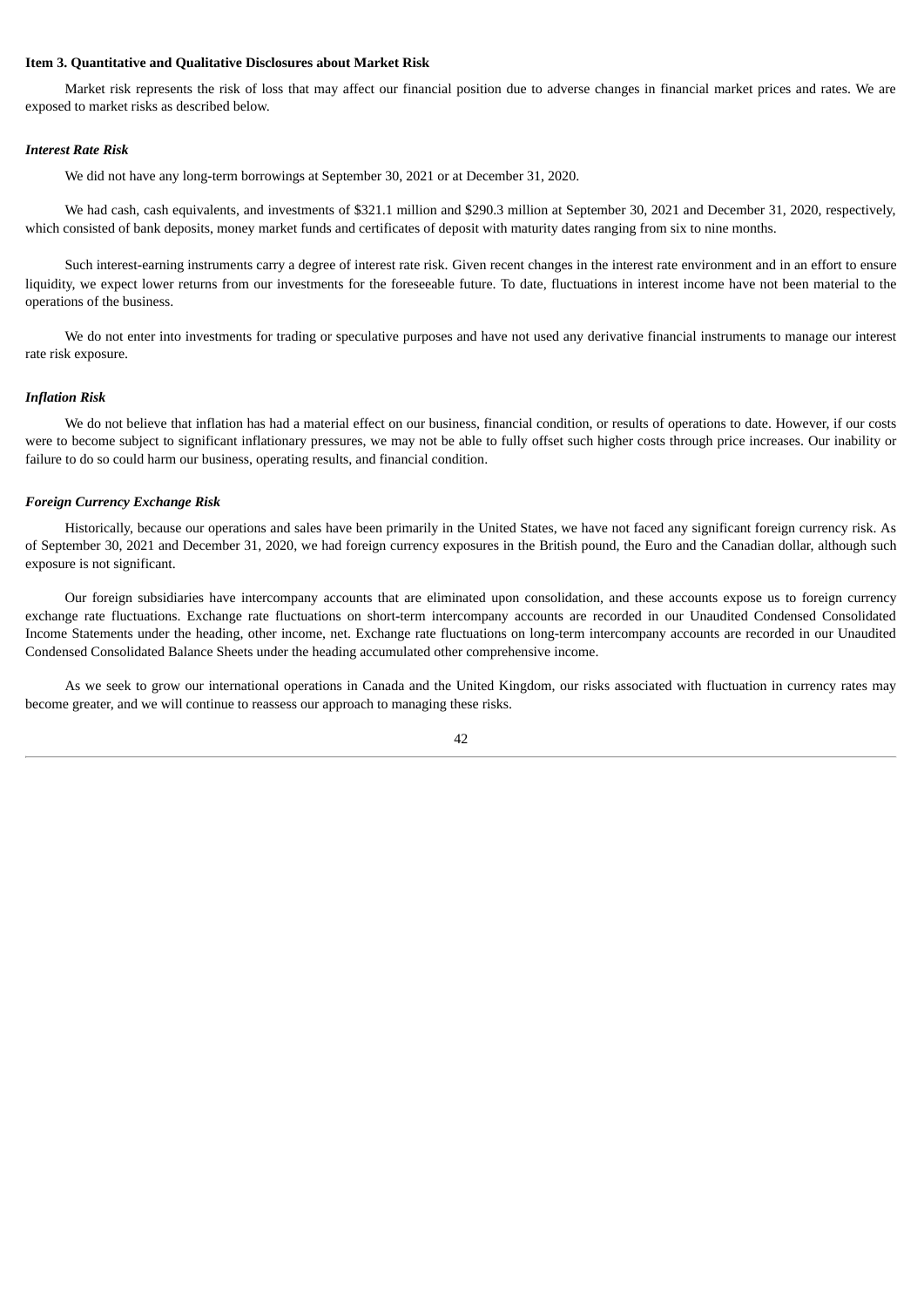**Item 3. Quantitative and Qualitative Disclosures about Market Risk**

Market risk represents the risk of loss that may affect our financial position due to adverse changes in financial market prices and rates. We are exposed to market risks as described below.

***Interest Rate Risk***

We did not have any long-term borrowings at September 30, 2021 or at December 31, 2020.

We had cash, cash equivalents, and investments of $321.1 million and $290.3 million at September 30, 2021 and December 31, 2020, respectively, which consisted of bank deposits, money market funds and certificates of deposit with maturity dates ranging from six to nine months.

Such interest-earning instruments carry a degree of interest rate risk. Given recent changes in the interest rate environment and in an effort to ensure liquidity, we expect lower returns from our investments for the foreseeable future. To date, fluctuations in interest income have not been material to the operations of the business.

We do not enter into investments for trading or speculative purposes and have not used any derivative financial instruments to manage our interest rate risk exposure.

***Inflation Risk***

We do not believe that inflation has had a material effect on our business, financial condition, or results of operations to date. However, if our costs were to become subject to significant inflationary pressures, we may not be able to fully offset such higher costs through price increases. Our inability or failure to do so could harm our business, operating results, and financial condition.

***Foreign Currency Exchange Risk***

Historically, because our operations and sales have been primarily in the United States, we have not faced any significant foreign currency risk. As of September 30, 2021 and December 31, 2020, we had foreign currency exposures in the British pound, the Euro and the Canadian dollar, although such exposure is not significant.

Our foreign subsidiaries have intercompany accounts that are eliminated upon consolidation, and these accounts expose us to foreign currency exchange rate fluctuations. Exchange rate fluctuations on short-term intercompany accounts are recorded in our Unaudited Condensed Consolidated Income Statements under the heading, other income, net. Exchange rate fluctuations on long-term intercompany accounts are recorded in our Unaudited Condensed Consolidated Balance Sheets under the heading accumulated other comprehensive income.

As we seek to grow our international operations in Canada and the United Kingdom, our risks associated with fluctuation in currency rates may become greater, and we will continue to reassess our approach to managing these risks.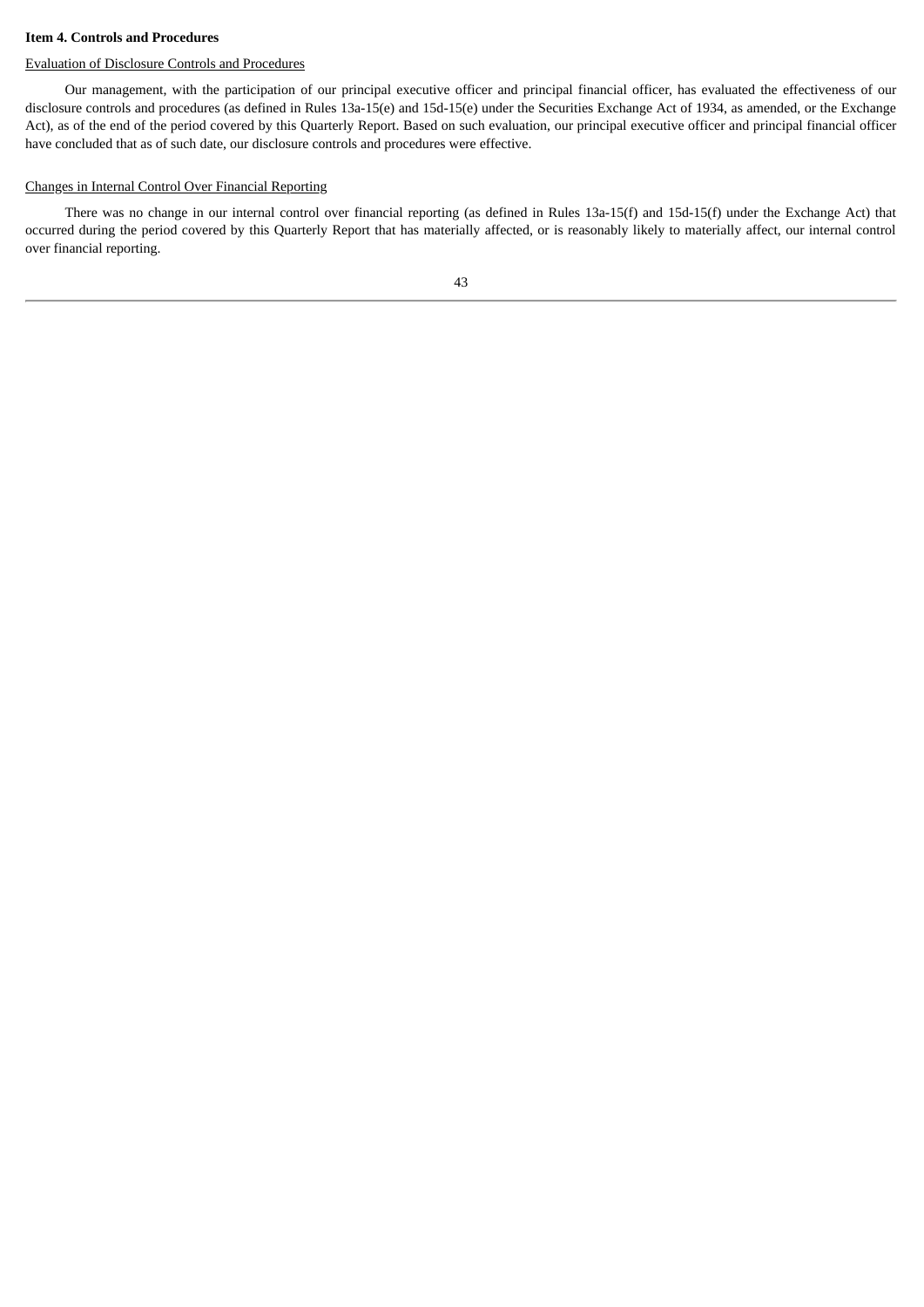**Item 4. Controls and Procedures**

Evaluation of Disclosure Controls and Procedures

Our management, with the participation of our principal executive officer and principal financial officer, has evaluated the effectiveness of our disclosure controls and procedures (as defined in Rules 13a-15(e) and 15d-15(e) under the Securities Exchange Act of 1934, as amended, or the Exchange Act), as of the end of the period covered by this Quarterly Report. Based on such evaluation, our principal executive officer and principal financial officer have concluded that as of such date, our disclosure controls and procedures were effective.

Changes in Internal Control Over Financial Reporting

There was no change in our internal control over financial reporting (as defined in Rules 13a-15(f) and 15d-15(f) under the Exchange Act) that occurred during the period covered by this Quarterly Report that has materially affected, or is reasonably likely to materially affect, our internal control over financial reporting.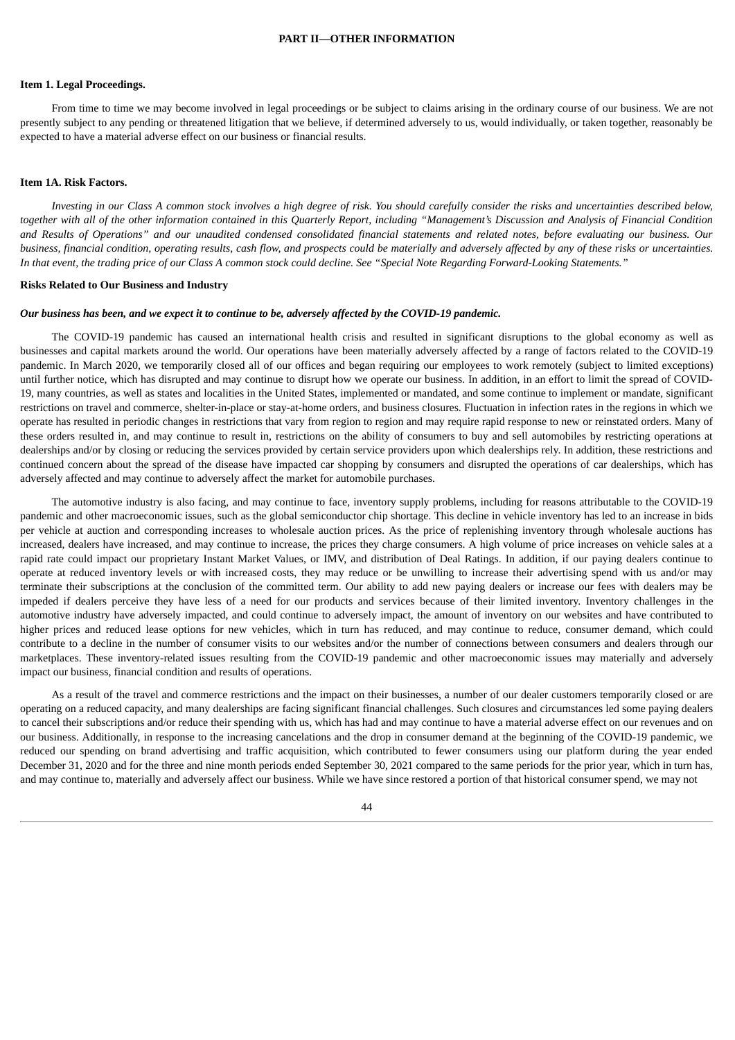# PART II—OTHER INFORMATION

## Item 1. Legal Proceedings.

From time to time we may become involved in legal proceedings or be subject to claims arising in the ordinary course of our business. We are not presently subject to any pending or threatened litigation that we believe, if determined adversely to us, would individually, or taken together, reasonably be expected to have a material adverse effect on our business or financial results.

## Item 1A. Risk Factors.

*Investing in our Class A common stock involves a high degree of risk. You should carefully consider the risks and uncertainties described below, together with all of the other information contained in this Quarterly Report, including "Management's Discussion and Analysis of Financial Condition and Results of Operations" and our unaudited condensed consolidated financial statements and related notes, before evaluating our business. Our business, financial condition, operating results, cash flow, and prospects could be materially and adversely affected by any of these risks or uncertainties. In that event, the trading price of our Class A common stock could decline. See "Special Note Regarding Forward-Looking Statements."*

### Risks Related to Our Business and Industry

***Our business has been, and we expect it to continue to be, adversely affected by the COVID-19 pandemic.***

The COVID-19 pandemic has caused an international health crisis and resulted in significant disruptions to the global economy as well as businesses and capital markets around the world. Our operations have been materially adversely affected by a range of factors related to the COVID-19 pandemic. In March 2020, we temporarily closed all of our offices and began requiring our employees to work remotely (subject to limited exceptions) until further notice, which has disrupted and may continue to disrupt how we operate our business. In addition, in an effort to limit the spread of COVID-19, many countries, as well as states and localities in the United States, implemented or mandated, and some continue to implement or mandate, significant restrictions on travel and commerce, shelter-in-place or stay-at-home orders, and business closures. Fluctuation in infection rates in the regions in which we operate has resulted in periodic changes in restrictions that vary from region to region and may require rapid response to new or reinstated orders. Many of these orders resulted in, and may continue to result in, restrictions on the ability of consumers to buy and sell automobiles by restricting operations at dealerships and/or by closing or reducing the services provided by certain service providers upon which dealerships rely. In addition, these restrictions and continued concern about the spread of the disease have impacted car shopping by consumers and disrupted the operations of car dealerships, which has adversely affected and may continue to adversely affect the market for automobile purchases.

The automotive industry is also facing, and may continue to face, inventory supply problems, including for reasons attributable to the COVID-19 pandemic and other macroeconomic issues, such as the global semiconductor chip shortage. This decline in vehicle inventory has led to an increase in bids per vehicle at auction and corresponding increases to wholesale auction prices. As the price of replenishing inventory through wholesale auctions has increased, dealers have increased, and may continue to increase, the prices they charge consumers. A high volume of price increases on vehicle sales at a rapid rate could impact our proprietary Instant Market Values, or IMV, and distribution of Deal Ratings. In addition, if our paying dealers continue to operate at reduced inventory levels or with increased costs, they may reduce or be unwilling to increase their advertising spend with us and/or may terminate their subscriptions at the conclusion of the committed term. Our ability to add new paying dealers or increase our fees with dealers may be impeded if dealers perceive they have less of a need for our products and services because of their limited inventory. Inventory challenges in the automotive industry have adversely impacted, and could continue to adversely impact, the amount of inventory on our websites and have contributed to higher prices and reduced lease options for new vehicles, which in turn has reduced, and may continue to reduce, consumer demand, which could contribute to a decline in the number of consumer visits to our websites and/or the number of connections between consumers and dealers through our marketplaces. These inventory-related issues resulting from the COVID-19 pandemic and other macroeconomic issues may materially and adversely impact our business, financial condition and results of operations.

As a result of the travel and commerce restrictions and the impact on their businesses, a number of our dealer customers temporarily closed or are operating on a reduced capacity, and many dealerships are facing significant financial challenges. Such closures and circumstances led some paying dealers to cancel their subscriptions and/or reduce their spending with us, which has had and may continue to have a material adverse effect on our revenues and on our business. Additionally, in response to the increasing cancelations and the drop in consumer demand at the beginning of the COVID-19 pandemic, we reduced our spending on brand advertising and traffic acquisition, which contributed to fewer consumers using our platform during the year ended December 31, 2020 and for the three and nine month periods ended September 30, 2021 compared to the same periods for the prior year, which in turn has, and may continue to, materially and adversely affect our business. While we have since restored a portion of that historical consumer spend, we may not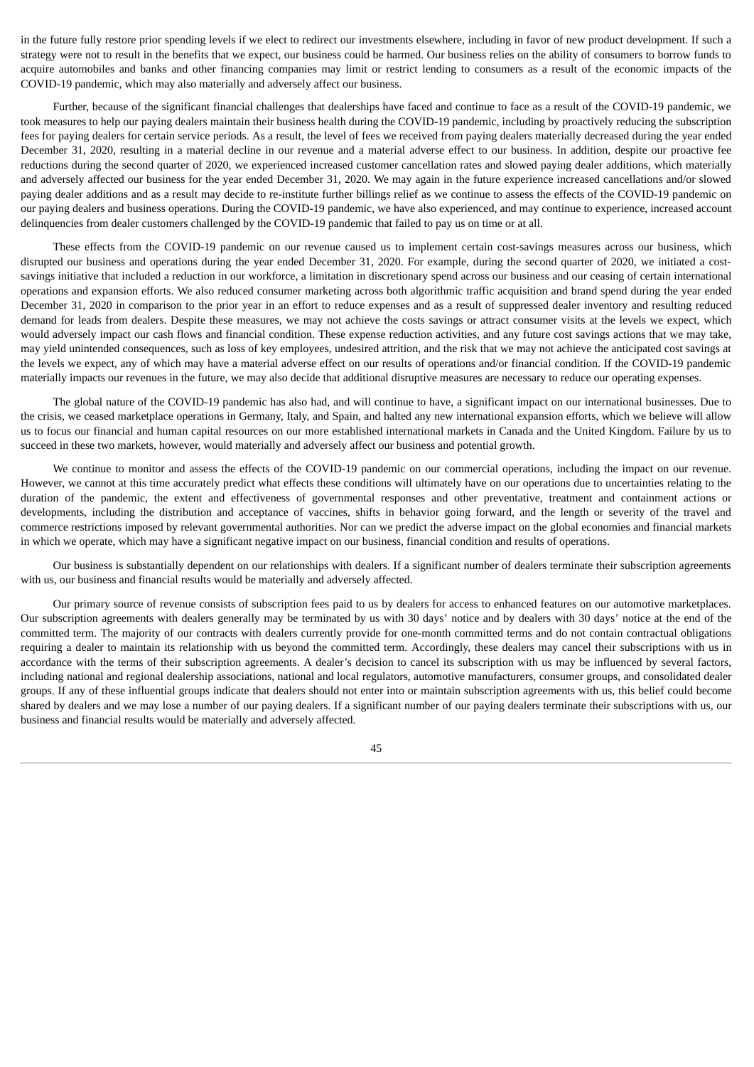in the future fully restore prior spending levels if we elect to redirect our investments elsewhere, including in favor of new product development. If such a strategy were not to result in the benefits that we expect, our business could be harmed. Our business relies on the ability of consumers to borrow funds to acquire automobiles and banks and other financing companies may limit or restrict lending to consumers as a result of the economic impacts of the COVID-19 pandemic, which may also materially and adversely affect our business.

Further, because of the significant financial challenges that dealerships have faced and continue to face as a result of the COVID-19 pandemic, we took measures to help our paying dealers maintain their business health during the COVID-19 pandemic, including by proactively reducing the subscription fees for paying dealers for certain service periods. As a result, the level of fees we received from paying dealers materially decreased during the year ended December 31, 2020, resulting in a material decline in our revenue and a material adverse effect to our business. In addition, despite our proactive fee reductions during the second quarter of 2020, we experienced increased customer cancellation rates and slowed paying dealer additions, which materially and adversely affected our business for the year ended December 31, 2020. We may again in the future experience increased cancellations and/or slowed paying dealer additions and as a result may decide to re-institute further billings relief as we continue to assess the effects of the COVID-19 pandemic on our paying dealers and business operations. During the COVID-19 pandemic, we have also experienced, and may continue to experience, increased account delinquencies from dealer customers challenged by the COVID-19 pandemic that failed to pay us on time or at all.

These effects from the COVID-19 pandemic on our revenue caused us to implement certain cost-savings measures across our business, which disrupted our business and operations during the year ended December 31, 2020. For example, during the second quarter of 2020, we initiated a cost-savings initiative that included a reduction in our workforce, a limitation in discretionary spend across our business and our ceasing of certain international operations and expansion efforts. We also reduced consumer marketing across both algorithmic traffic acquisition and brand spend during the year ended December 31, 2020 in comparison to the prior year in an effort to reduce expenses and as a result of suppressed dealer inventory and resulting reduced demand for leads from dealers. Despite these measures, we may not achieve the costs savings or attract consumer visits at the levels we expect, which would adversely impact our cash flows and financial condition. These expense reduction activities, and any future cost savings actions that we may take, may yield unintended consequences, such as loss of key employees, undesired attrition, and the risk that we may not achieve the anticipated cost savings at the levels we expect, any of which may have a material adverse effect on our results of operations and/or financial condition. If the COVID-19 pandemic materially impacts our revenues in the future, we may also decide that additional disruptive measures are necessary to reduce our operating expenses.

The global nature of the COVID-19 pandemic has also had, and will continue to have, a significant impact on our international businesses. Due to the crisis, we ceased marketplace operations in Germany, Italy, and Spain, and halted any new international expansion efforts, which we believe will allow us to focus our financial and human capital resources on our more established international markets in Canada and the United Kingdom. Failure by us to succeed in these two markets, however, would materially and adversely affect our business and potential growth.

We continue to monitor and assess the effects of the COVID-19 pandemic on our commercial operations, including the impact on our revenue. However, we cannot at this time accurately predict what effects these conditions will ultimately have on our operations due to uncertainties relating to the duration of the pandemic, the extent and effectiveness of governmental responses and other preventative, treatment and containment actions or developments, including the distribution and acceptance of vaccines, shifts in behavior going forward, and the length or severity of the travel and commerce restrictions imposed by relevant governmental authorities. Nor can we predict the adverse impact on the global economies and financial markets in which we operate, which may have a significant negative impact on our business, financial condition and results of operations.

*Our business is substantially dependent on our relationships with dealers. If a significant number of dealers terminate their subscription agreements with us, our business and financial results would be materially and adversely affected.*

Our primary source of revenue consists of subscription fees paid to us by dealers for access to enhanced features on our automotive marketplaces. Our subscription agreements with dealers generally may be terminated by us with 30 days' notice and by dealers with 30 days' notice at the end of the committed term. The majority of our contracts with dealers currently provide for one-month committed terms and do not contain contractual obligations requiring a dealer to maintain its relationship with us beyond the committed term. Accordingly, these dealers may cancel their subscriptions with us in accordance with the terms of their subscription agreements. A dealer's decision to cancel its subscription with us may be influenced by several factors, including national and regional dealership associations, national and local regulators, automotive manufacturers, consumer groups, and consolidated dealer groups. If any of these influential groups indicate that dealers should not enter into or maintain subscription agreements with us, this belief could become shared by dealers and we may lose a number of our paying dealers. If a significant number of our paying dealers terminate their subscriptions with us, our business and financial results would be materially and adversely affected.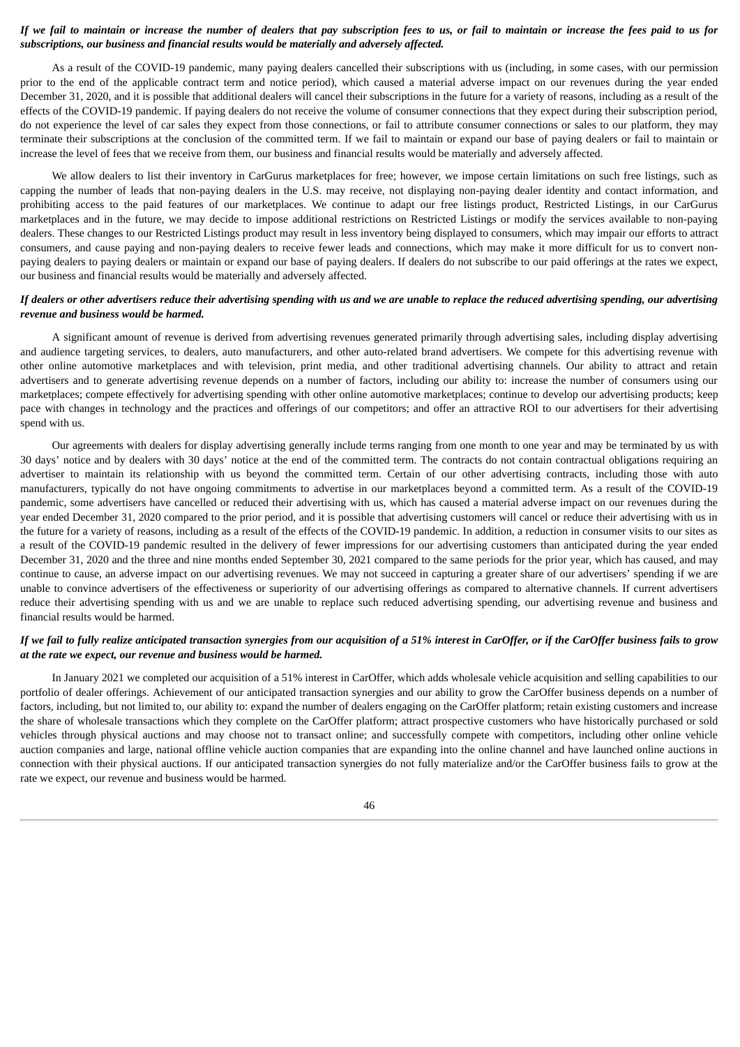***If we fail to maintain or increase the number of dealers that pay subscription fees to us, or fail to maintain or increase the fees paid to us for subscriptions, our business and financial results would be materially and adversely affected.***

As a result of the COVID-19 pandemic, many paying dealers cancelled their subscriptions with us (including, in some cases, with our permission prior to the end of the applicable contract term and notice period), which caused a material adverse impact on our revenues during the year ended December 31, 2020, and it is possible that additional dealers will cancel their subscriptions in the future for a variety of reasons, including as a result of the effects of the COVID-19 pandemic. If paying dealers do not receive the volume of consumer connections that they expect during their subscription period, do not experience the level of car sales they expect from those connections, or fail to attribute consumer connections or sales to our platform, they may terminate their subscriptions at the conclusion of the committed term. If we fail to maintain or expand our base of paying dealers or fail to maintain or increase the level of fees that we receive from them, our business and financial results would be materially and adversely affected.

We allow dealers to list their inventory in CarGurus marketplaces for free; however, we impose certain limitations on such free listings, such as capping the number of leads that non-paying dealers in the U.S. may receive, not displaying non-paying dealer identity and contact information, and prohibiting access to the paid features of our marketplaces. We continue to adapt our free listings product, Restricted Listings, in our CarGurus marketplaces and in the future, we may decide to impose additional restrictions on Restricted Listings or modify the services available to non-paying dealers. These changes to our Restricted Listings product may result in less inventory being displayed to consumers, which may impair our efforts to attract consumers, and cause paying and non-paying dealers to receive fewer leads and connections, which may make it more difficult for us to convert non-paying dealers to paying dealers or maintain or expand our base of paying dealers. If dealers do not subscribe to our paid offerings at the rates we expect, our business and financial results would be materially and adversely affected.

***If dealers or other advertisers reduce their advertising spending with us and we are unable to replace the reduced advertising spending, our advertising revenue and business would be harmed.***

A significant amount of revenue is derived from advertising revenues generated primarily through advertising sales, including display advertising and audience targeting services, to dealers, auto manufacturers, and other auto-related brand advertisers. We compete for this advertising revenue with other online automotive marketplaces and with television, print media, and other traditional advertising channels. Our ability to attract and retain advertisers and to generate advertising revenue depends on a number of factors, including our ability to: increase the number of consumers using our marketplaces; compete effectively for advertising spending with other online automotive marketplaces; continue to develop our advertising products; keep pace with changes in technology and the practices and offerings of our competitors; and offer an attractive ROI to our advertisers for their advertising spend with us.

Our agreements with dealers for display advertising generally include terms ranging from one month to one year and may be terminated by us with 30 days' notice and by dealers with 30 days' notice at the end of the committed term. The contracts do not contain contractual obligations requiring an advertiser to maintain its relationship with us beyond the committed term. Certain of our other advertising contracts, including those with auto manufacturers, typically do not have ongoing commitments to advertise in our marketplaces beyond a committed term. As a result of the COVID-19 pandemic, some advertisers have cancelled or reduced their advertising with us, which has caused a material adverse impact on our revenues during the year ended December 31, 2020 compared to the prior period, and it is possible that advertising customers will cancel or reduce their advertising with us in the future for a variety of reasons, including as a result of the effects of the COVID-19 pandemic. In addition, a reduction in consumer visits to our sites as a result of the COVID-19 pandemic resulted in the delivery of fewer impressions for our advertising customers than anticipated during the year ended December 31, 2020 and the three and nine months ended September 30, 2021 compared to the same periods for the prior year, which has caused, and may continue to cause, an adverse impact on our advertising revenues. We may not succeed in capturing a greater share of our advertisers' spending if we are unable to convince advertisers of the effectiveness or superiority of our advertising offerings as compared to alternative channels. If current advertisers reduce their advertising spending with us and we are unable to replace such reduced advertising spending, our advertising revenue and business and financial results would be harmed.

***If we fail to fully realize anticipated transaction synergies from our acquisition of a 51% interest in CarOffer, or if the CarOffer business fails to grow at the rate we expect, our revenue and business would be harmed.***

In January 2021 we completed our acquisition of a 51% interest in CarOffer, which adds wholesale vehicle acquisition and selling capabilities to our portfolio of dealer offerings. Achievement of our anticipated transaction synergies and our ability to grow the CarOffer business depends on a number of factors, including, but not limited to, our ability to: expand the number of dealers engaging on the CarOffer platform; retain existing customers and increase the share of wholesale transactions which they complete on the CarOffer platform; attract prospective customers who have historically purchased or sold vehicles through physical auctions and may choose not to transact online; and successfully compete with competitors, including other online vehicle auction companies and large, national offline vehicle auction companies that are expanding into the online channel and have launched online auctions in connection with their physical auctions. If our anticipated transaction synergies do not fully materialize and/or the CarOffer business fails to grow at the rate we expect, our revenue and business would be harmed.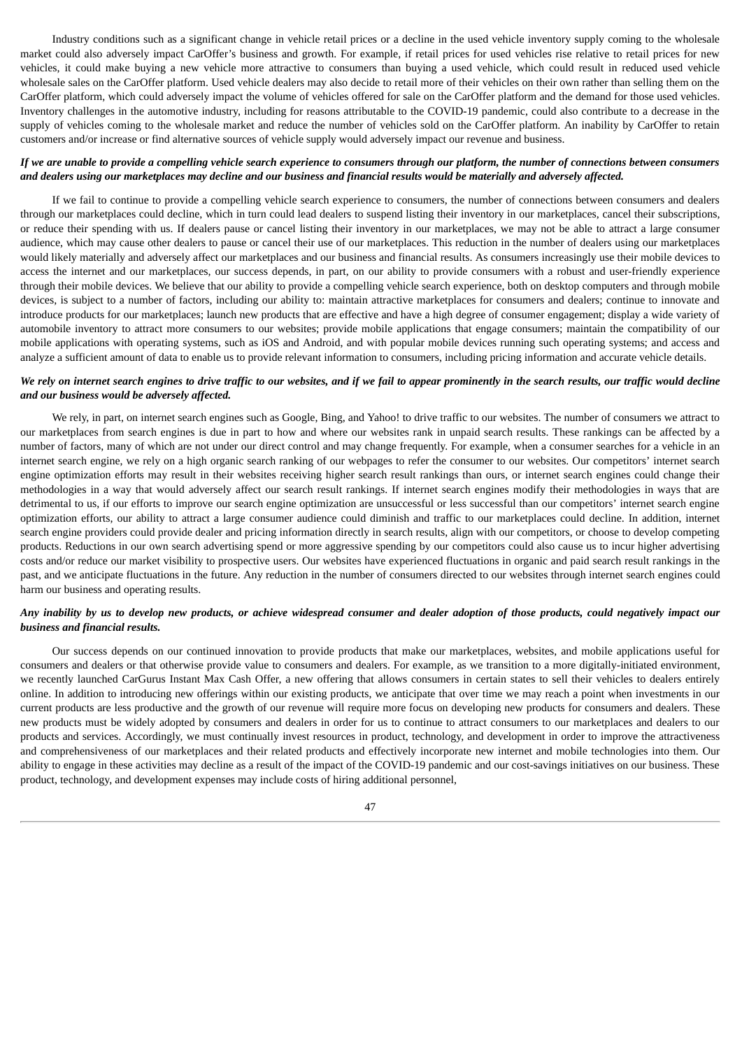Industry conditions such as a significant change in vehicle retail prices or a decline in the used vehicle inventory supply coming to the wholesale market could also adversely impact CarOffer's business and growth. For example, if retail prices for used vehicles rise relative to retail prices for new vehicles, it could make buying a new vehicle more attractive to consumers than buying a used vehicle, which could result in reduced used vehicle wholesale sales on the CarOffer platform. Used vehicle dealers may also decide to retail more of their vehicles on their own rather than selling them on the CarOffer platform, which could adversely impact the volume of vehicles offered for sale on the CarOffer platform and the demand for those used vehicles. Inventory challenges in the automotive industry, including for reasons attributable to the COVID-19 pandemic, could also contribute to a decrease in the supply of vehicles coming to the wholesale market and reduce the number of vehicles sold on the CarOffer platform. An inability by CarOffer to retain customers and/or increase or find alternative sources of vehicle supply would adversely impact our revenue and business.

***If we are unable to provide a compelling vehicle search experience to consumers through our platform, the number of connections between consumers and dealers using our marketplaces may decline and our business and financial results would be materially and adversely affected.***

If we fail to continue to provide a compelling vehicle search experience to consumers, the number of connections between consumers and dealers through our marketplaces could decline, which in turn could lead dealers to suspend listing their inventory in our marketplaces, cancel their subscriptions, or reduce their spending with us. If dealers pause or cancel listing their inventory in our marketplaces, we may not be able to attract a large consumer audience, which may cause other dealers to pause or cancel their use of our marketplaces. This reduction in the number of dealers using our marketplaces would likely materially and adversely affect our marketplaces and our business and financial results. As consumers increasingly use their mobile devices to access the internet and our marketplaces, our success depends, in part, on our ability to provide consumers with a robust and user-friendly experience through their mobile devices. We believe that our ability to provide a compelling vehicle search experience, both on desktop computers and through mobile devices, is subject to a number of factors, including our ability to: maintain attractive marketplaces for consumers and dealers; continue to innovate and introduce products for our marketplaces; launch new products that are effective and have a high degree of consumer engagement; display a wide variety of automobile inventory to attract more consumers to our websites; provide mobile applications that engage consumers; maintain the compatibility of our mobile applications with operating systems, such as iOS and Android, and with popular mobile devices running such operating systems; and access and analyze a sufficient amount of data to enable us to provide relevant information to consumers, including pricing information and accurate vehicle details.

***We rely on internet search engines to drive traffic to our websites, and if we fail to appear prominently in the search results, our traffic would decline and our business would be adversely affected.***

We rely, in part, on internet search engines such as Google, Bing, and Yahoo! to drive traffic to our websites. The number of consumers we attract to our marketplaces from search engines is due in part to how and where our websites rank in unpaid search results. These rankings can be affected by a number of factors, many of which are not under our direct control and may change frequently. For example, when a consumer searches for a vehicle in an internet search engine, we rely on a high organic search ranking of our webpages to refer the consumer to our websites. Our competitors' internet search engine optimization efforts may result in their websites receiving higher search result rankings than ours, or internet search engines could change their methodologies in a way that would adversely affect our search result rankings. If internet search engines modify their methodologies in ways that are detrimental to us, if our efforts to improve our search engine optimization are unsuccessful or less successful than our competitors' internet search engine optimization efforts, our ability to attract a large consumer audience could diminish and traffic to our marketplaces could decline. In addition, internet search engine providers could provide dealer and pricing information directly in search results, align with our competitors, or choose to develop competing products. Reductions in our own search advertising spend or more aggressive spending by our competitors could also cause us to incur higher advertising costs and/or reduce our market visibility to prospective users. Our websites have experienced fluctuations in organic and paid search result rankings in the past, and we anticipate fluctuations in the future. Any reduction in the number of consumers directed to our websites through internet search engines could harm our business and operating results.

***Any inability by us to develop new products, or achieve widespread consumer and dealer adoption of those products, could negatively impact our business and financial results.***

Our success depends on our continued innovation to provide products that make our marketplaces, websites, and mobile applications useful for consumers and dealers or that otherwise provide value to consumers and dealers. For example, as we transition to a more digitally-initiated environment, we recently launched CarGurus Instant Max Cash Offer, a new offering that allows consumers in certain states to sell their vehicles to dealers entirely online. In addition to introducing new offerings within our existing products, we anticipate that over time we may reach a point when investments in our current products are less productive and the growth of our revenue will require more focus on developing new products for consumers and dealers. These new products must be widely adopted by consumers and dealers in order for us to continue to attract consumers to our marketplaces and dealers to our products and services. Accordingly, we must continually invest resources in product, technology, and development in order to improve the attractiveness and comprehensiveness of our marketplaces and their related products and effectively incorporate new internet and mobile technologies into them. Our ability to engage in these activities may decline as a result of the impact of the COVID-19 pandemic and our cost-savings initiatives on our business. These product, technology, and development expenses may include costs of hiring additional personnel,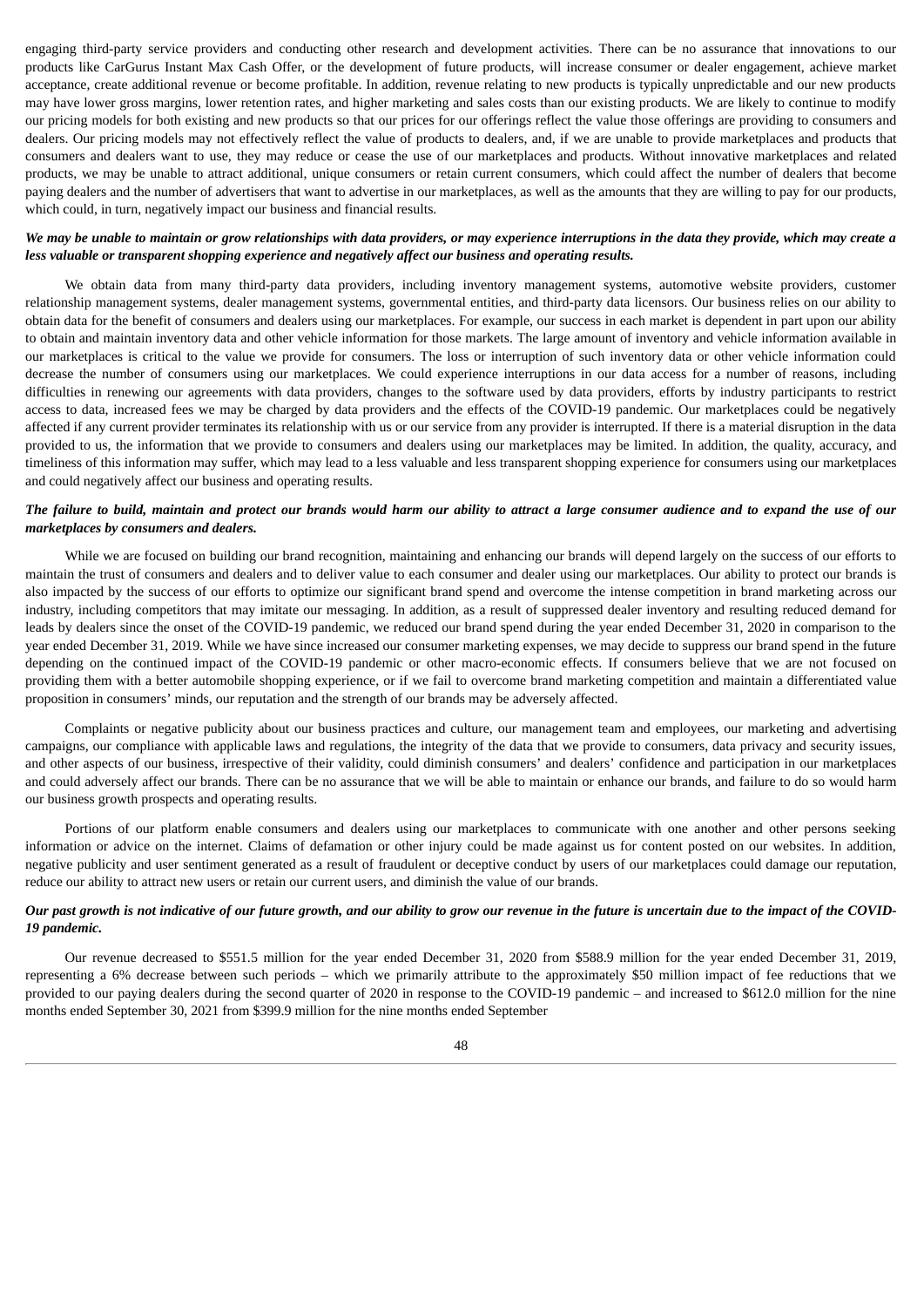engaging third-party service providers and conducting other research and development activities. There can be no assurance that innovations to our products like CarGurus Instant Max Cash Offer, or the development of future products, will increase consumer or dealer engagement, achieve market acceptance, create additional revenue or become profitable. In addition, revenue relating to new products is typically unpredictable and our new products may have lower gross margins, lower retention rates, and higher marketing and sales costs than our existing products. We are likely to continue to modify our pricing models for both existing and new products so that our prices for our offerings reflect the value those offerings are providing to consumers and dealers. Our pricing models may not effectively reflect the value of products to dealers, and, if we are unable to provide marketplaces and products that consumers and dealers want to use, they may reduce or cease the use of our marketplaces and products. Without innovative marketplaces and related products, we may be unable to attract additional, unique consumers or retain current consumers, which could affect the number of dealers that become paying dealers and the number of advertisers that want to advertise in our marketplaces, as well as the amounts that they are willing to pay for our products, which could, in turn, negatively impact our business and financial results.

***We may be unable to maintain or grow relationships with data providers, or may experience interruptions in the data they provide, which may create a less valuable or transparent shopping experience and negatively affect our business and operating results.***

We obtain data from many third-party data providers, including inventory management systems, automotive website providers, customer relationship management systems, dealer management systems, governmental entities, and third-party data licensors. Our business relies on our ability to obtain data for the benefit of consumers and dealers using our marketplaces. For example, our success in each market is dependent in part upon our ability to obtain and maintain inventory data and other vehicle information for those markets. The large amount of inventory and vehicle information available in our marketplaces is critical to the value we provide for consumers. The loss or interruption of such inventory data or other vehicle information could decrease the number of consumers using our marketplaces. We could experience interruptions in our data access for a number of reasons, including difficulties in renewing our agreements with data providers, changes to the software used by data providers, efforts by industry participants to restrict access to data, increased fees we may be charged by data providers and the effects of the COVID-19 pandemic. Our marketplaces could be negatively affected if any current provider terminates its relationship with us or our service from any provider is interrupted. If there is a material disruption in the data provided to us, the information that we provide to consumers and dealers using our marketplaces may be limited. In addition, the quality, accuracy, and timeliness of this information may suffer, which may lead to a less valuable and less transparent shopping experience for consumers using our marketplaces and could negatively affect our business and operating results.

***The failure to build, maintain and protect our brands would harm our ability to attract a large consumer audience and to expand the use of our marketplaces by consumers and dealers.***

While we are focused on building our brand recognition, maintaining and enhancing our brands will depend largely on the success of our efforts to maintain the trust of consumers and dealers and to deliver value to each consumer and dealer using our marketplaces. Our ability to protect our brands is also impacted by the success of our efforts to optimize our significant brand spend and overcome the intense competition in brand marketing across our industry, including competitors that may imitate our messaging. In addition, as a result of suppressed dealer inventory and resulting reduced demand for leads by dealers since the onset of the COVID-19 pandemic, we reduced our brand spend during the year ended December 31, 2020 in comparison to the year ended December 31, 2019. While we have since increased our consumer marketing expenses, we may decide to suppress our brand spend in the future depending on the continued impact of the COVID-19 pandemic or other macro-economic effects. If consumers believe that we are not focused on providing them with a better automobile shopping experience, or if we fail to overcome brand marketing competition and maintain a differentiated value proposition in consumers' minds, our reputation and the strength of our brands may be adversely affected.

Complaints or negative publicity about our business practices and culture, our management team and employees, our marketing and advertising campaigns, our compliance with applicable laws and regulations, the integrity of the data that we provide to consumers, data privacy and security issues, and other aspects of our business, irrespective of their validity, could diminish consumers' and dealers' confidence and participation in our marketplaces and could adversely affect our brands. There can be no assurance that we will be able to maintain or enhance our brands, and failure to do so would harm our business growth prospects and operating results.

Portions of our platform enable consumers and dealers using our marketplaces to communicate with one another and other persons seeking information or advice on the internet. Claims of defamation or other injury could be made against us for content posted on our websites. In addition, negative publicity and user sentiment generated as a result of fraudulent or deceptive conduct by users of our marketplaces could damage our reputation, reduce our ability to attract new users or retain our current users, and diminish the value of our brands.

***Our past growth is not indicative of our future growth, and our ability to grow our revenue in the future is uncertain due to the impact of the COVID-19 pandemic.***

Our revenue decreased to $551.5 million for the year ended December 31, 2020 from $588.9 million for the year ended December 31, 2019, representing a 6% decrease between such periods – which we primarily attribute to the approximately $50 million impact of fee reductions that we provided to our paying dealers during the second quarter of 2020 in response to the COVID-19 pandemic – and increased to $612.0 million for the nine months ended September 30, 2021 from $399.9 million for the nine months ended September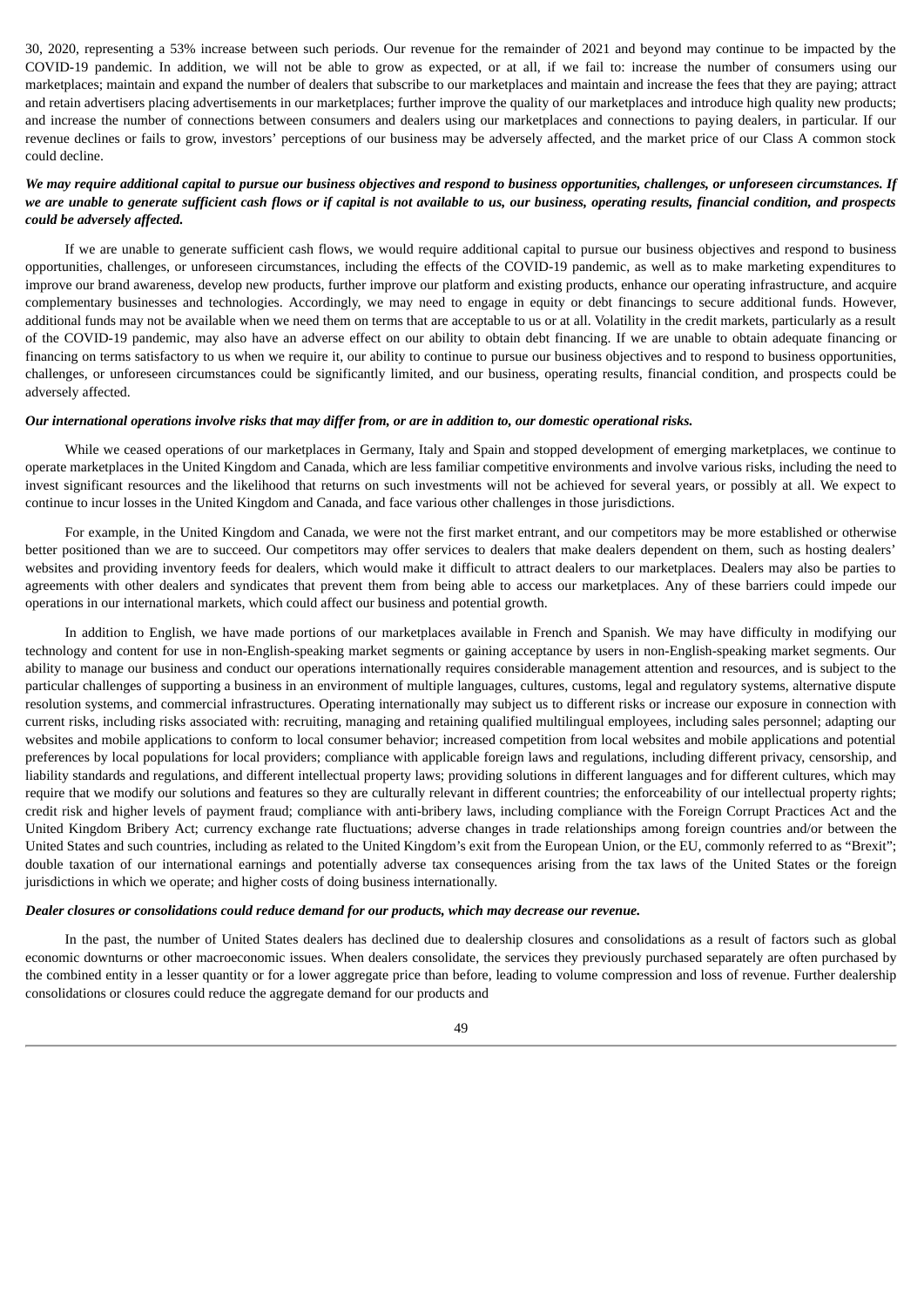30, 2020, representing a 53% increase between such periods. Our revenue for the remainder of 2021 and beyond may continue to be impacted by the COVID-19 pandemic. In addition, we will not be able to grow as expected, or at all, if we fail to: increase the number of consumers using our marketplaces; maintain and expand the number of dealers that subscribe to our marketplaces and maintain and increase the fees that they are paying; attract and retain advertisers placing advertisements in our marketplaces; further improve the quality of our marketplaces and introduce high quality new products; and increase the number of connections between consumers and dealers using our marketplaces and connections to paying dealers, in particular. If our revenue declines or fails to grow, investors' perceptions of our business may be adversely affected, and the market price of our Class A common stock could decline.

***We may require additional capital to pursue our business objectives and respond to business opportunities, challenges, or unforeseen circumstances. If we are unable to generate sufficient cash flows or if capital is not available to us, our business, operating results, financial condition, and prospects could be adversely affected.***

If we are unable to generate sufficient cash flows, we would require additional capital to pursue our business objectives and respond to business opportunities, challenges, or unforeseen circumstances, including the effects of the COVID-19 pandemic, as well as to make marketing expenditures to improve our brand awareness, develop new products, further improve our platform and existing products, enhance our operating infrastructure, and acquire complementary businesses and technologies. Accordingly, we may need to engage in equity or debt financings to secure additional funds. However, additional funds may not be available when we need them on terms that are acceptable to us or at all. Volatility in the credit markets, particularly as a result of the COVID-19 pandemic, may also have an adverse effect on our ability to obtain debt financing. If we are unable to obtain adequate financing or financing on terms satisfactory to us when we require it, our ability to continue to pursue our business objectives and to respond to business opportunities, challenges, or unforeseen circumstances could be significantly limited, and our business, operating results, financial condition, and prospects could be adversely affected.

***Our international operations involve risks that may differ from, or are in addition to, our domestic operational risks.***

While we ceased operations of our marketplaces in Germany, Italy and Spain and stopped development of emerging marketplaces, we continue to operate marketplaces in the United Kingdom and Canada, which are less familiar competitive environments and involve various risks, including the need to invest significant resources and the likelihood that returns on such investments will not be achieved for several years, or possibly at all. We expect to continue to incur losses in the United Kingdom and Canada, and face various other challenges in those jurisdictions.

For example, in the United Kingdom and Canada, we were not the first market entrant, and our competitors may be more established or otherwise better positioned than we are to succeed. Our competitors may offer services to dealers that make dealers dependent on them, such as hosting dealers' websites and providing inventory feeds for dealers, which would make it difficult to attract dealers to our marketplaces. Dealers may also be parties to agreements with other dealers and syndicates that prevent them from being able to access our marketplaces. Any of these barriers could impede our operations in our international markets, which could affect our business and potential growth.

In addition to English, we have made portions of our marketplaces available in French and Spanish. We may have difficulty in modifying our technology and content for use in non-English-speaking market segments or gaining acceptance by users in non-English-speaking market segments. Our ability to manage our business and conduct our operations internationally requires considerable management attention and resources, and is subject to the particular challenges of supporting a business in an environment of multiple languages, cultures, customs, legal and regulatory systems, alternative dispute resolution systems, and commercial infrastructures. Operating internationally may subject us to different risks or increase our exposure in connection with current risks, including risks associated with: recruiting, managing and retaining qualified multilingual employees, including sales personnel; adapting our websites and mobile applications to conform to local consumer behavior; increased competition from local websites and mobile applications and potential preferences by local populations for local providers; compliance with applicable foreign laws and regulations, including different privacy, censorship, and liability standards and regulations, and different intellectual property laws; providing solutions in different languages and for different cultures, which may require that we modify our solutions and features so they are culturally relevant in different countries; the enforceability of our intellectual property rights; credit risk and higher levels of payment fraud; compliance with anti-bribery laws, including compliance with the Foreign Corrupt Practices Act and the United Kingdom Bribery Act; currency exchange rate fluctuations; adverse changes in trade relationships among foreign countries and/or between the United States and such countries, including as related to the United Kingdom's exit from the European Union, or the EU, commonly referred to as "Brexit"; double taxation of our international earnings and potentially adverse tax consequences arising from the tax laws of the United States or the foreign jurisdictions in which we operate; and higher costs of doing business internationally.

***Dealer closures or consolidations could reduce demand for our products, which may decrease our revenue.***

In the past, the number of United States dealers has declined due to dealership closures and consolidations as a result of factors such as global economic downturns or other macroeconomic issues. When dealers consolidate, the services they previously purchased separately are often purchased by the combined entity in a lesser quantity or for a lower aggregate price than before, leading to volume compression and loss of revenue. Further dealership consolidations or closures could reduce the aggregate demand for our products and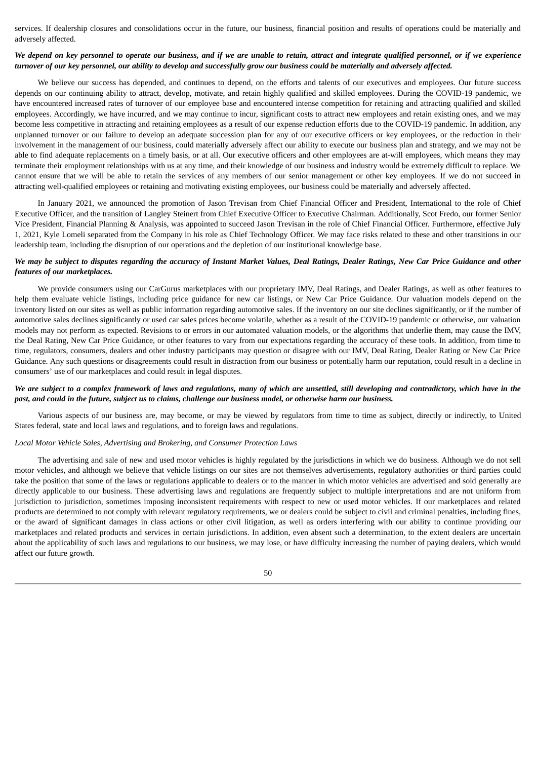services. If dealership closures and consolidations occur in the future, our business, financial position and results of operations could be materially and adversely affected.

***We depend on key personnel to operate our business, and if we are unable to retain, attract and integrate qualified personnel, or if we experience turnover of our key personnel, our ability to develop and successfully grow our business could be materially and adversely affected.***

We believe our success has depended, and continues to depend, on the efforts and talents of our executives and employees. Our future success depends on our continuing ability to attract, develop, motivate, and retain highly qualified and skilled employees. During the COVID-19 pandemic, we have encountered increased rates of turnover of our employee base and encountered intense competition for retaining and attracting qualified and skilled employees. Accordingly, we have incurred, and we may continue to incur, significant costs to attract new employees and retain existing ones, and we may become less competitive in attracting and retaining employees as a result of our expense reduction efforts due to the COVID-19 pandemic. In addition, any unplanned turnover or our failure to develop an adequate succession plan for any of our executive officers or key employees, or the reduction in their involvement in the management of our business, could materially adversely affect our ability to execute our business plan and strategy, and we may not be able to find adequate replacements on a timely basis, or at all. Our executive officers and other employees are at-will employees, which means they may terminate their employment relationships with us at any time, and their knowledge of our business and industry would be extremely difficult to replace. We cannot ensure that we will be able to retain the services of any members of our senior management or other key employees. If we do not succeed in attracting well-qualified employees or retaining and motivating existing employees, our business could be materially and adversely affected.

In January 2021, we announced the promotion of Jason Trevisan from Chief Financial Officer and President, International to the role of Chief Executive Officer, and the transition of Langley Steinert from Chief Executive Officer to Executive Chairman. Additionally, Scot Fredo, our former Senior Vice President, Financial Planning & Analysis, was appointed to succeed Jason Trevisan in the role of Chief Financial Officer. Furthermore, effective July 1, 2021, Kyle Lomeli separated from the Company in his role as Chief Technology Officer. We may face risks related to these and other transitions in our leadership team, including the disruption of our operations and the depletion of our institutional knowledge base.

***We may be subject to disputes regarding the accuracy of Instant Market Values, Deal Ratings, Dealer Ratings, New Car Price Guidance and other features of our marketplaces.***

We provide consumers using our CarGurus marketplaces with our proprietary IMV, Deal Ratings, and Dealer Ratings, as well as other features to help them evaluate vehicle listings, including price guidance for new car listings, or New Car Price Guidance. Our valuation models depend on the inventory listed on our sites as well as public information regarding automotive sales. If the inventory on our site declines significantly, or if the number of automotive sales declines significantly or used car sales prices become volatile, whether as a result of the COVID-19 pandemic or otherwise, our valuation models may not perform as expected. Revisions to or errors in our automated valuation models, or the algorithms that underlie them, may cause the IMV, the Deal Rating, New Car Price Guidance, or other features to vary from our expectations regarding the accuracy of these tools. In addition, from time to time, regulators, consumers, dealers and other industry participants may question or disagree with our IMV, Deal Rating, Dealer Rating or New Car Price Guidance. Any such questions or disagreements could result in distraction from our business or potentially harm our reputation, could result in a decline in consumers' use of our marketplaces and could result in legal disputes.

***We are subject to a complex framework of laws and regulations, many of which are unsettled, still developing and contradictory, which have in the past, and could in the future, subject us to claims, challenge our business model, or otherwise harm our business.***

Various aspects of our business are, may become, or may be viewed by regulators from time to time as subject, directly or indirectly, to United States federal, state and local laws and regulations, and to foreign laws and regulations.

*Local Motor Vehicle Sales, Advertising and Brokering, and Consumer Protection Laws*

The advertising and sale of new and used motor vehicles is highly regulated by the jurisdictions in which we do business. Although we do not sell motor vehicles, and although we believe that vehicle listings on our sites are not themselves advertisements, regulatory authorities or third parties could take the position that some of the laws or regulations applicable to dealers or to the manner in which motor vehicles are advertised and sold generally are directly applicable to our business. These advertising laws and regulations are frequently subject to multiple interpretations and are not uniform from jurisdiction to jurisdiction, sometimes imposing inconsistent requirements with respect to new or used motor vehicles. If our marketplaces and related products are determined to not comply with relevant regulatory requirements, we or dealers could be subject to civil and criminal penalties, including fines, or the award of significant damages in class actions or other civil litigation, as well as orders interfering with our ability to continue providing our marketplaces and related products and services in certain jurisdictions. In addition, even absent such a determination, to the extent dealers are uncertain about the applicability of such laws and regulations to our business, we may lose, or have difficulty increasing the number of paying dealers, which would affect our future growth.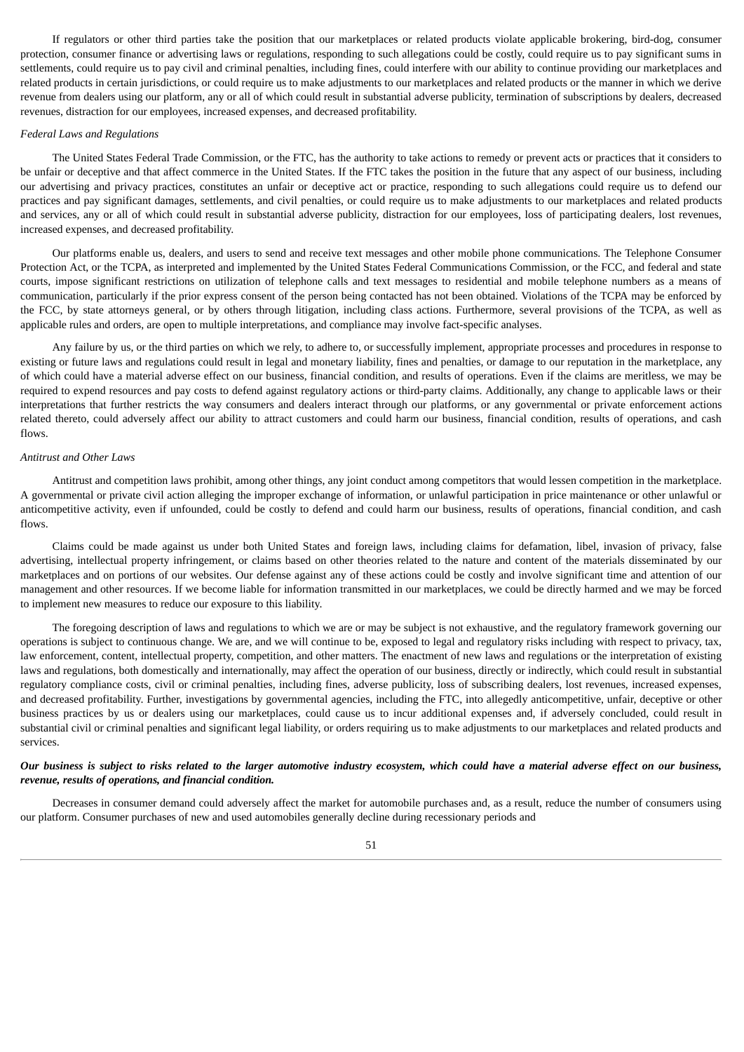If regulators or other third parties take the position that our marketplaces or related products violate applicable brokering, bird-dog, consumer protection, consumer finance or advertising laws or regulations, responding to such allegations could be costly, could require us to pay significant sums in settlements, could require us to pay civil and criminal penalties, including fines, could interfere with our ability to continue providing our marketplaces and related products in certain jurisdictions, or could require us to make adjustments to our marketplaces and related products or the manner in which we derive revenue from dealers using our platform, any or all of which could result in substantial adverse publicity, termination of subscriptions by dealers, decreased revenues, distraction for our employees, increased expenses, and decreased profitability.

*Federal Laws and Regulations*

The United States Federal Trade Commission, or the FTC, has the authority to take actions to remedy or prevent acts or practices that it considers to be unfair or deceptive and that affect commerce in the United States. If the FTC takes the position in the future that any aspect of our business, including our advertising and privacy practices, constitutes an unfair or deceptive act or practice, responding to such allegations could require us to defend our practices and pay significant damages, settlements, and civil penalties, or could require us to make adjustments to our marketplaces and related products and services, any or all of which could result in substantial adverse publicity, distraction for our employees, loss of participating dealers, lost revenues, increased expenses, and decreased profitability.

Our platforms enable us, dealers, and users to send and receive text messages and other mobile phone communications. The Telephone Consumer Protection Act, or the TCPA, as interpreted and implemented by the United States Federal Communications Commission, or the FCC, and federal and state courts, impose significant restrictions on utilization of telephone calls and text messages to residential and mobile telephone numbers as a means of communication, particularly if the prior express consent of the person being contacted has not been obtained. Violations of the TCPA may be enforced by the FCC, by state attorneys general, or by others through litigation, including class actions. Furthermore, several provisions of the TCPA, as well as applicable rules and orders, are open to multiple interpretations, and compliance may involve fact-specific analyses.

Any failure by us, or the third parties on which we rely, to adhere to, or successfully implement, appropriate processes and procedures in response to existing or future laws and regulations could result in legal and monetary liability, fines and penalties, or damage to our reputation in the marketplace, any of which could have a material adverse effect on our business, financial condition, and results of operations. Even if the claims are meritless, we may be required to expend resources and pay costs to defend against regulatory actions or third-party claims. Additionally, any change to applicable laws or their interpretations that further restricts the way consumers and dealers interact through our platforms, or any governmental or private enforcement actions related thereto, could adversely affect our ability to attract customers and could harm our business, financial condition, results of operations, and cash flows.

*Antitrust and Other Laws*

Antitrust and competition laws prohibit, among other things, any joint conduct among competitors that would lessen competition in the marketplace. A governmental or private civil action alleging the improper exchange of information, or unlawful participation in price maintenance or other unlawful or anticompetitive activity, even if unfounded, could be costly to defend and could harm our business, results of operations, financial condition, and cash flows.

Claims could be made against us under both United States and foreign laws, including claims for defamation, libel, invasion of privacy, false advertising, intellectual property infringement, or claims based on other theories related to the nature and content of the materials disseminated by our marketplaces and on portions of our websites. Our defense against any of these actions could be costly and involve significant time and attention of our management and other resources. If we become liable for information transmitted in our marketplaces, we could be directly harmed and we may be forced to implement new measures to reduce our exposure to this liability.

The foregoing description of laws and regulations to which we are or may be subject is not exhaustive, and the regulatory framework governing our operations is subject to continuous change. We are, and we will continue to be, exposed to legal and regulatory risks including with respect to privacy, tax, law enforcement, content, intellectual property, competition, and other matters. The enactment of new laws and regulations or the interpretation of existing laws and regulations, both domestically and internationally, may affect the operation of our business, directly or indirectly, which could result in substantial regulatory compliance costs, civil or criminal penalties, including fines, adverse publicity, loss of subscribing dealers, lost revenues, increased expenses, and decreased profitability. Further, investigations by governmental agencies, including the FTC, into allegedly anticompetitive, unfair, deceptive or other business practices by us or dealers using our marketplaces, could cause us to incur additional expenses and, if adversely concluded, could result in substantial civil or criminal penalties and significant legal liability, or orders requiring us to make adjustments to our marketplaces and related products and services.

***Our business is subject to risks related to the larger automotive industry ecosystem, which could have a material adverse effect on our business, revenue, results of operations, and financial condition.***

Decreases in consumer demand could adversely affect the market for automobile purchases and, as a result, reduce the number of consumers using our platform. Consumer purchases of new and used automobiles generally decline during recessionary periods and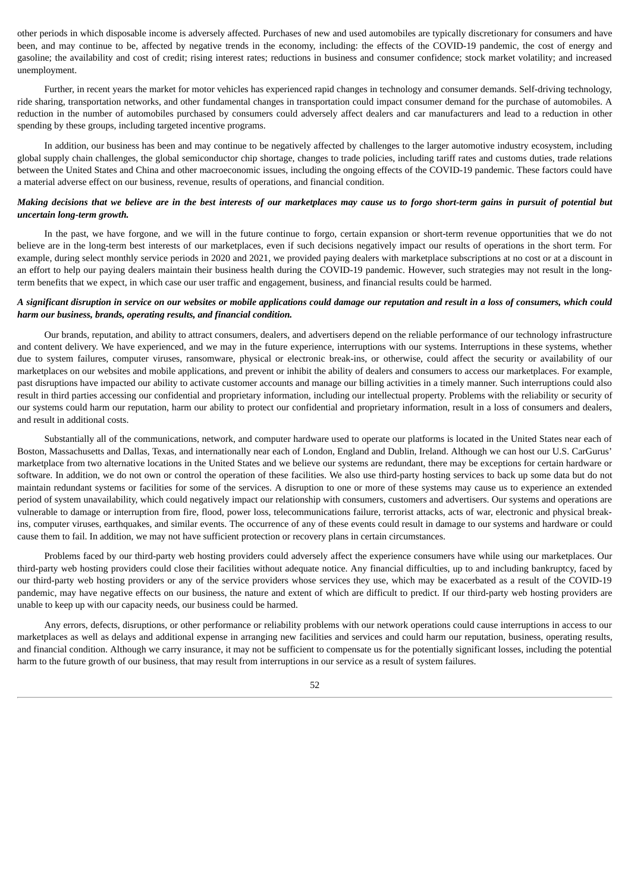other periods in which disposable income is adversely affected. Purchases of new and used automobiles are typically discretionary for consumers and have been, and may continue to be, affected by negative trends in the economy, including: the effects of the COVID-19 pandemic, the cost of energy and gasoline; the availability and cost of credit; rising interest rates; reductions in business and consumer confidence; stock market volatility; and increased unemployment.

Further, in recent years the market for motor vehicles has experienced rapid changes in technology and consumer demands. Self-driving technology, ride sharing, transportation networks, and other fundamental changes in transportation could impact consumer demand for the purchase of automobiles. A reduction in the number of automobiles purchased by consumers could adversely affect dealers and car manufacturers and lead to a reduction in other spending by these groups, including targeted incentive programs.

In addition, our business has been and may continue to be negatively affected by challenges to the larger automotive industry ecosystem, including global supply chain challenges, the global semiconductor chip shortage, changes to trade policies, including tariff rates and customs duties, trade relations between the United States and China and other macroeconomic issues, including the ongoing effects of the COVID-19 pandemic. These factors could have a material adverse effect on our business, revenue, results of operations, and financial condition.

***Making decisions that we believe are in the best interests of our marketplaces may cause us to forgo short-term gains in pursuit of potential but uncertain long-term growth.***

In the past, we have forgone, and we will in the future continue to forgo, certain expansion or short-term revenue opportunities that we do not believe are in the long-term best interests of our marketplaces, even if such decisions negatively impact our results of operations in the short term. For example, during select monthly service periods in 2020 and 2021, we provided paying dealers with marketplace subscriptions at no cost or at a discount in an effort to help our paying dealers maintain their business health during the COVID-19 pandemic. However, such strategies may not result in the long-term benefits that we expect, in which case our user traffic and engagement, business, and financial results could be harmed.

***A significant disruption in service on our websites or mobile applications could damage our reputation and result in a loss of consumers, which could harm our business, brands, operating results, and financial condition.***

Our brands, reputation, and ability to attract consumers, dealers, and advertisers depend on the reliable performance of our technology infrastructure and content delivery. We have experienced, and we may in the future experience, interruptions with our systems. Interruptions in these systems, whether due to system failures, computer viruses, ransomware, physical or electronic break-ins, or otherwise, could affect the security or availability of our marketplaces on our websites and mobile applications, and prevent or inhibit the ability of dealers and consumers to access our marketplaces. For example, past disruptions have impacted our ability to activate customer accounts and manage our billing activities in a timely manner. Such interruptions could also result in third parties accessing our confidential and proprietary information, including our intellectual property. Problems with the reliability or security of our systems could harm our reputation, harm our ability to protect our confidential and proprietary information, result in a loss of consumers and dealers, and result in additional costs.

Substantially all of the communications, network, and computer hardware used to operate our platforms is located in the United States near each of Boston, Massachusetts and Dallas, Texas, and internationally near each of London, England and Dublin, Ireland. Although we can host our U.S. CarGurus' marketplace from two alternative locations in the United States and we believe our systems are redundant, there may be exceptions for certain hardware or software. In addition, we do not own or control the operation of these facilities. We also use third-party hosting services to back up some data but do not maintain redundant systems or facilities for some of the services. A disruption to one or more of these systems may cause us to experience an extended period of system unavailability, which could negatively impact our relationship with consumers, customers and advertisers. Our systems and operations are vulnerable to damage or interruption from fire, flood, power loss, telecommunications failure, terrorist attacks, acts of war, electronic and physical break-ins, computer viruses, earthquakes, and similar events. The occurrence of any of these events could result in damage to our systems and hardware or could cause them to fail. In addition, we may not have sufficient protection or recovery plans in certain circumstances.

Problems faced by our third-party web hosting providers could adversely affect the experience consumers have while using our marketplaces. Our third-party web hosting providers could close their facilities without adequate notice. Any financial difficulties, up to and including bankruptcy, faced by our third-party web hosting providers or any of the service providers whose services they use, which may be exacerbated as a result of the COVID-19 pandemic, may have negative effects on our business, the nature and extent of which are difficult to predict. If our third-party web hosting providers are unable to keep up with our capacity needs, our business could be harmed.

Any errors, defects, disruptions, or other performance or reliability problems with our network operations could cause interruptions in access to our marketplaces as well as delays and additional expense in arranging new facilities and services and could harm our reputation, business, operating results, and financial condition. Although we carry insurance, it may not be sufficient to compensate us for the potentially significant losses, including the potential harm to the future growth of our business, that may result from interruptions in our service as a result of system failures.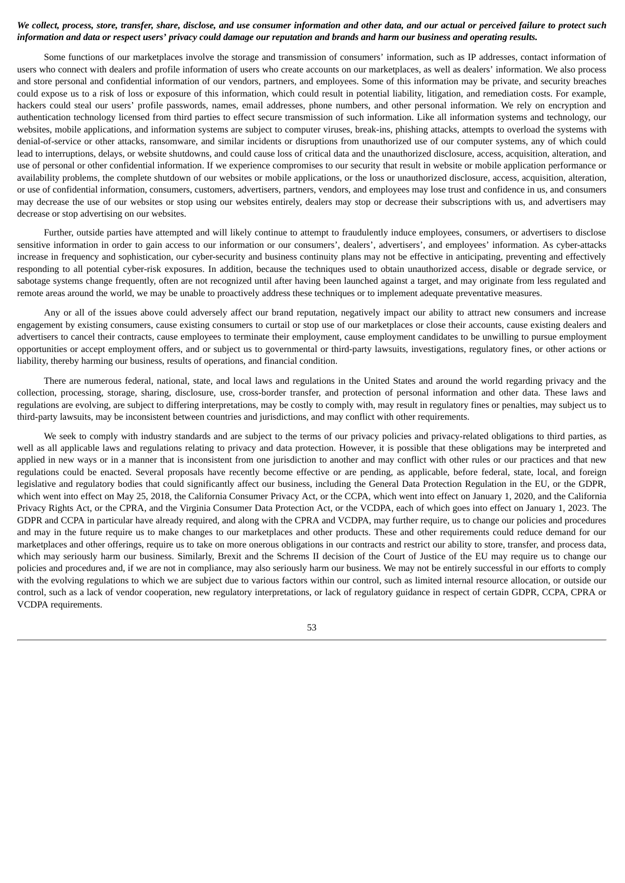***We collect, process, store, transfer, share, disclose, and use consumer information and other data, and our actual or perceived failure to protect such information and data or respect users' privacy could damage our reputation and brands and harm our business and operating results.***

Some functions of our marketplaces involve the storage and transmission of consumers' information, such as IP addresses, contact information of users who connect with dealers and profile information of users who create accounts on our marketplaces, as well as dealers' information. We also process and store personal and confidential information of our vendors, partners, and employees. Some of this information may be private, and security breaches could expose us to a risk of loss or exposure of this information, which could result in potential liability, litigation, and remediation costs. For example, hackers could steal our users' profile passwords, names, email addresses, phone numbers, and other personal information. We rely on encryption and authentication technology licensed from third parties to effect secure transmission of such information. Like all information systems and technology, our websites, mobile applications, and information systems are subject to computer viruses, break-ins, phishing attacks, attempts to overload the systems with denial-of-service or other attacks, ransomware, and similar incidents or disruptions from unauthorized use of our computer systems, any of which could lead to interruptions, delays, or website shutdowns, and could cause loss of critical data and the unauthorized disclosure, access, acquisition, alteration, and use of personal or other confidential information. If we experience compromises to our security that result in website or mobile application performance or availability problems, the complete shutdown of our websites or mobile applications, or the loss or unauthorized disclosure, access, acquisition, alteration, or use of confidential information, consumers, customers, advertisers, partners, vendors, and employees may lose trust and confidence in us, and consumers may decrease the use of our websites or stop using our websites entirely, dealers may stop or decrease their subscriptions with us, and advertisers may decrease or stop advertising on our websites.

Further, outside parties have attempted and will likely continue to attempt to fraudulently induce employees, consumers, or advertisers to disclose sensitive information in order to gain access to our information or our consumers', dealers', advertisers', and employees' information. As cyber-attacks increase in frequency and sophistication, our cyber-security and business continuity plans may not be effective in anticipating, preventing and effectively responding to all potential cyber-risk exposures. In addition, because the techniques used to obtain unauthorized access, disable or degrade service, or sabotage systems change frequently, often are not recognized until after having been launched against a target, and may originate from less regulated and remote areas around the world, we may be unable to proactively address these techniques or to implement adequate preventative measures.

Any or all of the issues above could adversely affect our brand reputation, negatively impact our ability to attract new consumers and increase engagement by existing consumers, cause existing consumers to curtail or stop use of our marketplaces or close their accounts, cause existing dealers and advertisers to cancel their contracts, cause employees to terminate their employment, cause employment candidates to be unwilling to pursue employment opportunities or accept employment offers, and or subject us to governmental or third-party lawsuits, investigations, regulatory fines, or other actions or liability, thereby harming our business, results of operations, and financial condition.

There are numerous federal, national, state, and local laws and regulations in the United States and around the world regarding privacy and the collection, processing, storage, sharing, disclosure, use, cross-border transfer, and protection of personal information and other data. These laws and regulations are evolving, are subject to differing interpretations, may be costly to comply with, may result in regulatory fines or penalties, may subject us to third-party lawsuits, may be inconsistent between countries and jurisdictions, and may conflict with other requirements.

We seek to comply with industry standards and are subject to the terms of our privacy policies and privacy-related obligations to third parties, as well as all applicable laws and regulations relating to privacy and data protection. However, it is possible that these obligations may be interpreted and applied in new ways or in a manner that is inconsistent from one jurisdiction to another and may conflict with other rules or our practices and that new regulations could be enacted. Several proposals have recently become effective or are pending, as applicable, before federal, state, local, and foreign legislative and regulatory bodies that could significantly affect our business, including the General Data Protection Regulation in the EU, or the GDPR, which went into effect on May 25, 2018, the California Consumer Privacy Act, or the CCPA, which went into effect on January 1, 2020, and the California Privacy Rights Act, or the CPRA, and the Virginia Consumer Data Protection Act, or the VCDPA, each of which goes into effect on January 1, 2023. The GDPR and CCPA in particular have already required, and along with the CPRA and VCDPA, may further require, us to change our policies and procedures and may in the future require us to make changes to our marketplaces and other products. These and other requirements could reduce demand for our marketplaces and other offerings, require us to take on more onerous obligations in our contracts and restrict our ability to store, transfer, and process data, which may seriously harm our business. Similarly, Brexit and the Schrems II decision of the Court of Justice of the EU may require us to change our policies and procedures and, if we are not in compliance, may also seriously harm our business. We may not be entirely successful in our efforts to comply with the evolving regulations to which we are subject due to various factors within our control, such as limited internal resource allocation, or outside our control, such as a lack of vendor cooperation, new regulatory interpretations, or lack of regulatory guidance in respect of certain GDPR, CCPA, CPRA or VCDPA requirements.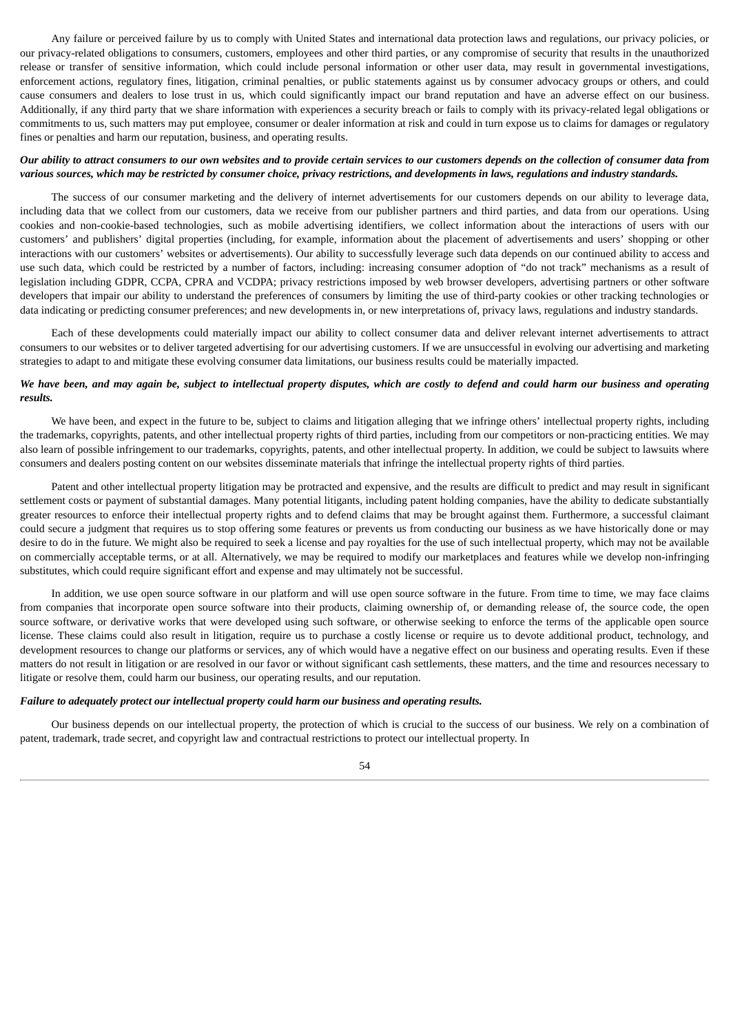Any failure or perceived failure by us to comply with United States and international data protection laws and regulations, our privacy policies, or our privacy-related obligations to consumers, customers, employees and other third parties, or any compromise of security that results in the unauthorized release or transfer of sensitive information, which could include personal information or other user data, may result in governmental investigations, enforcement actions, regulatory fines, litigation, criminal penalties, or public statements against us by consumer advocacy groups or others, and could cause consumers and dealers to lose trust in us, which could significantly impact our brand reputation and have an adverse effect on our business. Additionally, if any third party that we share information with experiences a security breach or fails to comply with its privacy-related legal obligations or commitments to us, such matters may put employee, consumer or dealer information at risk and could in turn expose us to claims for damages or regulatory fines or penalties and harm our reputation, business, and operating results.

***Our ability to attract consumers to our own websites and to provide certain services to our customers depends on the collection of consumer data from various sources, which may be restricted by consumer choice, privacy restrictions, and developments in laws, regulations and industry standards.***

The success of our consumer marketing and the delivery of internet advertisements for our customers depends on our ability to leverage data, including data that we collect from our customers, data we receive from our publisher partners and third parties, and data from our operations. Using cookies and non-cookie-based technologies, such as mobile advertising identifiers, we collect information about the interactions of users with our customers' and publishers' digital properties (including, for example, information about the placement of advertisements and users' shopping or other interactions with our customers' websites or advertisements). Our ability to successfully leverage such data depends on our continued ability to access and use such data, which could be restricted by a number of factors, including: increasing consumer adoption of "do not track" mechanisms as a result of legislation including GDPR, CCPA, CPRA and VCDPA; privacy restrictions imposed by web browser developers, advertising partners or other software developers that impair our ability to understand the preferences of consumers by limiting the use of third-party cookies or other tracking technologies or data indicating or predicting consumer preferences; and new developments in, or new interpretations of, privacy laws, regulations and industry standards.

Each of these developments could materially impact our ability to collect consumer data and deliver relevant internet advertisements to attract consumers to our websites or to deliver targeted advertising for our advertising customers. If we are unsuccessful in evolving our advertising and marketing strategies to adapt to and mitigate these evolving consumer data limitations, our business results could be materially impacted.

***We have been, and may again be, subject to intellectual property disputes, which are costly to defend and could harm our business and operating results.***

We have been, and expect in the future to be, subject to claims and litigation alleging that we infringe others' intellectual property rights, including the trademarks, copyrights, patents, and other intellectual property rights of third parties, including from our competitors or non-practicing entities. We may also learn of possible infringement to our trademarks, copyrights, patents, and other intellectual property. In addition, we could be subject to lawsuits where consumers and dealers posting content on our websites disseminate materials that infringe the intellectual property rights of third parties.

Patent and other intellectual property litigation may be protracted and expensive, and the results are difficult to predict and may result in significant settlement costs or payment of substantial damages. Many potential litigants, including patent holding companies, have the ability to dedicate substantially greater resources to enforce their intellectual property rights and to defend claims that may be brought against them. Furthermore, a successful claimant could secure a judgment that requires us to stop offering some features or prevents us from conducting our business as we have historically done or may desire to do in the future. We might also be required to seek a license and pay royalties for the use of such intellectual property, which may not be available on commercially acceptable terms, or at all. Alternatively, we may be required to modify our marketplaces and features while we develop non-infringing substitutes, which could require significant effort and expense and may ultimately not be successful.

In addition, we use open source software in our platform and will use open source software in the future. From time to time, we may face claims from companies that incorporate open source software into their products, claiming ownership of, or demanding release of, the source code, the open source software, or derivative works that were developed using such software, or otherwise seeking to enforce the terms of the applicable open source license. These claims could also result in litigation, require us to purchase a costly license or require us to devote additional product, technology, and development resources to change our platforms or services, any of which would have a negative effect on our business and operating results. Even if these matters do not result in litigation or are resolved in our favor or without significant cash settlements, these matters, and the time and resources necessary to litigate or resolve them, could harm our business, our operating results, and our reputation.

***Failure to adequately protect our intellectual property could harm our business and operating results.***

Our business depends on our intellectual property, the protection of which is crucial to the success of our business. We rely on a combination of patent, trademark, trade secret, and copyright law and contractual restrictions to protect our intellectual property. In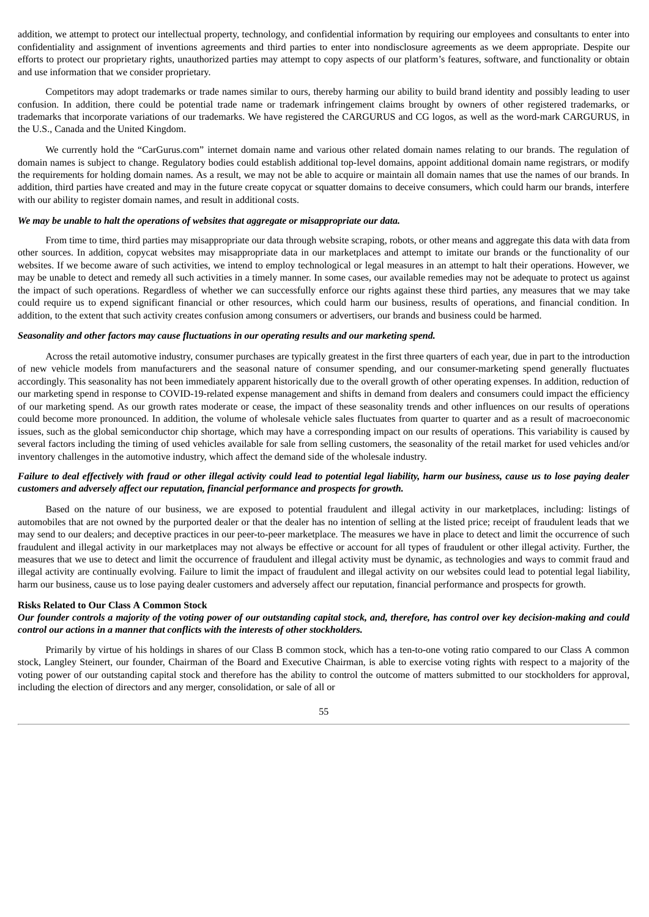addition, we attempt to protect our intellectual property, technology, and confidential information by requiring our employees and consultants to enter into confidentiality and assignment of inventions agreements and third parties to enter into nondisclosure agreements as we deem appropriate. Despite our efforts to protect our proprietary rights, unauthorized parties may attempt to copy aspects of our platform's features, software, and functionality or obtain and use information that we consider proprietary.

Competitors may adopt trademarks or trade names similar to ours, thereby harming our ability to build brand identity and possibly leading to user confusion. In addition, there could be potential trade name or trademark infringement claims brought by owners of other registered trademarks, or trademarks that incorporate variations of our trademarks. We have registered the CARGURUS and CG logos, as well as the word-mark CARGURUS, in the U.S., Canada and the United Kingdom.

We currently hold the "CarGurus.com" internet domain name and various other related domain names relating to our brands. The regulation of domain names is subject to change. Regulatory bodies could establish additional top-level domains, appoint additional domain name registrars, or modify the requirements for holding domain names. As a result, we may not be able to acquire or maintain all domain names that use the names of our brands. In addition, third parties have created and may in the future create copycat or squatter domains to deceive consumers, which could harm our brands, interfere with our ability to register domain names, and result in additional costs.

***We may be unable to halt the operations of websites that aggregate or misappropriate our data.***

From time to time, third parties may misappropriate our data through website scraping, robots, or other means and aggregate this data with data from other sources. In addition, copycat websites may misappropriate data in our marketplaces and attempt to imitate our brands or the functionality of our websites. If we become aware of such activities, we intend to employ technological or legal measures in an attempt to halt their operations. However, we may be unable to detect and remedy all such activities in a timely manner. In some cases, our available remedies may not be adequate to protect us against the impact of such operations. Regardless of whether we can successfully enforce our rights against these third parties, any measures that we may take could require us to expend significant financial or other resources, which could harm our business, results of operations, and financial condition. In addition, to the extent that such activity creates confusion among consumers or advertisers, our brands and business could be harmed.

***Seasonality and other factors may cause fluctuations in our operating results and our marketing spend.***

Across the retail automotive industry, consumer purchases are typically greatest in the first three quarters of each year, due in part to the introduction of new vehicle models from manufacturers and the seasonal nature of consumer spending, and our consumer-marketing spend generally fluctuates accordingly. This seasonality has not been immediately apparent historically due to the overall growth of other operating expenses. In addition, reduction of our marketing spend in response to COVID-19-related expense management and shifts in demand from dealers and consumers could impact the efficiency of our marketing spend. As our growth rates moderate or cease, the impact of these seasonality trends and other influences on our results of operations could become more pronounced. In addition, the volume of wholesale vehicle sales fluctuates from quarter to quarter and as a result of macroeconomic issues, such as the global semiconductor chip shortage, which may have a corresponding impact on our results of operations. This variability is caused by several factors including the timing of used vehicles available for sale from selling customers, the seasonality of the retail market for used vehicles and/or inventory challenges in the automotive industry, which affect the demand side of the wholesale industry.

***Failure to deal effectively with fraud or other illegal activity could lead to potential legal liability, harm our business, cause us to lose paying dealer customers and adversely affect our reputation, financial performance and prospects for growth.***

Based on the nature of our business, we are exposed to potential fraudulent and illegal activity in our marketplaces, including: listings of automobiles that are not owned by the purported dealer or that the dealer has no intention of selling at the listed price; receipt of fraudulent leads that we may send to our dealers; and deceptive practices in our peer-to-peer marketplace. The measures we have in place to detect and limit the occurrence of such fraudulent and illegal activity in our marketplaces may not always be effective or account for all types of fraudulent or other illegal activity. Further, the measures that we use to detect and limit the occurrence of fraudulent and illegal activity must be dynamic, as technologies and ways to commit fraud and illegal activity are continually evolving. Failure to limit the impact of fraudulent and illegal activity on our websites could lead to potential legal liability, harm our business, cause us to lose paying dealer customers and adversely affect our reputation, financial performance and prospects for growth.

**Risks Related to Our Class A Common Stock**

***Our founder controls a majority of the voting power of our outstanding capital stock, and, therefore, has control over key decision-making and could control our actions in a manner that conflicts with the interests of other stockholders.***

Primarily by virtue of his holdings in shares of our Class B common stock, which has a ten-to-one voting ratio compared to our Class A common stock, Langley Steinert, our founder, Chairman of the Board and Executive Chairman, is able to exercise voting rights with respect to a majority of the voting power of our outstanding capital stock and therefore has the ability to control the outcome of matters submitted to our stockholders for approval, including the election of directors and any merger, consolidation, or sale of all or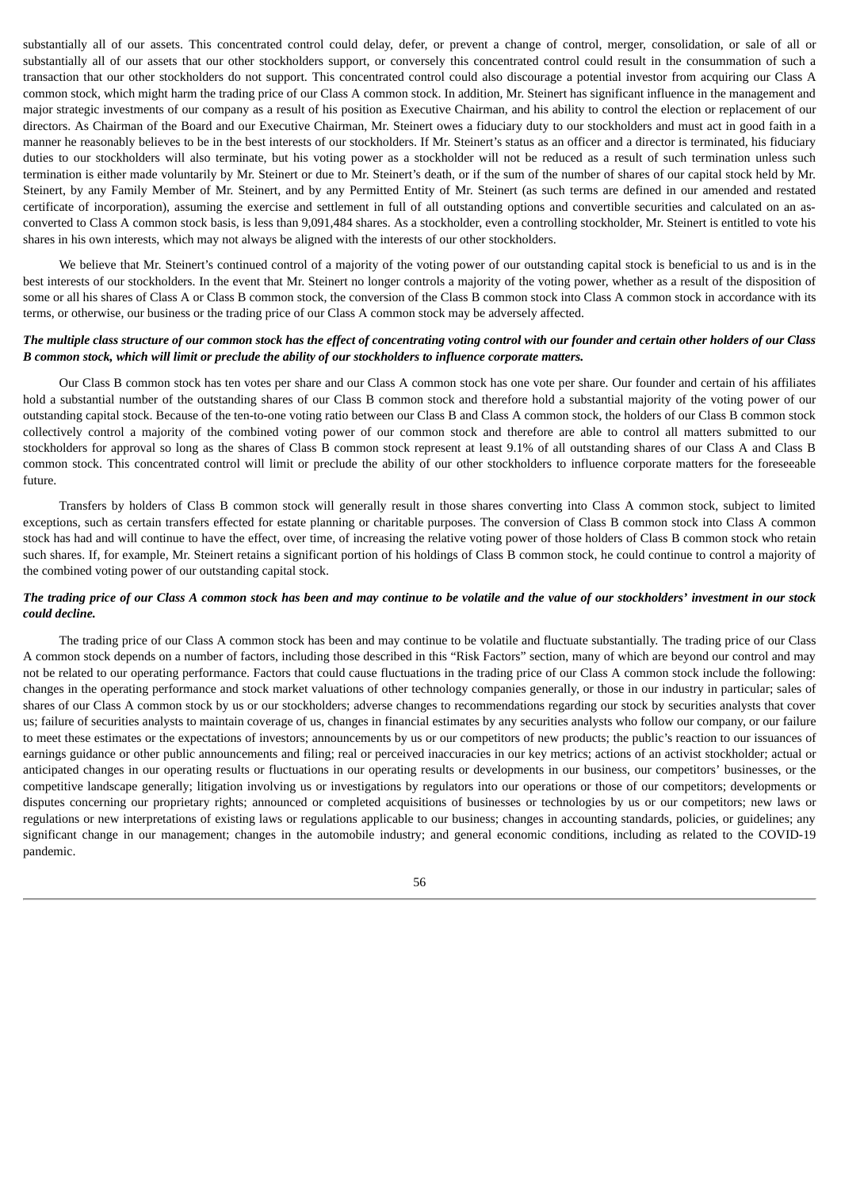substantially all of our assets. This concentrated control could delay, defer, or prevent a change of control, merger, consolidation, or sale of all or substantially all of our assets that our other stockholders support, or conversely this concentrated control could result in the consummation of such a transaction that our other stockholders do not support. This concentrated control could also discourage a potential investor from acquiring our Class A common stock, which might harm the trading price of our Class A common stock. In addition, Mr. Steinert has significant influence in the management and major strategic investments of our company as a result of his position as Executive Chairman, and his ability to control the election or replacement of our directors. As Chairman of the Board and our Executive Chairman, Mr. Steinert owes a fiduciary duty to our stockholders and must act in good faith in a manner he reasonably believes to be in the best interests of our stockholders. If Mr. Steinert's status as an officer and a director is terminated, his fiduciary duties to our stockholders will also terminate, but his voting power as a stockholder will not be reduced as a result of such termination unless such termination is either made voluntarily by Mr. Steinert or due to Mr. Steinert's death, or if the sum of the number of shares of our capital stock held by Mr. Steinert, by any Family Member of Mr. Steinert, and by any Permitted Entity of Mr. Steinert (as such terms are defined in our amended and restated certificate of incorporation), assuming the exercise and settlement in full of all outstanding options and convertible securities and calculated on an as-converted to Class A common stock basis, is less than 9,091,484 shares. As a stockholder, even a controlling stockholder, Mr. Steinert is entitled to vote his shares in his own interests, which may not always be aligned with the interests of our other stockholders.

We believe that Mr. Steinert's continued control of a majority of the voting power of our outstanding capital stock is beneficial to us and is in the best interests of our stockholders. In the event that Mr. Steinert no longer controls a majority of the voting power, whether as a result of the disposition of some or all his shares of Class A or Class B common stock, the conversion of the Class B common stock into Class A common stock in accordance with its terms, or otherwise, our business or the trading price of our Class A common stock may be adversely affected.

***The multiple class structure of our common stock has the effect of concentrating voting control with our founder and certain other holders of our Class B common stock, which will limit or preclude the ability of our stockholders to influence corporate matters.***

Our Class B common stock has ten votes per share and our Class A common stock has one vote per share. Our founder and certain of his affiliates hold a substantial number of the outstanding shares of our Class B common stock and therefore hold a substantial majority of the voting power of our outstanding capital stock. Because of the ten-to-one voting ratio between our Class B and Class A common stock, the holders of our Class B common stock collectively control a majority of the combined voting power of our common stock and therefore are able to control all matters submitted to our stockholders for approval so long as the shares of Class B common stock represent at least 9.1% of all outstanding shares of our Class A and Class B common stock. This concentrated control will limit or preclude the ability of our other stockholders to influence corporate matters for the foreseeable future.

Transfers by holders of Class B common stock will generally result in those shares converting into Class A common stock, subject to limited exceptions, such as certain transfers effected for estate planning or charitable purposes. The conversion of Class B common stock into Class A common stock has had and will continue to have the effect, over time, of increasing the relative voting power of those holders of Class B common stock who retain such shares. If, for example, Mr. Steinert retains a significant portion of his holdings of Class B common stock, he could continue to control a majority of the combined voting power of our outstanding capital stock.

***The trading price of our Class A common stock has been and may continue to be volatile and the value of our stockholders' investment in our stock could decline.***

The trading price of our Class A common stock has been and may continue to be volatile and fluctuate substantially. The trading price of our Class A common stock depends on a number of factors, including those described in this "Risk Factors" section, many of which are beyond our control and may not be related to our operating performance. Factors that could cause fluctuations in the trading price of our Class A common stock include the following: changes in the operating performance and stock market valuations of other technology companies generally, or those in our industry in particular; sales of shares of our Class A common stock by us or our stockholders; adverse changes to recommendations regarding our stock by securities analysts that cover us; failure of securities analysts to maintain coverage of us, changes in financial estimates by any securities analysts who follow our company, or our failure to meet these estimates or the expectations of investors; announcements by us or our competitors of new products; the public's reaction to our issuances of earnings guidance or other public announcements and filing; real or perceived inaccuracies in our key metrics; actions of an activist stockholder; actual or anticipated changes in our operating results or fluctuations in our operating results or developments in our business, our competitors' businesses, or the competitive landscape generally; litigation involving us or investigations by regulators into our operations or those of our competitors; developments or disputes concerning our proprietary rights; announced or completed acquisitions of businesses or technologies by us or our competitors; new laws or regulations or new interpretations of existing laws or regulations applicable to our business; changes in accounting standards, policies, or guidelines; any significant change in our management; changes in the automobile industry; and general economic conditions, including as related to the COVID-19 pandemic.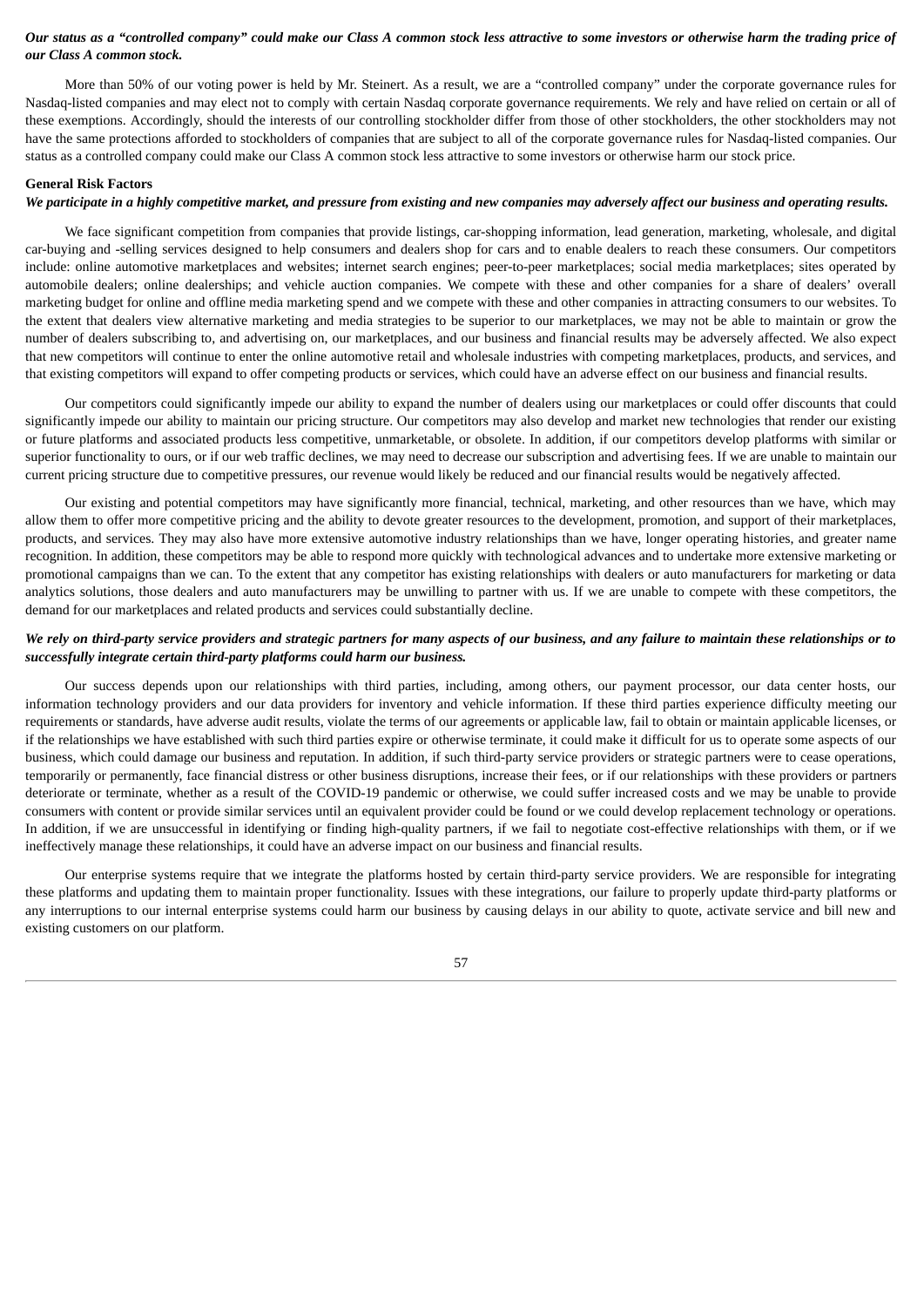***Our status as a "controlled company" could make our Class A common stock less attractive to some investors or otherwise harm the trading price of our Class A common stock.***

More than 50% of our voting power is held by Mr. Steinert. As a result, we are a "controlled company" under the corporate governance rules for Nasdaq-listed companies and may elect not to comply with certain Nasdaq corporate governance requirements. We rely and have relied on certain or all of these exemptions. Accordingly, should the interests of our controlling stockholder differ from those of other stockholders, the other stockholders may not have the same protections afforded to stockholders of companies that are subject to all of the corporate governance rules for Nasdaq-listed companies. Our status as a controlled company could make our Class A common stock less attractive to some investors or otherwise harm our stock price.

**General Risk Factors**

***We participate in a highly competitive market, and pressure from existing and new companies may adversely affect our business and operating results.***

We face significant competition from companies that provide listings, car-shopping information, lead generation, marketing, wholesale, and digital car-buying and -selling services designed to help consumers and dealers shop for cars and to enable dealers to reach these consumers. Our competitors include: online automotive marketplaces and websites; internet search engines; peer-to-peer marketplaces; social media marketplaces; sites operated by automobile dealers; online dealerships; and vehicle auction companies. We compete with these and other companies for a share of dealers' overall marketing budget for online and offline media marketing spend and we compete with these and other companies in attracting consumers to our websites. To the extent that dealers view alternative marketing and media strategies to be superior to our marketplaces, we may not be able to maintain or grow the number of dealers subscribing to, and advertising on, our marketplaces, and our business and financial results may be adversely affected. We also expect that new competitors will continue to enter the online automotive retail and wholesale industries with competing marketplaces, products, and services, and that existing competitors will expand to offer competing products or services, which could have an adverse effect on our business and financial results.

Our competitors could significantly impede our ability to expand the number of dealers using our marketplaces or could offer discounts that could significantly impede our ability to maintain our pricing structure. Our competitors may also develop and market new technologies that render our existing or future platforms and associated products less competitive, unmarketable, or obsolete. In addition, if our competitors develop platforms with similar or superior functionality to ours, or if our web traffic declines, we may need to decrease our subscription and advertising fees. If we are unable to maintain our current pricing structure due to competitive pressures, our revenue would likely be reduced and our financial results would be negatively affected.

Our existing and potential competitors may have significantly more financial, technical, marketing, and other resources than we have, which may allow them to offer more competitive pricing and the ability to devote greater resources to the development, promotion, and support of their marketplaces, products, and services. They may also have more extensive automotive industry relationships than we have, longer operating histories, and greater name recognition. In addition, these competitors may be able to respond more quickly with technological advances and to undertake more extensive marketing or promotional campaigns than we can. To the extent that any competitor has existing relationships with dealers or auto manufacturers for marketing or data analytics solutions, those dealers and auto manufacturers may be unwilling to partner with us. If we are unable to compete with these competitors, the demand for our marketplaces and related products and services could substantially decline.

***We rely on third-party service providers and strategic partners for many aspects of our business, and any failure to maintain these relationships or to successfully integrate certain third-party platforms could harm our business.***

Our success depends upon our relationships with third parties, including, among others, our payment processor, our data center hosts, our information technology providers and our data providers for inventory and vehicle information. If these third parties experience difficulty meeting our requirements or standards, have adverse audit results, violate the terms of our agreements or applicable law, fail to obtain or maintain applicable licenses, or if the relationships we have established with such third parties expire or otherwise terminate, it could make it difficult for us to operate some aspects of our business, which could damage our business and reputation. In addition, if such third-party service providers or strategic partners were to cease operations, temporarily or permanently, face financial distress or other business disruptions, increase their fees, or if our relationships with these providers or partners deteriorate or terminate, whether as a result of the COVID-19 pandemic or otherwise, we could suffer increased costs and we may be unable to provide consumers with content or provide similar services until an equivalent provider could be found or we could develop replacement technology or operations. In addition, if we are unsuccessful in identifying or finding high-quality partners, if we fail to negotiate cost-effective relationships with them, or if we ineffectively manage these relationships, it could have an adverse impact on our business and financial results.

Our enterprise systems require that we integrate the platforms hosted by certain third-party service providers. We are responsible for integrating these platforms and updating them to maintain proper functionality. Issues with these integrations, our failure to properly update third-party platforms or any interruptions to our internal enterprise systems could harm our business by causing delays in our ability to quote, activate service and bill new and existing customers on our platform.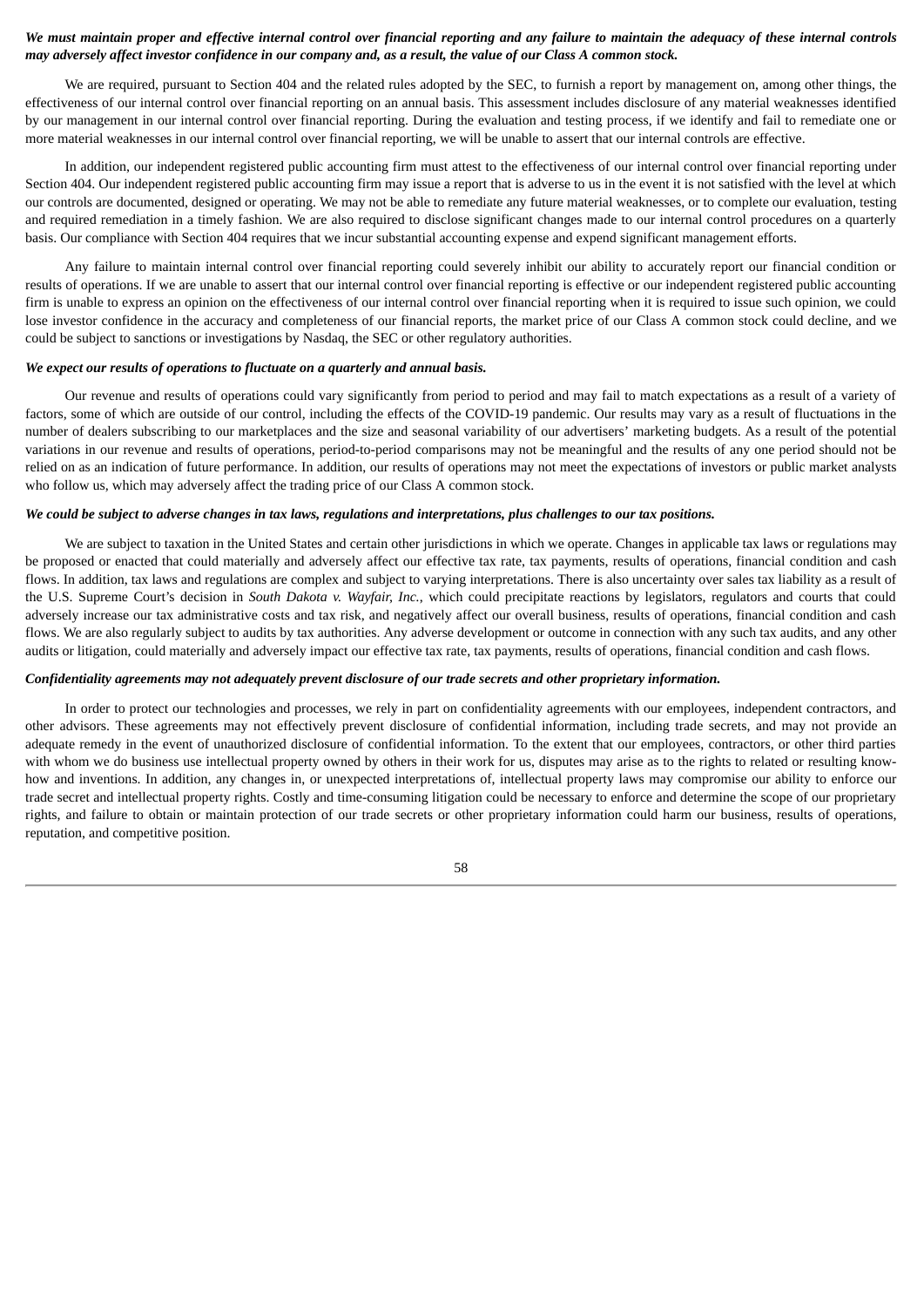***We must maintain proper and effective internal control over financial reporting and any failure to maintain the adequacy of these internal controls may adversely affect investor confidence in our company and, as a result, the value of our Class A common stock.***

We are required, pursuant to Section 404 and the related rules adopted by the SEC, to furnish a report by management on, among other things, the effectiveness of our internal control over financial reporting on an annual basis. This assessment includes disclosure of any material weaknesses identified by our management in our internal control over financial reporting. During the evaluation and testing process, if we identify and fail to remediate one or more material weaknesses in our internal control over financial reporting, we will be unable to assert that our internal controls are effective.

In addition, our independent registered public accounting firm must attest to the effectiveness of our internal control over financial reporting under Section 404. Our independent registered public accounting firm may issue a report that is adverse to us in the event it is not satisfied with the level at which our controls are documented, designed or operating. We may not be able to remediate any future material weaknesses, or to complete our evaluation, testing and required remediation in a timely fashion. We are also required to disclose significant changes made to our internal control procedures on a quarterly basis. Our compliance with Section 404 requires that we incur substantial accounting expense and expend significant management efforts.

Any failure to maintain internal control over financial reporting could severely inhibit our ability to accurately report our financial condition or results of operations. If we are unable to assert that our internal control over financial reporting is effective or our independent registered public accounting firm is unable to express an opinion on the effectiveness of our internal control over financial reporting when it is required to issue such opinion, we could lose investor confidence in the accuracy and completeness of our financial reports, the market price of our Class A common stock could decline, and we could be subject to sanctions or investigations by Nasdaq, the SEC or other regulatory authorities.

***We expect our results of operations to fluctuate on a quarterly and annual basis.***

Our revenue and results of operations could vary significantly from period to period and may fail to match expectations as a result of a variety of factors, some of which are outside of our control, including the effects of the COVID-19 pandemic. Our results may vary as a result of fluctuations in the number of dealers subscribing to our marketplaces and the size and seasonal variability of our advertisers' marketing budgets. As a result of the potential variations in our revenue and results of operations, period-to-period comparisons may not be meaningful and the results of any one period should not be relied on as an indication of future performance. In addition, our results of operations may not meet the expectations of investors or public market analysts who follow us, which may adversely affect the trading price of our Class A common stock.

***We could be subject to adverse changes in tax laws, regulations and interpretations, plus challenges to our tax positions.***

We are subject to taxation in the United States and certain other jurisdictions in which we operate. Changes in applicable tax laws or regulations may be proposed or enacted that could materially and adversely affect our effective tax rate, tax payments, results of operations, financial condition and cash flows. In addition, tax laws and regulations are complex and subject to varying interpretations. There is also uncertainty over sales tax liability as a result of the U.S. Supreme Court's decision in *South Dakota v. Wayfair, Inc.,* which could precipitate reactions by legislators, regulators and courts that could adversely increase our tax administrative costs and tax risk, and negatively affect our overall business, results of operations, financial condition and cash flows. We are also regularly subject to audits by tax authorities. Any adverse development or outcome in connection with any such tax audits, and any other audits or litigation, could materially and adversely impact our effective tax rate, tax payments, results of operations, financial condition and cash flows.

***Confidentiality agreements may not adequately prevent disclosure of our trade secrets and other proprietary information.***

In order to protect our technologies and processes, we rely in part on confidentiality agreements with our employees, independent contractors, and other advisors. These agreements may not effectively prevent disclosure of confidential information, including trade secrets, and may not provide an adequate remedy in the event of unauthorized disclosure of confidential information. To the extent that our employees, contractors, or other third parties with whom we do business use intellectual property owned by others in their work for us, disputes may arise as to the rights to related or resulting know-how and inventions. In addition, any changes in, or unexpected interpretations of, intellectual property laws may compromise our ability to enforce our trade secret and intellectual property rights. Costly and time-consuming litigation could be necessary to enforce and determine the scope of our proprietary rights, and failure to obtain or maintain protection of our trade secrets or other proprietary information could harm our business, results of operations, reputation, and competitive position.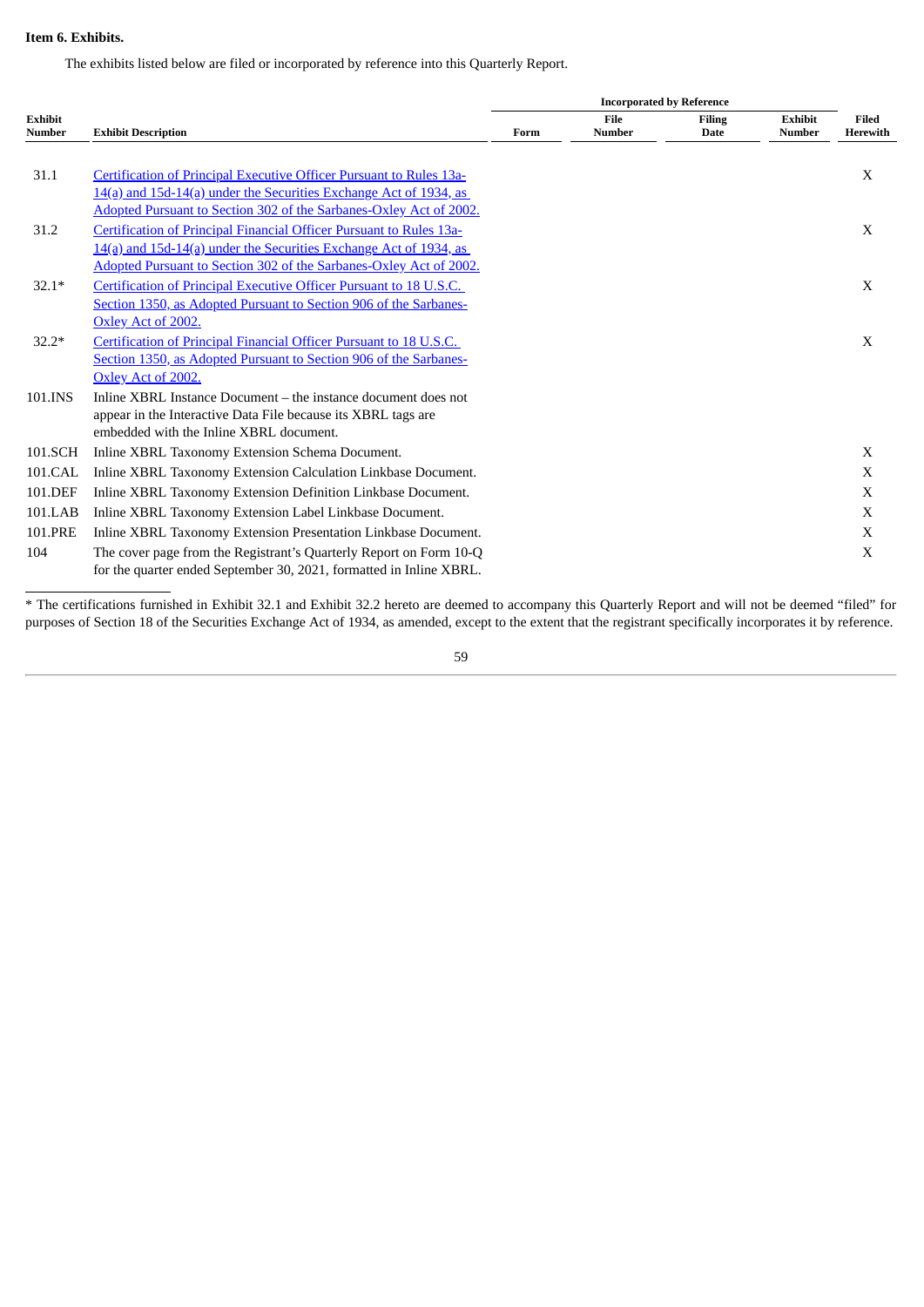**Item 6. Exhibits.**

The exhibits listed below are filed or incorporated by reference into this Quarterly Report.

| | | Incorporated by Reference | | | | |
|---|---|---|---|---|---|---|
| **Exhibit Number** | **Exhibit Description** | **Form** | **File Number** | **Filing Date** | **Exhibit Number** | **Filed Herewith** |
| 31.1 | Certification of Principal Executive Officer Pursuant to Rules 13a-14(a) and 15d-14(a) under the Securities Exchange Act of 1934, as Adopted Pursuant to Section 302 of the Sarbanes-Oxley Act of 2002. | | | | | X |
| 31.2 | Certification of Principal Financial Officer Pursuant to Rules 13a-14(a) and 15d-14(a) under the Securities Exchange Act of 1934, as Adopted Pursuant to Section 302 of the Sarbanes-Oxley Act of 2002. | | | | | X |
| 32.1* | Certification of Principal Executive Officer Pursuant to 18 U.S.C. Section 1350, as Adopted Pursuant to Section 906 of the Sarbanes-Oxley Act of 2002. | | | | | X |
| 32.2* | Certification of Principal Financial Officer Pursuant to 18 U.S.C. Section 1350, as Adopted Pursuant to Section 906 of the Sarbanes-Oxley Act of 2002. | | | | | X |
| 101.INS | Inline XBRL Instance Document – the instance document does not appear in the Interactive Data File because its XBRL tags are embedded with the Inline XBRL document. | | | | | |
| 101.SCH | Inline XBRL Taxonomy Extension Schema Document. | | | | | X |
| 101.CAL | Inline XBRL Taxonomy Extension Calculation Linkbase Document. | | | | | X |
| 101.DEF | Inline XBRL Taxonomy Extension Definition Linkbase Document. | | | | | X |
| 101.LAB | Inline XBRL Taxonomy Extension Label Linkbase Document. | | | | | X |
| 101.PRE | Inline XBRL Taxonomy Extension Presentation Linkbase Document. | | | | | X |
| 104 | The cover page from the Registrant's Quarterly Report on Form 10-Q for the quarter ended September 30, 2021, formatted in Inline XBRL. | | | | | X |

* The certifications furnished in Exhibit 32.1 and Exhibit 32.2 hereto are deemed to accompany this Quarterly Report and will not be deemed "filed" for purposes of Section 18 of the Securities Exchange Act of 1934, as amended, except to the extent that the registrant specifically incorporates it by reference.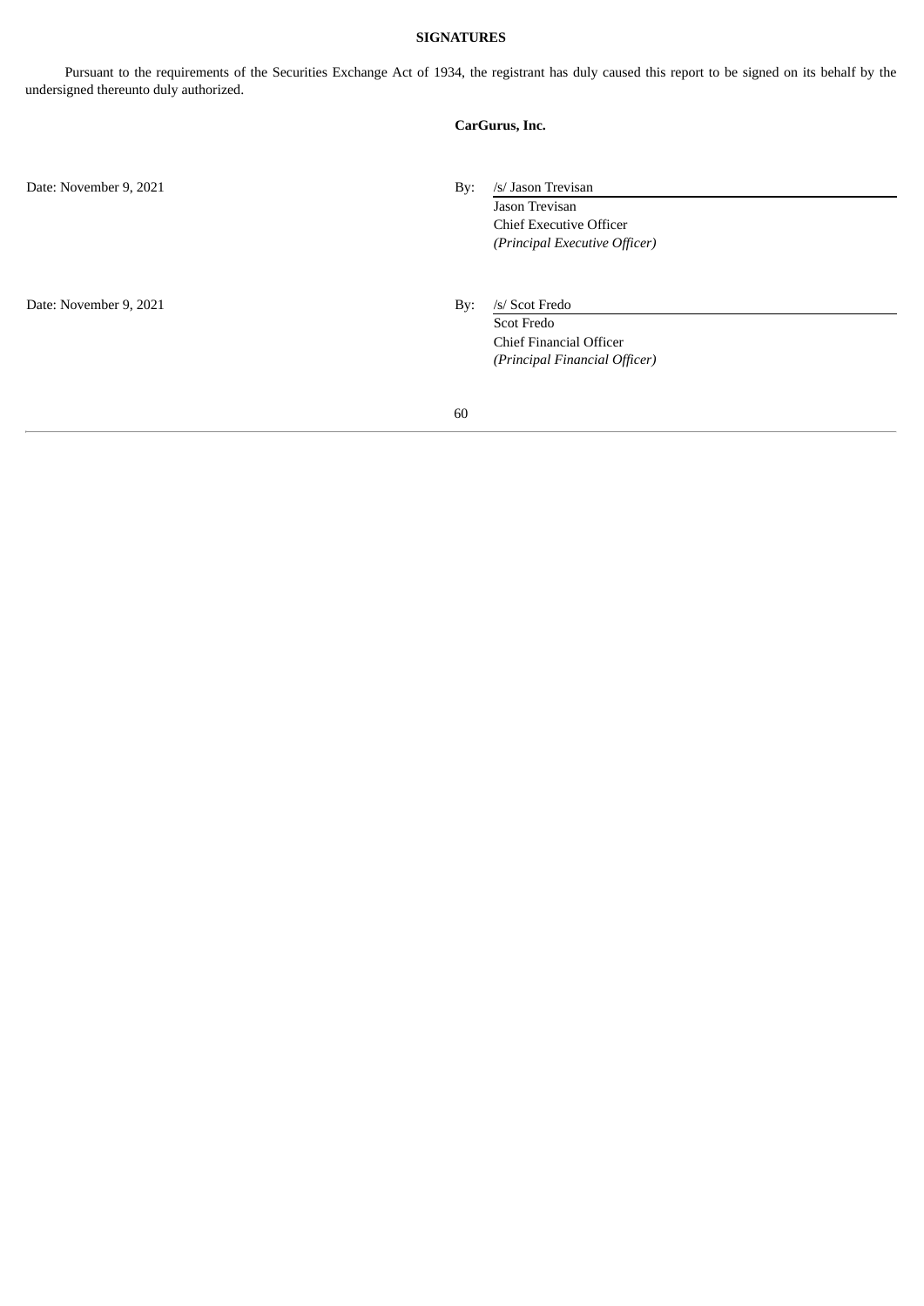**SIGNATURES**

Pursuant to the requirements of the Securities Exchange Act of 1934, the registrant has duly caused this report to be signed on its behalf by the undersigned thereunto duly authorized.

**CarGurus, Inc.**

| | |
|---|---|
| Date: November 9, 2021 | By: /s/ Jason Trevisan<br>Jason Trevisan<br>Chief Executive Officer<br>*(Principal Executive Officer)* |
| Date: November 9, 2021 | By: /s/ Scot Fredo<br>Scot Fredo<br>Chief Financial Officer<br>*(Principal Financial Officer)* |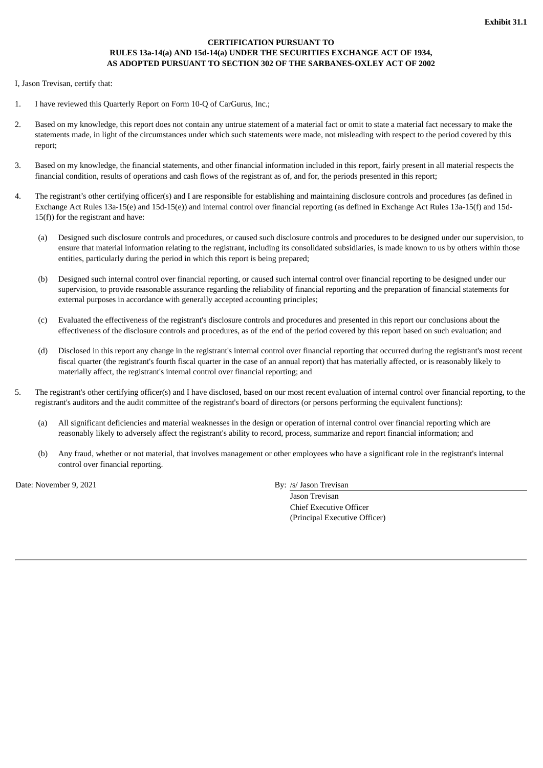**Exhibit 31.1**

**CERTIFICATION PURSUANT TO RULES 13a-14(a) AND 15d-14(a) UNDER THE SECURITIES EXCHANGE ACT OF 1934, AS ADOPTED PURSUANT TO SECTION 302 OF THE SARBANES-OXLEY ACT OF 2002**

I, Jason Trevisan, certify that:

1. I have reviewed this Quarterly Report on Form 10-Q of CarGurus, Inc.;

2. Based on my knowledge, this report does not contain any untrue statement of a material fact or omit to state a material fact necessary to make the statements made, in light of the circumstances under which such statements were made, not misleading with respect to the period covered by this report;

3. Based on my knowledge, the financial statements, and other financial information included in this report, fairly present in all material respects the financial condition, results of operations and cash flows of the registrant as of, and for, the periods presented in this report;

4. The registrant's other certifying officer(s) and I are responsible for establishing and maintaining disclosure controls and procedures (as defined in Exchange Act Rules 13a-15(e) and 15d-15(e)) and internal control over financial reporting (as defined in Exchange Act Rules 13a-15(f) and 15d-15(f)) for the registrant and have:

   (a) Designed such disclosure controls and procedures, or caused such disclosure controls and procedures to be designed under our supervision, to ensure that material information relating to the registrant, including its consolidated subsidiaries, is made known to us by others within those entities, particularly during the period in which this report is being prepared;

   (b) Designed such internal control over financial reporting, or caused such internal control over financial reporting to be designed under our supervision, to provide reasonable assurance regarding the reliability of financial reporting and the preparation of financial statements for external purposes in accordance with generally accepted accounting principles;

   (c) Evaluated the effectiveness of the registrant's disclosure controls and procedures and presented in this report our conclusions about the effectiveness of the disclosure controls and procedures, as of the end of the period covered by this report based on such evaluation; and

   (d) Disclosed in this report any change in the registrant's internal control over financial reporting that occurred during the registrant's most recent fiscal quarter (the registrant's fourth fiscal quarter in the case of an annual report) that has materially affected, or is reasonably likely to materially affect, the registrant's internal control over financial reporting; and

5. The registrant's other certifying officer(s) and I have disclosed, based on our most recent evaluation of internal control over financial reporting, to the registrant's auditors and the audit committee of the registrant's board of directors (or persons performing the equivalent functions):

   (a) All significant deficiencies and material weaknesses in the design or operation of internal control over financial reporting which are reasonably likely to adversely affect the registrant's ability to record, process, summarize and report financial information; and

   (b) Any fraud, whether or not material, that involves management or other employees who have a significant role in the registrant's internal control over financial reporting.

Date: November 9, 2021

By: /s/ Jason Trevisan
Jason Trevisan
Chief Executive Officer
(Principal Executive Officer)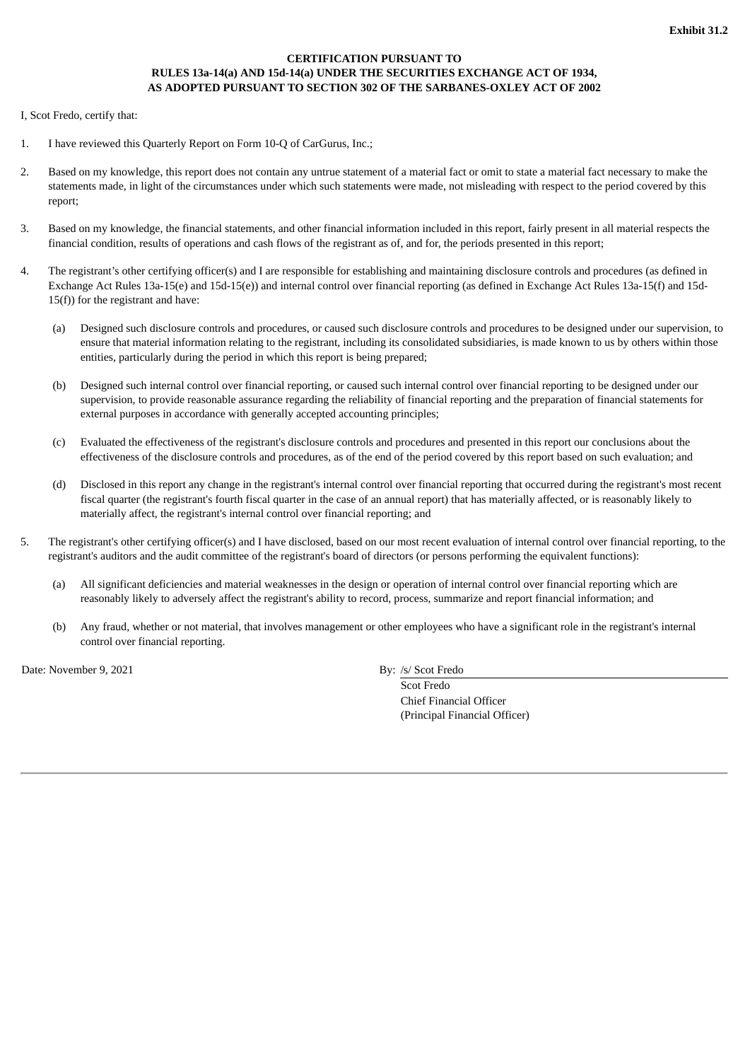**Exhibit 31.2**

**CERTIFICATION PURSUANT TO**
**RULES 13a-14(a) AND 15d-14(a) UNDER THE SECURITIES EXCHANGE ACT OF 1934,**
**AS ADOPTED PURSUANT TO SECTION 302 OF THE SARBANES-OXLEY ACT OF 2002**

I, Scot Fredo, certify that:

1. I have reviewed this Quarterly Report on Form 10-Q of CarGurus, Inc.;

2. Based on my knowledge, this report does not contain any untrue statement of a material fact or omit to state a material fact necessary to make the statements made, in light of the circumstances under which such statements were made, not misleading with respect to the period covered by this report;

3. Based on my knowledge, the financial statements, and other financial information included in this report, fairly present in all material respects the financial condition, results of operations and cash flows of the registrant as of, and for, the periods presented in this report;

4. The registrant's other certifying officer(s) and I are responsible for establishing and maintaining disclosure controls and procedures (as defined in Exchange Act Rules 13a-15(e) and 15d-15(e)) and internal control over financial reporting (as defined in Exchange Act Rules 13a-15(f) and 15d-15(f)) for the registrant and have:

   (a) Designed such disclosure controls and procedures, or caused such disclosure controls and procedures to be designed under our supervision, to ensure that material information relating to the registrant, including its consolidated subsidiaries, is made known to us by others within those entities, particularly during the period in which this report is being prepared;

   (b) Designed such internal control over financial reporting, or caused such internal control over financial reporting to be designed under our supervision, to provide reasonable assurance regarding the reliability of financial reporting and the preparation of financial statements for external purposes in accordance with generally accepted accounting principles;

   (c) Evaluated the effectiveness of the registrant's disclosure controls and procedures and presented in this report our conclusions about the effectiveness of the disclosure controls and procedures, as of the end of the period covered by this report based on such evaluation; and

   (d) Disclosed in this report any change in the registrant's internal control over financial reporting that occurred during the registrant's most recent fiscal quarter (the registrant's fourth fiscal quarter in the case of an annual report) that has materially affected, or is reasonably likely to materially affect, the registrant's internal control over financial reporting; and

5. The registrant's other certifying officer(s) and I have disclosed, based on our most recent evaluation of internal control over financial reporting, to the registrant's auditors and the audit committee of the registrant's board of directors (or persons performing the equivalent functions):

   (a) All significant deficiencies and material weaknesses in the design or operation of internal control over financial reporting which are reasonably likely to adversely affect the registrant's ability to record, process, summarize and report financial information; and

   (b) Any fraud, whether or not material, that involves management or other employees who have a significant role in the registrant's internal control over financial reporting.

Date: November 9, 2021

By: /s/ Scot Fredo
Scot Fredo
Chief Financial Officer
(Principal Financial Officer)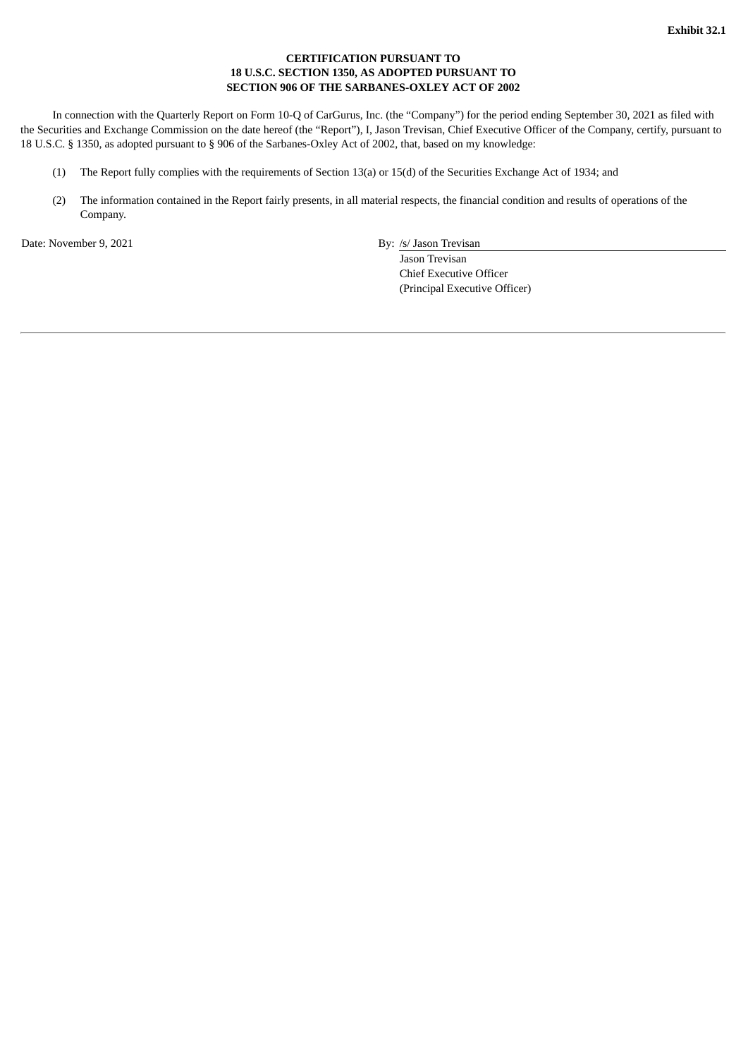**Exhibit 32.1**

**CERTIFICATION PURSUANT TO**
**18 U.S.C. SECTION 1350, AS ADOPTED PURSUANT TO**
**SECTION 906 OF THE SARBANES-OXLEY ACT OF 2002**

In connection with the Quarterly Report on Form 10-Q of CarGurus, Inc. (the "Company") for the period ending September 30, 2021 as filed with the Securities and Exchange Commission on the date hereof (the "Report"), I, Jason Trevisan, Chief Executive Officer of the Company, certify, pursuant to 18 U.S.C. § 1350, as adopted pursuant to § 906 of the Sarbanes-Oxley Act of 2002, that, based on my knowledge:

(1) The Report fully complies with the requirements of Section 13(a) or 15(d) of the Securities Exchange Act of 1934; and

(2) The information contained in the Report fairly presents, in all material respects, the financial condition and results of operations of the Company.

Date: November 9, 2021

By: /s/ Jason Trevisan
Jason Trevisan
Chief Executive Officer
(Principal Executive Officer)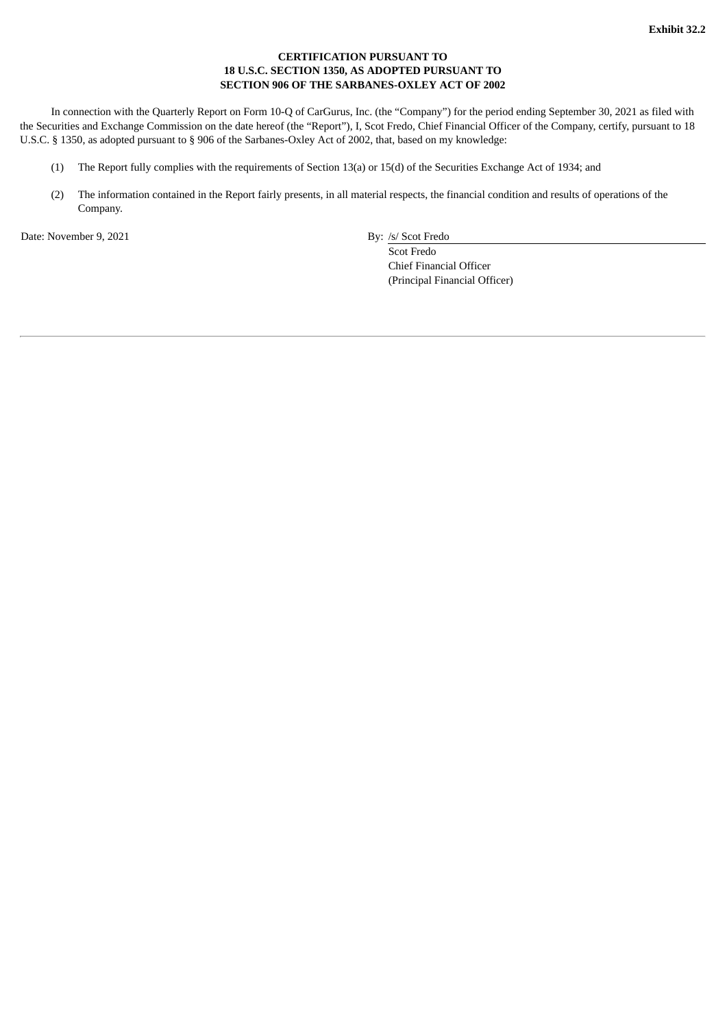**Exhibit 32.2**

**CERTIFICATION PURSUANT TO**
**18 U.S.C. SECTION 1350, AS ADOPTED PURSUANT TO**
**SECTION 906 OF THE SARBANES-OXLEY ACT OF 2002**

In connection with the Quarterly Report on Form 10-Q of CarGurus, Inc. (the "Company") for the period ending September 30, 2021 as filed with the Securities and Exchange Commission on the date hereof (the "Report"), I, Scot Fredo, Chief Financial Officer of the Company, certify, pursuant to 18 U.S.C. § 1350, as adopted pursuant to § 906 of the Sarbanes-Oxley Act of 2002, that, based on my knowledge:

(1) The Report fully complies with the requirements of Section 13(a) or 15(d) of the Securities Exchange Act of 1934; and

(2) The information contained in the Report fairly presents, in all material respects, the financial condition and results of operations of the Company.

Date: November 9, 2021

By: /s/ Scot Fredo
Scot Fredo
Chief Financial Officer
(Principal Financial Officer)